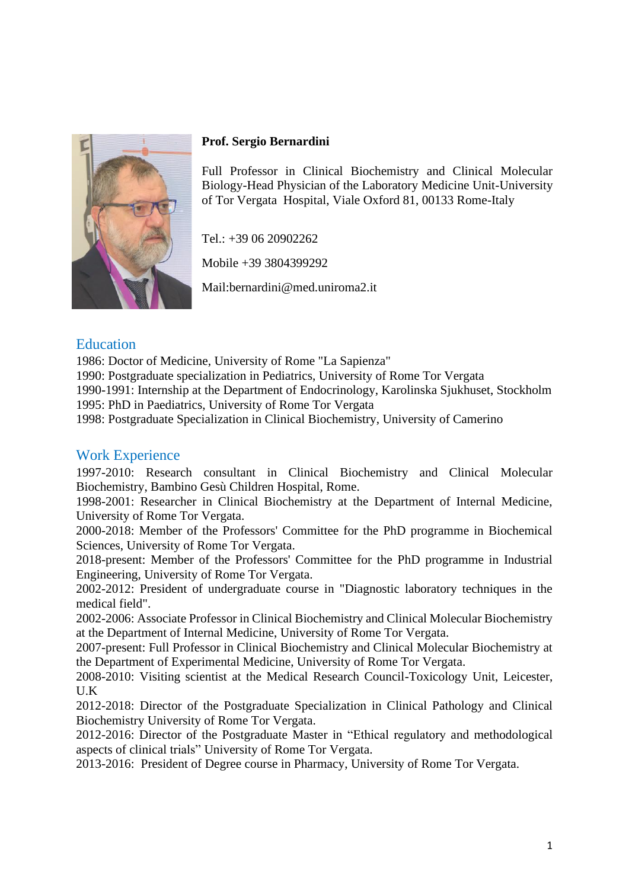**Prof. Sergio Bernardini**

Full Professor in Clinical Biochemistry and Clinical Molecular Biology-Head Physician of the Laboratory Medicine Unit-University of Tor Vergata Hospital, Viale Oxford 81, 00133 Rome-Italy

Tel.: +39 06 20902262

Mobile +39 3804399292

Mail:bernardini@med.uniroma2.it

## Education

1986: Doctor of Medicine, University of Rome "La Sapienza"
1990: Postgraduate specialization in Pediatrics, University of Rome Tor Vergata
1990-1991: Internship at the Department of Endocrinology, Karolinska Sjukhuset, Stockholm
1995: PhD in Paediatrics, University of Rome Tor Vergata
1998: Postgraduate Specialization in Clinical Biochemistry, University of Camerino

## Work Experience

1997-2010: Research consultant in Clinical Biochemistry and Clinical Molecular Biochemistry, Bambino Gesù Children Hospital, Rome.
1998-2001: Researcher in Clinical Biochemistry at the Department of Internal Medicine, University of Rome Tor Vergata.
2000-2018: Member of the Professors' Committee for the PhD programme in Biochemical Sciences, University of Rome Tor Vergata.
2018-present: Member of the Professors' Committee for the PhD programme in Industrial Engineering, University of Rome Tor Vergata.
2002-2012: President of undergraduate course in "Diagnostic laboratory techniques in the medical field".
2002-2006: Associate Professor in Clinical Biochemistry and Clinical Molecular Biochemistry at the Department of Internal Medicine, University of Rome Tor Vergata.
2007-present: Full Professor in Clinical Biochemistry and Clinical Molecular Biochemistry at the Department of Experimental Medicine, University of Rome Tor Vergata.
2008-2010: Visiting scientist at the Medical Research Council-Toxicology Unit, Leicester, U.K
2012-2018: Director of the Postgraduate Specialization in Clinical Pathology and Clinical Biochemistry University of Rome Tor Vergata.
2012-2016: Director of the Postgraduate Master in "Ethical regulatory and methodological aspects of clinical trials" University of Rome Tor Vergata.
2013-2016: President of Degree course in Pharmacy, University of Rome Tor Vergata.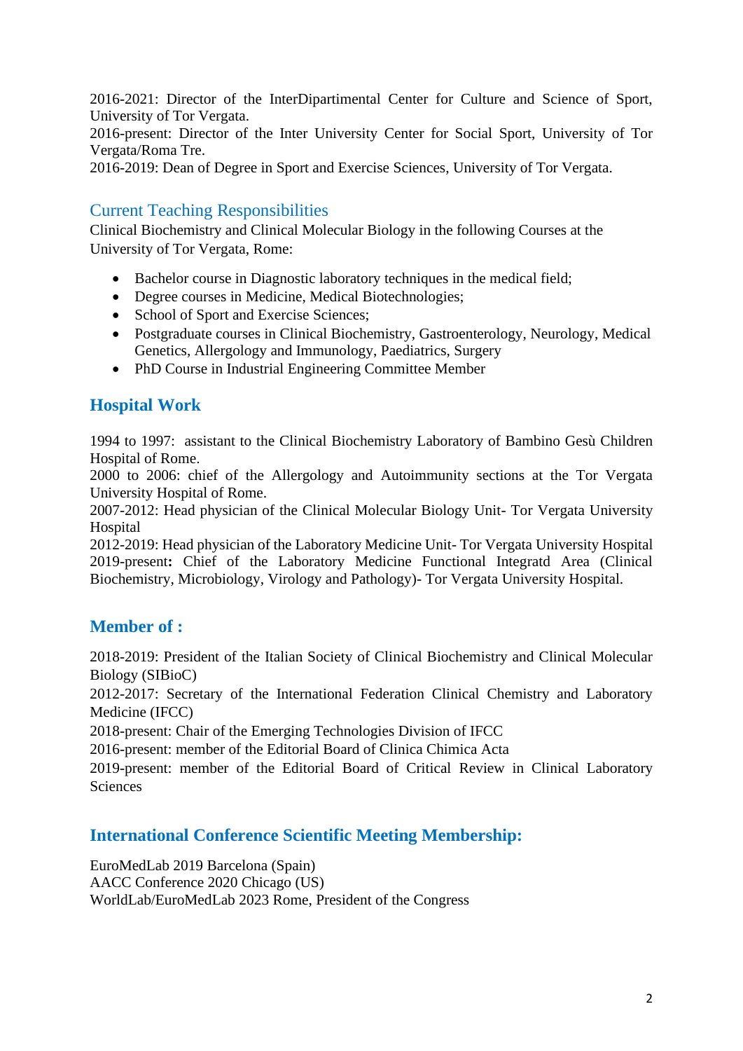2016-2021: Director of the InterDipartimental Center for Culture and Science of Sport, University of Tor Vergata.
2016-present: Director of the Inter University Center for Social Sport, University of Tor Vergata/Roma Tre.
2016-2019: Dean of Degree in Sport and Exercise Sciences, University of Tor Vergata.

## Current Teaching Responsibilities

Clinical Biochemistry and Clinical Molecular Biology in the following Courses at the University of Tor Vergata, Rome:

- Bachelor course in Diagnostic laboratory techniques in the medical field;
- Degree courses in Medicine, Medical Biotechnologies;
- School of Sport and Exercise Sciences;
- Postgraduate courses in Clinical Biochemistry, Gastroenterology, Neurology, Medical Genetics, Allergology and Immunology, Paediatrics, Surgery
- PhD Course in Industrial Engineering Committee Member

## Hospital Work

1994 to 1997: assistant to the Clinical Biochemistry Laboratory of Bambino Gesù Children Hospital of Rome.
2000 to 2006: chief of the Allergology and Autoimmunity sections at the Tor Vergata University Hospital of Rome.
2007-2012: Head physician of the Clinical Molecular Biology Unit- Tor Vergata University Hospital
2012-2019: Head physician of the Laboratory Medicine Unit- Tor Vergata University Hospital
2019-present**:** Chief of the Laboratory Medicine Functional Integratd Area (Clinical Biochemistry, Microbiology, Virology and Pathology)- Tor Vergata University Hospital.

## Member of :

2018-2019: President of the Italian Society of Clinical Biochemistry and Clinical Molecular Biology (SIBioC)
2012-2017: Secretary of the International Federation Clinical Chemistry and Laboratory Medicine (IFCC)
2018-present: Chair of the Emerging Technologies Division of IFCC
2016-present: member of the Editorial Board of Clinica Chimica Acta
2019-present: member of the Editorial Board of Critical Review in Clinical Laboratory Sciences

## International Conference Scientific Meeting Membership:

EuroMedLab 2019 Barcelona (Spain)
AACC Conference 2020 Chicago (US)
WorldLab/EuroMedLab 2023 Rome, President of the Congress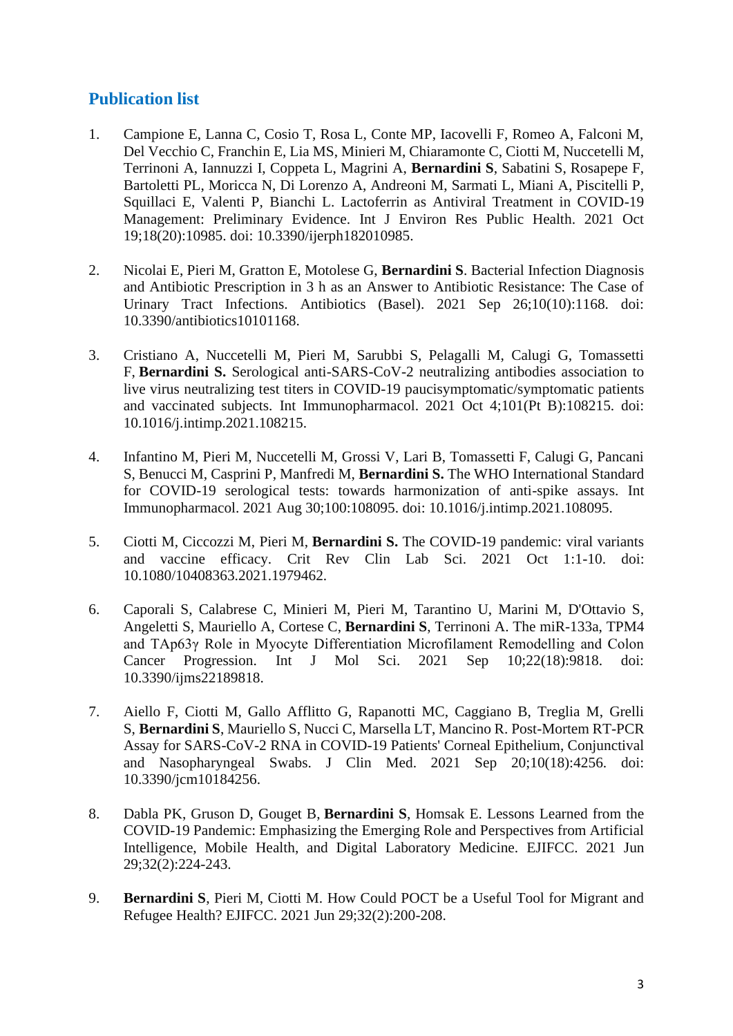## Publication list

1. Campione E, Lanna C, Cosio T, Rosa L, Conte MP, Iacovelli F, Romeo A, Falconi M, Del Vecchio C, Franchin E, Lia MS, Minieri M, Chiaramonte C, Ciotti M, Nuccetelli M, Terrinoni A, Iannuzzi I, Coppeta L, Magrini A, **Bernardini S**, Sabatini S, Rosapepe F, Bartoletti PL, Moricca N, Di Lorenzo A, Andreoni M, Sarmati L, Miani A, Piscitelli P, Squillaci E, Valenti P, Bianchi L. Lactoferrin as Antiviral Treatment in COVID-19 Management: Preliminary Evidence. Int J Environ Res Public Health. 2021 Oct 19;18(20):10985. doi: 10.3390/ijerph182010985.

2. Nicolai E, Pieri M, Gratton E, Motolese G, **Bernardini S**. Bacterial Infection Diagnosis and Antibiotic Prescription in 3 h as an Answer to Antibiotic Resistance: The Case of Urinary Tract Infections. Antibiotics (Basel). 2021 Sep 26;10(10):1168. doi: 10.3390/antibiotics10101168.

3. Cristiano A, Nuccetelli M, Pieri M, Sarubbi S, Pelagalli M, Calugi G, Tomassetti F, **Bernardini S.** Serological anti-SARS-CoV-2 neutralizing antibodies association to live virus neutralizing test titers in COVID-19 paucisymptomatic/symptomatic patients and vaccinated subjects. Int Immunopharmacol. 2021 Oct 4;101(Pt B):108215. doi: 10.1016/j.intimp.2021.108215.

4. Infantino M, Pieri M, Nuccetelli M, Grossi V, Lari B, Tomassetti F, Calugi G, Pancani S, Benucci M, Casprini P, Manfredi M, **Bernardini S.** The WHO International Standard for COVID-19 serological tests: towards harmonization of anti-spike assays. Int Immunopharmacol. 2021 Aug 30;100:108095. doi: 10.1016/j.intimp.2021.108095.

5. Ciotti M, Ciccozzi M, Pieri M, **Bernardini S.** The COVID-19 pandemic: viral variants and vaccine efficacy. Crit Rev Clin Lab Sci. 2021 Oct 1:1-10. doi: 10.1080/10408363.2021.1979462.

6. Caporali S, Calabrese C, Minieri M, Pieri M, Tarantino U, Marini M, D'Ottavio S, Angeletti S, Mauriello A, Cortese C, **Bernardini S**, Terrinoni A. The miR-133a, TPM4 and TAp63γ Role in Myocyte Differentiation Microfilament Remodelling and Colon Cancer Progression. Int J Mol Sci. 2021 Sep 10;22(18):9818. doi: 10.3390/ijms22189818.

7. Aiello F, Ciotti M, Gallo Afflitto G, Rapanotti MC, Caggiano B, Treglia M, Grelli S, **Bernardini S**, Mauriello S, Nucci C, Marsella LT, Mancino R. Post-Mortem RT-PCR Assay for SARS-CoV-2 RNA in COVID-19 Patients' Corneal Epithelium, Conjunctival and Nasopharyngeal Swabs. J Clin Med. 2021 Sep 20;10(18):4256. doi: 10.3390/jcm10184256.

8. Dabla PK, Gruson D, Gouget B, **Bernardini S**, Homsak E. Lessons Learned from the COVID-19 Pandemic: Emphasizing the Emerging Role and Perspectives from Artificial Intelligence, Mobile Health, and Digital Laboratory Medicine. EJIFCC. 2021 Jun 29;32(2):224-243.

9. **Bernardini S**, Pieri M, Ciotti M. How Could POCT be a Useful Tool for Migrant and Refugee Health? EJIFCC. 2021 Jun 29;32(2):200-208.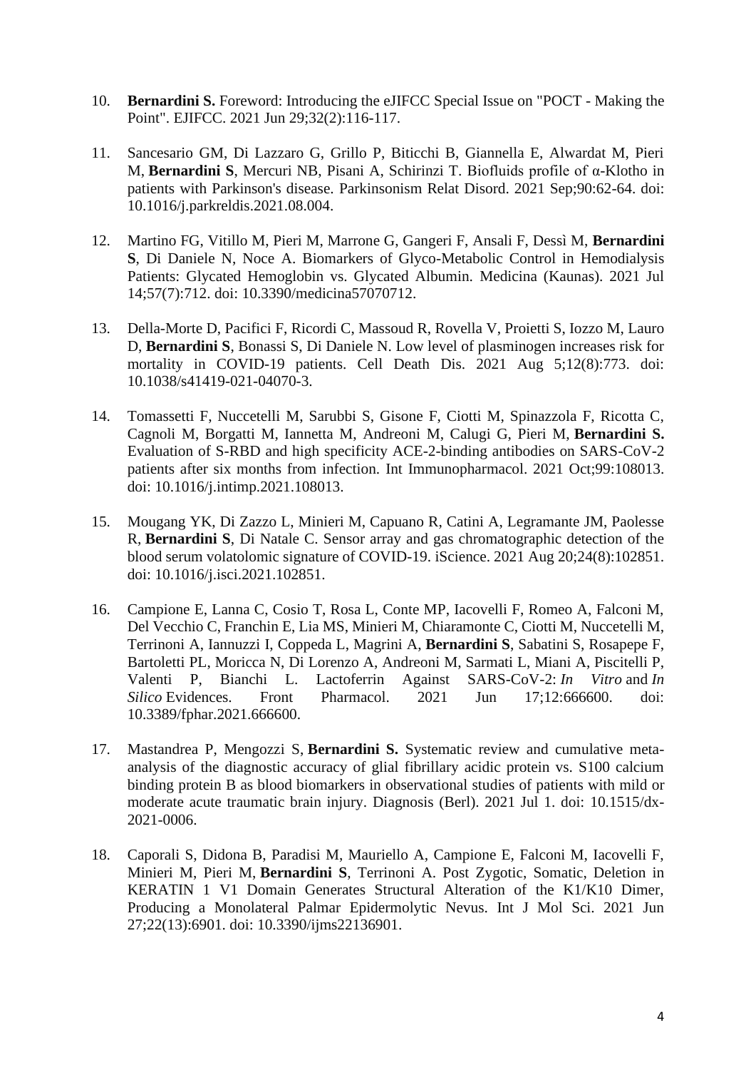10. **Bernardini S.** Foreword: Introducing the eJIFCC Special Issue on "POCT - Making the Point". EJIFCC. 2021 Jun 29;32(2):116-117.

11. Sancesario GM, Di Lazzaro G, Grillo P, Biticchi B, Giannella E, Alwardat M, Pieri M, **Bernardini S**, Mercuri NB, Pisani A, Schirinzi T. Biofluids profile of α-Klotho in patients with Parkinson's disease. Parkinsonism Relat Disord. 2021 Sep;90:62-64. doi: 10.1016/j.parkreldis.2021.08.004.

12. Martino FG, Vitillo M, Pieri M, Marrone G, Gangeri F, Ansali F, Dessì M, **Bernardini S**, Di Daniele N, Noce A. Biomarkers of Glyco-Metabolic Control in Hemodialysis Patients: Glycated Hemoglobin vs. Glycated Albumin. Medicina (Kaunas). 2021 Jul 14;57(7):712. doi: 10.3390/medicina57070712.

13. Della-Morte D, Pacifici F, Ricordi C, Massoud R, Rovella V, Proietti S, Iozzo M, Lauro D, **Bernardini S**, Bonassi S, Di Daniele N. Low level of plasminogen increases risk for mortality in COVID-19 patients. Cell Death Dis. 2021 Aug 5;12(8):773. doi: 10.1038/s41419-021-04070-3.

14. Tomassetti F, Nuccetelli M, Sarubbi S, Gisone F, Ciotti M, Spinazzola F, Ricotta C, Cagnoli M, Borgatti M, Iannetta M, Andreoni M, Calugi G, Pieri M, **Bernardini S.** Evaluation of S-RBD and high specificity ACE-2-binding antibodies on SARS-CoV-2 patients after six months from infection. Int Immunopharmacol. 2021 Oct;99:108013. doi: 10.1016/j.intimp.2021.108013.

15. Mougang YK, Di Zazzo L, Minieri M, Capuano R, Catini A, Legramante JM, Paolesse R, **Bernardini S**, Di Natale C. Sensor array and gas chromatographic detection of the blood serum volatolomic signature of COVID-19. iScience. 2021 Aug 20;24(8):102851. doi: 10.1016/j.isci.2021.102851.

16. Campione E, Lanna C, Cosio T, Rosa L, Conte MP, Iacovelli F, Romeo A, Falconi M, Del Vecchio C, Franchin E, Lia MS, Minieri M, Chiaramonte C, Ciotti M, Nuccetelli M, Terrinoni A, Iannuzzi I, Coppeda L, Magrini A, **Bernardini S**, Sabatini S, Rosapepe F, Bartoletti PL, Moricca N, Di Lorenzo A, Andreoni M, Sarmati L, Miani A, Piscitelli P, Valenti P, Bianchi L. Lactoferrin Against SARS-CoV-2: *In Vitro* and *In Silico* Evidences. Front Pharmacol. 2021 Jun 17;12:666600. doi: 10.3389/fphar.2021.666600.

17. Mastandrea P, Mengozzi S, **Bernardini S.** Systematic review and cumulative meta-analysis of the diagnostic accuracy of glial fibrillary acidic protein vs. S100 calcium binding protein B as blood biomarkers in observational studies of patients with mild or moderate acute traumatic brain injury. Diagnosis (Berl). 2021 Jul 1. doi: 10.1515/dx-2021-0006.

18. Caporali S, Didona B, Paradisi M, Mauriello A, Campione E, Falconi M, Iacovelli F, Minieri M, Pieri M, **Bernardini S**, Terrinoni A. Post Zygotic, Somatic, Deletion in KERATIN 1 V1 Domain Generates Structural Alteration of the K1/K10 Dimer, Producing a Monolateral Palmar Epidermolytic Nevus. Int J Mol Sci. 2021 Jun 27;22(13):6901. doi: 10.3390/ijms22136901.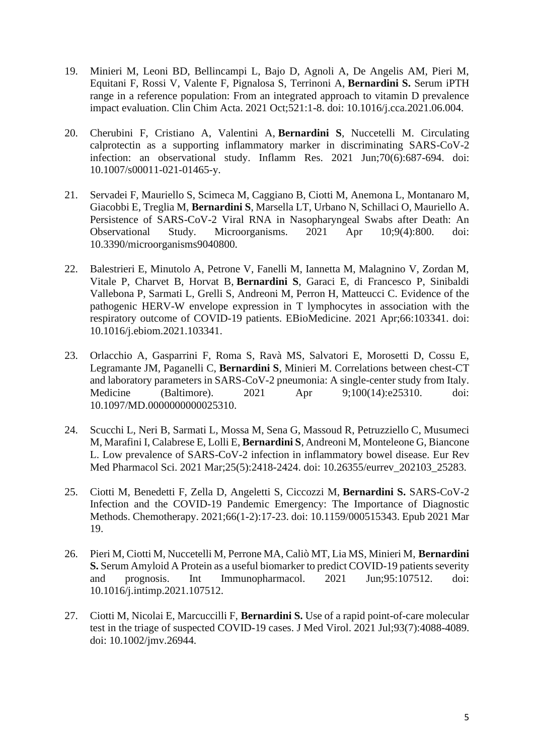19. Minieri M, Leoni BD, Bellincampi L, Bajo D, Agnoli A, De Angelis AM, Pieri M, Equitani F, Rossi V, Valente F, Pignalosa S, Terrinoni A, **Bernardini S.** Serum iPTH range in a reference population: From an integrated approach to vitamin D prevalence impact evaluation. Clin Chim Acta. 2021 Oct;521:1-8. doi: 10.1016/j.cca.2021.06.004.

20. Cherubini F, Cristiano A, Valentini A, **Bernardini S**, Nuccetelli M. Circulating calprotectin as a supporting inflammatory marker in discriminating SARS-CoV-2 infection: an observational study. Inflamm Res. 2021 Jun;70(6):687-694. doi: 10.1007/s00011-021-01465-y.

21. Servadei F, Mauriello S, Scimeca M, Caggiano B, Ciotti M, Anemona L, Montanaro M, Giacobbi E, Treglia M, **Bernardini S**, Marsella LT, Urbano N, Schillaci O, Mauriello A. Persistence of SARS-CoV-2 Viral RNA in Nasopharyngeal Swabs after Death: An Observational Study. Microorganisms. 2021 Apr 10;9(4):800. doi: 10.3390/microorganisms9040800.

22. Balestrieri E, Minutolo A, Petrone V, Fanelli M, Iannetta M, Malagnino V, Zordan M, Vitale P, Charvet B, Horvat B, **Bernardini S**, Garaci E, di Francesco P, Sinibaldi Vallebona P, Sarmati L, Grelli S, Andreoni M, Perron H, Matteucci C. Evidence of the pathogenic HERV-W envelope expression in T lymphocytes in association with the respiratory outcome of COVID-19 patients. EBioMedicine. 2021 Apr;66:103341. doi: 10.1016/j.ebiom.2021.103341.

23. Orlacchio A, Gasparrini F, Roma S, Ravà MS, Salvatori E, Morosetti D, Cossu E, Legramante JM, Paganelli C, **Bernardini S**, Minieri M. Correlations between chest-CT and laboratory parameters in SARS-CoV-2 pneumonia: A single-center study from Italy. Medicine (Baltimore). 2021 Apr 9;100(14):e25310. doi: 10.1097/MD.0000000000025310.

24. Scucchi L, Neri B, Sarmati L, Mossa M, Sena G, Massoud R, Petruzziello C, Musumeci M, Marafini I, Calabrese E, Lolli E, **Bernardini S**, Andreoni M, Monteleone G, Biancone L. Low prevalence of SARS-CoV-2 infection in inflammatory bowel disease. Eur Rev Med Pharmacol Sci. 2021 Mar;25(5):2418-2424. doi: 10.26355/eurrev_202103_25283.

25. Ciotti M, Benedetti F, Zella D, Angeletti S, Ciccozzi M, **Bernardini S.** SARS-CoV-2 Infection and the COVID-19 Pandemic Emergency: The Importance of Diagnostic Methods. Chemotherapy. 2021;66(1-2):17-23. doi: 10.1159/000515343. Epub 2021 Mar 19.

26. Pieri M, Ciotti M, Nuccetelli M, Perrone MA, Caliò MT, Lia MS, Minieri M, **Bernardini S.** Serum Amyloid A Protein as a useful biomarker to predict COVID-19 patients severity and prognosis. Int Immunopharmacol. 2021 Jun;95:107512. doi: 10.1016/j.intimp.2021.107512.

27. Ciotti M, Nicolai E, Marcuccilli F, **Bernardini S.** Use of a rapid point-of-care molecular test in the triage of suspected COVID-19 cases. J Med Virol. 2021 Jul;93(7):4088-4089. doi: 10.1002/jmv.26944.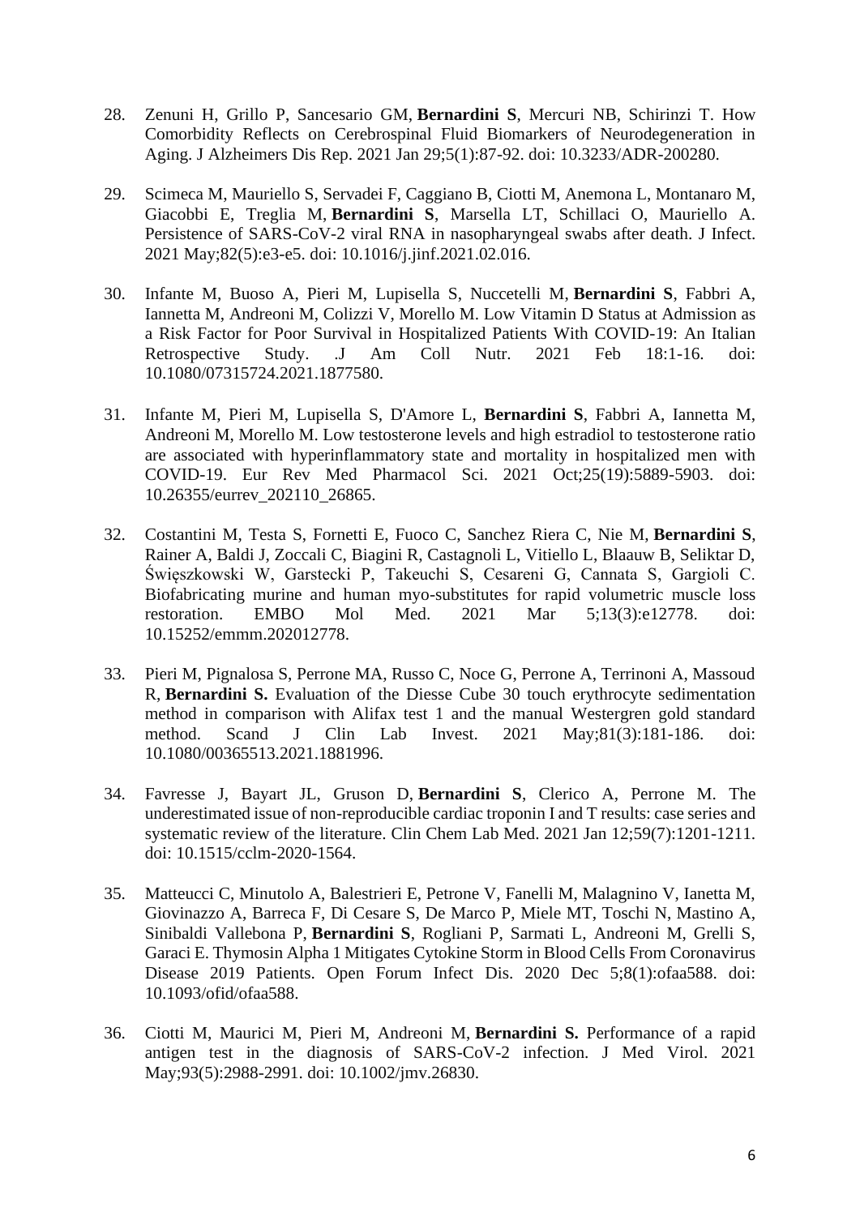28. Zenuni H, Grillo P, Sancesario GM, **Bernardini S**, Mercuri NB, Schirinzi T. How Comorbidity Reflects on Cerebrospinal Fluid Biomarkers of Neurodegeneration in Aging. J Alzheimers Dis Rep. 2021 Jan 29;5(1):87-92. doi: 10.3233/ADR-200280.

29. Scimeca M, Mauriello S, Servadei F, Caggiano B, Ciotti M, Anemona L, Montanaro M, Giacobbi E, Treglia M, **Bernardini S**, Marsella LT, Schillaci O, Mauriello A. Persistence of SARS-CoV-2 viral RNA in nasopharyngeal swabs after death. J Infect. 2021 May;82(5):e3-e5. doi: 10.1016/j.jinf.2021.02.016.

30. Infante M, Buoso A, Pieri M, Lupisella S, Nuccetelli M, **Bernardini S**, Fabbri A, Iannetta M, Andreoni M, Colizzi V, Morello M. Low Vitamin D Status at Admission as a Risk Factor for Poor Survival in Hospitalized Patients With COVID-19: An Italian Retrospective Study. .J Am Coll Nutr. 2021 Feb 18:1-16. doi: 10.1080/07315724.2021.1877580.

31. Infante M, Pieri M, Lupisella S, D'Amore L, **Bernardini S**, Fabbri A, Iannetta M, Andreoni M, Morello M. Low testosterone levels and high estradiol to testosterone ratio are associated with hyperinflammatory state and mortality in hospitalized men with COVID-19. Eur Rev Med Pharmacol Sci. 2021 Oct;25(19):5889-5903. doi: 10.26355/eurrev_202110_26865.

32. Costantini M, Testa S, Fornetti E, Fuoco C, Sanchez Riera C, Nie M, **Bernardini S**, Rainer A, Baldi J, Zoccali C, Biagini R, Castagnoli L, Vitiello L, Blaauw B, Seliktar D, Święszkowski W, Garstecki P, Takeuchi S, Cesareni G, Cannata S, Gargioli C. Biofabricating murine and human myo-substitutes for rapid volumetric muscle loss restoration. EMBO Mol Med. 2021 Mar 5;13(3):e12778. doi: 10.15252/emmm.202012778.

33. Pieri M, Pignalosa S, Perrone MA, Russo C, Noce G, Perrone A, Terrinoni A, Massoud R, **Bernardini S.** Evaluation of the Diesse Cube 30 touch erythrocyte sedimentation method in comparison with Alifax test 1 and the manual Westergren gold standard method. Scand J Clin Lab Invest. 2021 May;81(3):181-186. doi: 10.1080/00365513.2021.1881996.

34. Favresse J, Bayart JL, Gruson D, **Bernardini S**, Clerico A, Perrone M. The underestimated issue of non-reproducible cardiac troponin I and T results: case series and systematic review of the literature. Clin Chem Lab Med. 2021 Jan 12;59(7):1201-1211. doi: 10.1515/cclm-2020-1564.

35. Matteucci C, Minutolo A, Balestrieri E, Petrone V, Fanelli M, Malagnino V, Ianetta M, Giovinazzo A, Barreca F, Di Cesare S, De Marco P, Miele MT, Toschi N, Mastino A, Sinibaldi Vallebona P, **Bernardini S**, Rogliani P, Sarmati L, Andreoni M, Grelli S, Garaci E. Thymosin Alpha 1 Mitigates Cytokine Storm in Blood Cells From Coronavirus Disease 2019 Patients. Open Forum Infect Dis. 2020 Dec 5;8(1):ofaa588. doi: 10.1093/ofid/ofaa588.

36. Ciotti M, Maurici M, Pieri M, Andreoni M, **Bernardini S.** Performance of a rapid antigen test in the diagnosis of SARS-CoV-2 infection. J Med Virol. 2021 May;93(5):2988-2991. doi: 10.1002/jmv.26830.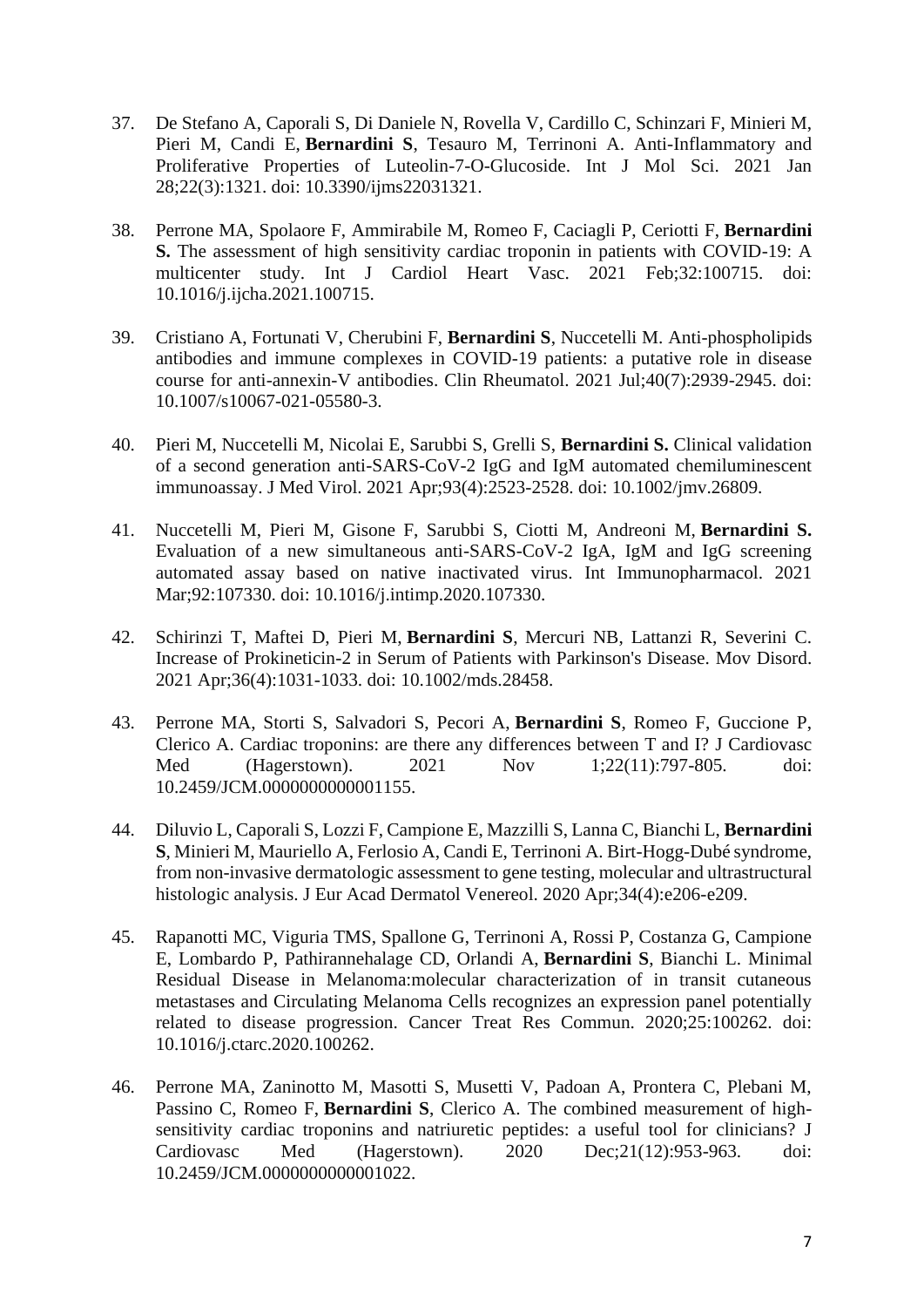37. De Stefano A, Caporali S, Di Daniele N, Rovella V, Cardillo C, Schinzari F, Minieri M, Pieri M, Candi E, **Bernardini S**, Tesauro M, Terrinoni A. Anti-Inflammatory and Proliferative Properties of Luteolin-7-O-Glucoside. Int J Mol Sci. 2021 Jan 28;22(3):1321. doi: 10.3390/ijms22031321.

38. Perrone MA, Spolaore F, Ammirabile M, Romeo F, Caciagli P, Ceriotti F, **Bernardini S.** The assessment of high sensitivity cardiac troponin in patients with COVID-19: A multicenter study. Int J Cardiol Heart Vasc. 2021 Feb;32:100715. doi: 10.1016/j.ijcha.2021.100715.

39. Cristiano A, Fortunati V, Cherubini F, **Bernardini S**, Nuccetelli M. Anti-phospholipids antibodies and immune complexes in COVID-19 patients: a putative role in disease course for anti-annexin-V antibodies. Clin Rheumatol. 2021 Jul;40(7):2939-2945. doi: 10.1007/s10067-021-05580-3.

40. Pieri M, Nuccetelli M, Nicolai E, Sarubbi S, Grelli S, **Bernardini S.** Clinical validation of a second generation anti-SARS-CoV-2 IgG and IgM automated chemiluminescent immunoassay. J Med Virol. 2021 Apr;93(4):2523-2528. doi: 10.1002/jmv.26809.

41. Nuccetelli M, Pieri M, Gisone F, Sarubbi S, Ciotti M, Andreoni M, **Bernardini S.** Evaluation of a new simultaneous anti-SARS-CoV-2 IgA, IgM and IgG screening automated assay based on native inactivated virus. Int Immunopharmacol. 2021 Mar;92:107330. doi: 10.1016/j.intimp.2020.107330.

42. Schirinzi T, Maftei D, Pieri M, **Bernardini S**, Mercuri NB, Lattanzi R, Severini C. Increase of Prokineticin-2 in Serum of Patients with Parkinson's Disease. Mov Disord. 2021 Apr;36(4):1031-1033. doi: 10.1002/mds.28458.

43. Perrone MA, Storti S, Salvadori S, Pecori A, **Bernardini S**, Romeo F, Guccione P, Clerico A. Cardiac troponins: are there any differences between T and I? J Cardiovasc Med (Hagerstown). 2021 Nov 1;22(11):797-805. doi: 10.2459/JCM.0000000000001155.

44. Diluvio L, Caporali S, Lozzi F, Campione E, Mazzilli S, Lanna C, Bianchi L, **Bernardini S**, Minieri M, Mauriello A, Ferlosio A, Candi E, Terrinoni A. Birt-Hogg-Dubé syndrome, from non-invasive dermatologic assessment to gene testing, molecular and ultrastructural histologic analysis. J Eur Acad Dermatol Venereol. 2020 Apr;34(4):e206-e209.

45. Rapanotti MC, Viguria TMS, Spallone G, Terrinoni A, Rossi P, Costanza G, Campione E, Lombardo P, Pathirannehalage CD, Orlandi A, **Bernardini S**, Bianchi L. Minimal Residual Disease in Melanoma:molecular characterization of in transit cutaneous metastases and Circulating Melanoma Cells recognizes an expression panel potentially related to disease progression. Cancer Treat Res Commun. 2020;25:100262. doi: 10.1016/j.ctarc.2020.100262.

46. Perrone MA, Zaninotto M, Masotti S, Musetti V, Padoan A, Prontera C, Plebani M, Passino C, Romeo F, **Bernardini S**, Clerico A. The combined measurement of high-sensitivity cardiac troponins and natriuretic peptides: a useful tool for clinicians? J Cardiovasc Med (Hagerstown). 2020 Dec;21(12):953-963. doi: 10.2459/JCM.0000000000001022.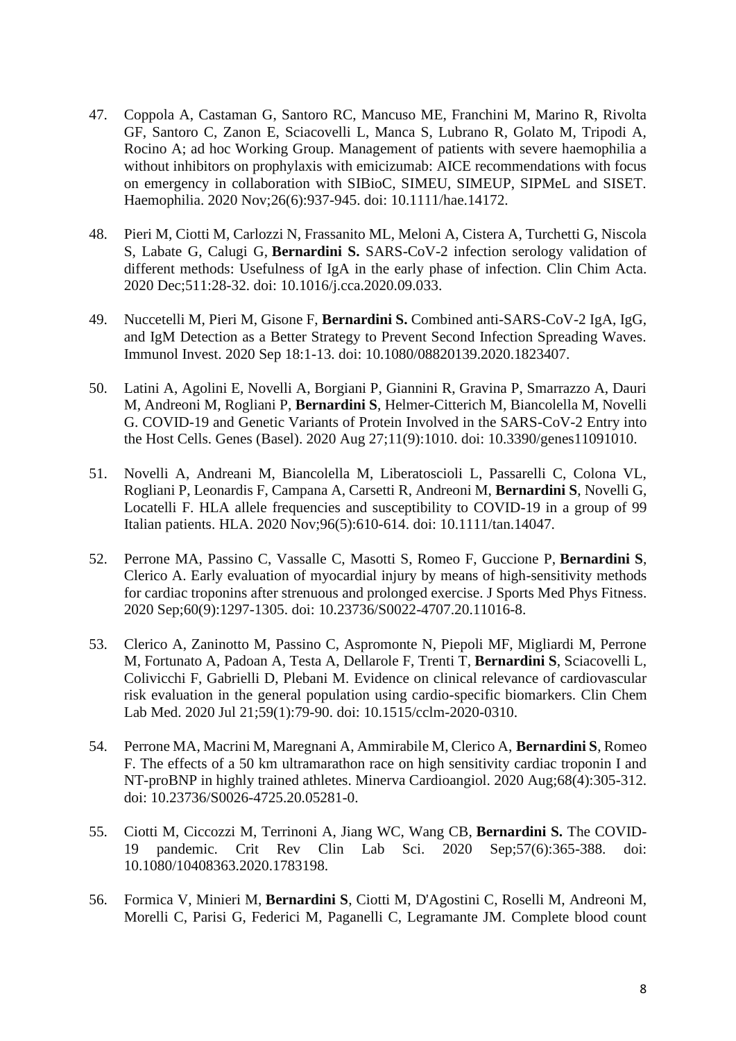47. Coppola A, Castaman G, Santoro RC, Mancuso ME, Franchini M, Marino R, Rivolta GF, Santoro C, Zanon E, Sciacovelli L, Manca S, Lubrano R, Golato M, Tripodi A, Rocino A; ad hoc Working Group. Management of patients with severe haemophilia a without inhibitors on prophylaxis with emicizumab: AICE recommendations with focus on emergency in collaboration with SIBioC, SIMEU, SIMEUP, SIPMeL and SISET. Haemophilia. 2020 Nov;26(6):937-945. doi: 10.1111/hae.14172.

48. Pieri M, Ciotti M, Carlozzi N, Frassanito ML, Meloni A, Cistera A, Turchetti G, Niscola S, Labate G, Calugi G, **Bernardini S.** SARS-CoV-2 infection serology validation of different methods: Usefulness of IgA in the early phase of infection. Clin Chim Acta. 2020 Dec;511:28-32. doi: 10.1016/j.cca.2020.09.033.

49. Nuccetelli M, Pieri M, Gisone F, **Bernardini S.** Combined anti-SARS-CoV-2 IgA, IgG, and IgM Detection as a Better Strategy to Prevent Second Infection Spreading Waves. Immunol Invest. 2020 Sep 18:1-13. doi: 10.1080/08820139.2020.1823407.

50. Latini A, Agolini E, Novelli A, Borgiani P, Giannini R, Gravina P, Smarrazzo A, Dauri M, Andreoni M, Rogliani P, **Bernardini S**, Helmer-Citterich M, Biancolella M, Novelli G. COVID-19 and Genetic Variants of Protein Involved in the SARS-CoV-2 Entry into the Host Cells. Genes (Basel). 2020 Aug 27;11(9):1010. doi: 10.3390/genes11091010.

51. Novelli A, Andreani M, Biancolella M, Liberatoscioli L, Passarelli C, Colona VL, Rogliani P, Leonardis F, Campana A, Carsetti R, Andreoni M, **Bernardini S**, Novelli G, Locatelli F. HLA allele frequencies and susceptibility to COVID-19 in a group of 99 Italian patients. HLA. 2020 Nov;96(5):610-614. doi: 10.1111/tan.14047.

52. Perrone MA, Passino C, Vassalle C, Masotti S, Romeo F, Guccione P, **Bernardini S**, Clerico A. Early evaluation of myocardial injury by means of high-sensitivity methods for cardiac troponins after strenuous and prolonged exercise. J Sports Med Phys Fitness. 2020 Sep;60(9):1297-1305. doi: 10.23736/S0022-4707.20.11016-8.

53. Clerico A, Zaninotto M, Passino C, Aspromonte N, Piepoli MF, Migliardi M, Perrone M, Fortunato A, Padoan A, Testa A, Dellarole F, Trenti T, **Bernardini S**, Sciacovelli L, Colivicchi F, Gabrielli D, Plebani M. Evidence on clinical relevance of cardiovascular risk evaluation in the general population using cardio-specific biomarkers. Clin Chem Lab Med. 2020 Jul 21;59(1):79-90. doi: 10.1515/cclm-2020-0310.

54. Perrone MA, Macrini M, Maregnani A, Ammirabile M, Clerico A, **Bernardini S**, Romeo F. The effects of a 50 km ultramarathon race on high sensitivity cardiac troponin I and NT-proBNP in highly trained athletes. Minerva Cardioangiol. 2020 Aug;68(4):305-312. doi: 10.23736/S0026-4725.20.05281-0.

55. Ciotti M, Ciccozzi M, Terrinoni A, Jiang WC, Wang CB, **Bernardini S.** The COVID-19 pandemic. Crit Rev Clin Lab Sci. 2020 Sep;57(6):365-388. doi: 10.1080/10408363.2020.1783198.

56. Formica V, Minieri M, **Bernardini S**, Ciotti M, D'Agostini C, Roselli M, Andreoni M, Morelli C, Parisi G, Federici M, Paganelli C, Legramante JM. Complete blood count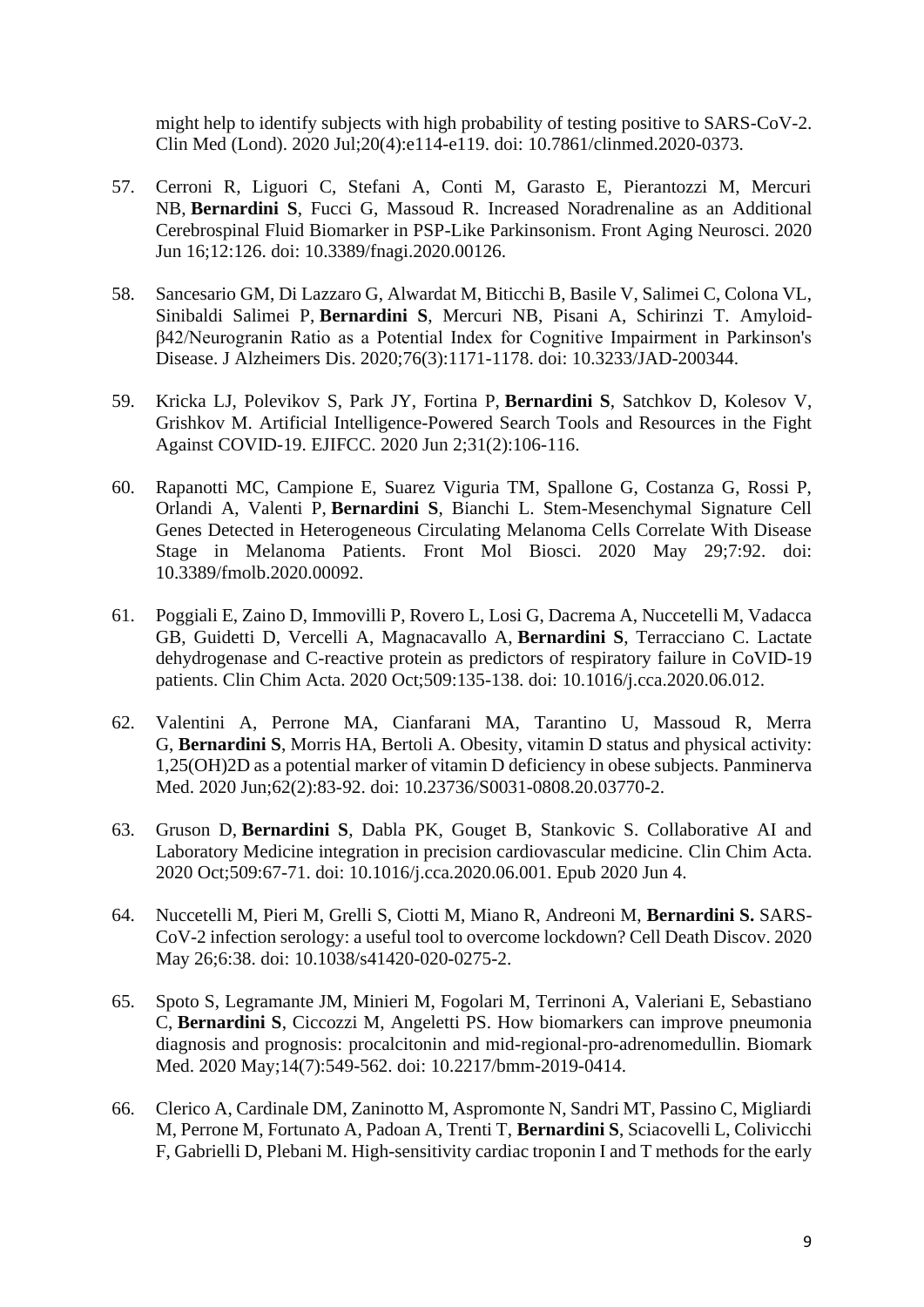might help to identify subjects with high probability of testing positive to SARS-CoV-2. Clin Med (Lond). 2020 Jul;20(4):e114-e119. doi: 10.7861/clinmed.2020-0373.

57. Cerroni R, Liguori C, Stefani A, Conti M, Garasto E, Pierantozzi M, Mercuri NB, **Bernardini S**, Fucci G, Massoud R. Increased Noradrenaline as an Additional Cerebrospinal Fluid Biomarker in PSP-Like Parkinsonism. Front Aging Neurosci. 2020 Jun 16;12:126. doi: 10.3389/fnagi.2020.00126.

58. Sancesario GM, Di Lazzaro G, Alwardat M, Biticchi B, Basile V, Salimei C, Colona VL, Sinibaldi Salimei P, **Bernardini S**, Mercuri NB, Pisani A, Schirinzi T. Amyloid-β42/Neurogranin Ratio as a Potential Index for Cognitive Impairment in Parkinson's Disease. J Alzheimers Dis. 2020;76(3):1171-1178. doi: 10.3233/JAD-200344.

59. Kricka LJ, Polevikov S, Park JY, Fortina P, **Bernardini S**, Satchkov D, Kolesov V, Grishkov M. Artificial Intelligence-Powered Search Tools and Resources in the Fight Against COVID-19. EJIFCC. 2020 Jun 2;31(2):106-116.

60. Rapanotti MC, Campione E, Suarez Viguria TM, Spallone G, Costanza G, Rossi P, Orlandi A, Valenti P, **Bernardini S**, Bianchi L. Stem-Mesenchymal Signature Cell Genes Detected in Heterogeneous Circulating Melanoma Cells Correlate With Disease Stage in Melanoma Patients. Front Mol Biosci. 2020 May 29;7:92. doi: 10.3389/fmolb.2020.00092.

61. Poggiali E, Zaino D, Immovilli P, Rovero L, Losi G, Dacrema A, Nuccetelli M, Vadacca GB, Guidetti D, Vercelli A, Magnacavallo A, **Bernardini S**, Terracciano C. Lactate dehydrogenase and C-reactive protein as predictors of respiratory failure in CoVID-19 patients. Clin Chim Acta. 2020 Oct;509:135-138. doi: 10.1016/j.cca.2020.06.012.

62. Valentini A, Perrone MA, Cianfarani MA, Tarantino U, Massoud R, Merra G, **Bernardini S**, Morris HA, Bertoli A. Obesity, vitamin D status and physical activity: 1,25(OH)2D as a potential marker of vitamin D deficiency in obese subjects. Panminerva Med. 2020 Jun;62(2):83-92. doi: 10.23736/S0031-0808.20.03770-2.

63. Gruson D, **Bernardini S**, Dabla PK, Gouget B, Stankovic S. Collaborative AI and Laboratory Medicine integration in precision cardiovascular medicine. Clin Chim Acta. 2020 Oct;509:67-71. doi: 10.1016/j.cca.2020.06.001. Epub 2020 Jun 4.

64. Nuccetelli M, Pieri M, Grelli S, Ciotti M, Miano R, Andreoni M, **Bernardini S.** SARS-CoV-2 infection serology: a useful tool to overcome lockdown? Cell Death Discov. 2020 May 26;6:38. doi: 10.1038/s41420-020-0275-2.

65. Spoto S, Legramante JM, Minieri M, Fogolari M, Terrinoni A, Valeriani E, Sebastiano C, **Bernardini S**, Ciccozzi M, Angeletti PS. How biomarkers can improve pneumonia diagnosis and prognosis: procalcitonin and mid-regional-pro-adrenomedullin. Biomark Med. 2020 May;14(7):549-562. doi: 10.2217/bmm-2019-0414.

66. Clerico A, Cardinale DM, Zaninotto M, Aspromonte N, Sandri MT, Passino C, Migliardi M, Perrone M, Fortunato A, Padoan A, Trenti T, **Bernardini S**, Sciacovelli L, Colivicchi F, Gabrielli D, Plebani M. High-sensitivity cardiac troponin I and T methods for the early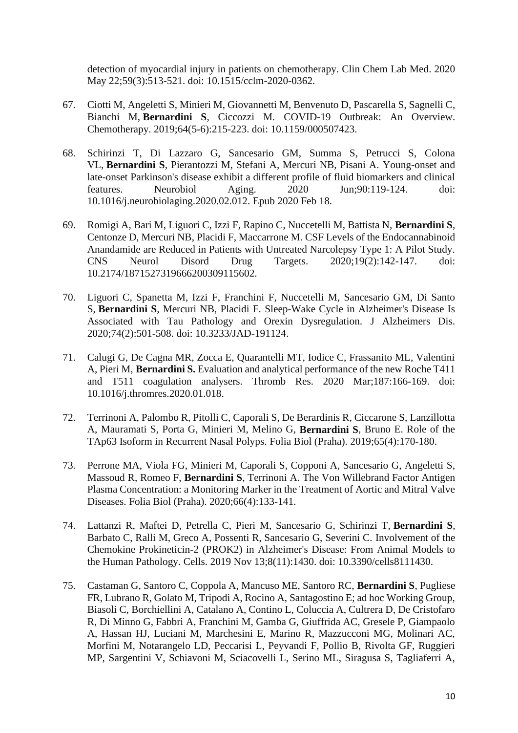detection of myocardial injury in patients on chemotherapy. Clin Chem Lab Med. 2020 May 22;59(3):513-521. doi: 10.1515/cclm-2020-0362.

67. Ciotti M, Angeletti S, Minieri M, Giovannetti M, Benvenuto D, Pascarella S, Sagnelli C, Bianchi M, **Bernardini S**, Ciccozzi M. COVID-19 Outbreak: An Overview. Chemotherapy. 2019;64(5-6):215-223. doi: 10.1159/000507423.

68. Schirinzi T, Di Lazzaro G, Sancesario GM, Summa S, Petrucci S, Colona VL, **Bernardini S**, Pierantozzi M, Stefani A, Mercuri NB, Pisani A. Young-onset and late-onset Parkinson's disease exhibit a different profile of fluid biomarkers and clinical features. Neurobiol Aging. 2020 Jun;90:119-124. doi: 10.1016/j.neurobiolaging.2020.02.012. Epub 2020 Feb 18.

69. Romigi A, Bari M, Liguori C, Izzi F, Rapino C, Nuccetelli M, Battista N, **Bernardini S**, Centonze D, Mercuri NB, Placidi F, Maccarrone M. CSF Levels of the Endocannabinoid Anandamide are Reduced in Patients with Untreated Narcolepsy Type 1: A Pilot Study. CNS Neurol Disord Drug Targets. 2020;19(2):142-147. doi: 10.2174/1871527319666200309115602.

70. Liguori C, Spanetta M, Izzi F, Franchini F, Nuccetelli M, Sancesario GM, Di Santo S, **Bernardini S**, Mercuri NB, Placidi F. Sleep-Wake Cycle in Alzheimer's Disease Is Associated with Tau Pathology and Orexin Dysregulation. J Alzheimers Dis. 2020;74(2):501-508. doi: 10.3233/JAD-191124.

71. Calugi G, De Cagna MR, Zocca E, Quarantelli MT, Iodice C, Frassanito ML, Valentini A, Pieri M, **Bernardini S.** Evaluation and analytical performance of the new Roche T411 and T511 coagulation analysers. Thromb Res. 2020 Mar;187:166-169. doi: 10.1016/j.thromres.2020.01.018.

72. Terrinoni A, Palombo R, Pitolli C, Caporali S, De Berardinis R, Ciccarone S, Lanzillotta A, Mauramati S, Porta G, Minieri M, Melino G, **Bernardini S**, Bruno E. Role of the TAp63 Isoform in Recurrent Nasal Polyps. Folia Biol (Praha). 2019;65(4):170-180.

73. Perrone MA, Viola FG, Minieri M, Caporali S, Copponi A, Sancesario G, Angeletti S, Massoud R, Romeo F, **Bernardini S**, Terrinoni A. The Von Willebrand Factor Antigen Plasma Concentration: a Monitoring Marker in the Treatment of Aortic and Mitral Valve Diseases. Folia Biol (Praha). 2020;66(4):133-141.

74. Lattanzi R, Maftei D, Petrella C, Pieri M, Sancesario G, Schirinzi T, **Bernardini S**, Barbato C, Ralli M, Greco A, Possenti R, Sancesario G, Severini C. Involvement of the Chemokine Prokineticin-2 (PROK2) in Alzheimer's Disease: From Animal Models to the Human Pathology. Cells. 2019 Nov 13;8(11):1430. doi: 10.3390/cells8111430.

75. Castaman G, Santoro C, Coppola A, Mancuso ME, Santoro RC, **Bernardini S**, Pugliese FR, Lubrano R, Golato M, Tripodi A, Rocino A, Santagostino E; ad hoc Working Group, Biasoli C, Borchiellini A, Catalano A, Contino L, Coluccia A, Cultrera D, De Cristofaro R, Di Minno G, Fabbri A, Franchini M, Gamba G, Giuffrida AC, Gresele P, Giampaolo A, Hassan HJ, Luciani M, Marchesini E, Marino R, Mazzucconi MG, Molinari AC, Morfini M, Notarangelo LD, Peccarisi L, Peyvandi F, Pollio B, Rivolta GF, Ruggieri MP, Sargentini V, Schiavoni M, Sciacovelli L, Serino ML, Siragusa S, Tagliaferri A,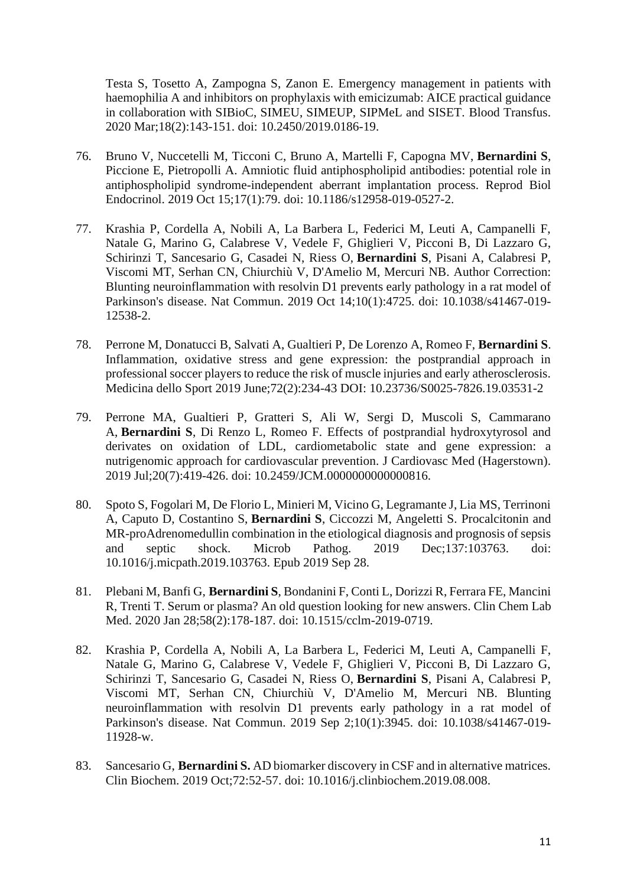Testa S, Tosetto A, Zampogna S, Zanon E. Emergency management in patients with haemophilia A and inhibitors on prophylaxis with emicizumab: AICE practical guidance in collaboration with SIBioC, SIMEU, SIMEUP, SIPMeL and SISET. Blood Transfus. 2020 Mar;18(2):143-151. doi: 10.2450/2019.0186-19.

76. Bruno V, Nuccetelli M, Ticconi C, Bruno A, Martelli F, Capogna MV, **Bernardini S**, Piccione E, Pietropolli A. Amniotic fluid antiphospholipid antibodies: potential role in antiphospholipid syndrome-independent aberrant implantation process. Reprod Biol Endocrinol. 2019 Oct 15;17(1):79. doi: 10.1186/s12958-019-0527-2.

77. Krashia P, Cordella A, Nobili A, La Barbera L, Federici M, Leuti A, Campanelli F, Natale G, Marino G, Calabrese V, Vedele F, Ghiglieri V, Picconi B, Di Lazzaro G, Schirinzi T, Sancesario G, Casadei N, Riess O, **Bernardini S**, Pisani A, Calabresi P, Viscomi MT, Serhan CN, Chiurchiù V, D'Amelio M, Mercuri NB. Author Correction: Blunting neuroinflammation with resolvin D1 prevents early pathology in a rat model of Parkinson's disease. Nat Commun. 2019 Oct 14;10(1):4725. doi: 10.1038/s41467-019-12538-2.

78. Perrone M, Donatucci B, Salvati A, Gualtieri P, De Lorenzo A, Romeo F, **Bernardini S**. Inflammation, oxidative stress and gene expression: the postprandial approach in professional soccer players to reduce the risk of muscle injuries and early atherosclerosis. Medicina dello Sport 2019 June;72(2):234-43 DOI: 10.23736/S0025-7826.19.03531-2

79. Perrone MA, Gualtieri P, Gratteri S, Ali W, Sergi D, Muscoli S, Cammarano A, **Bernardini S**, Di Renzo L, Romeo F. Effects of postprandial hydroxytyrosol and derivates on oxidation of LDL, cardiometabolic state and gene expression: a nutrigenomic approach for cardiovascular prevention. J Cardiovasc Med (Hagerstown). 2019 Jul;20(7):419-426. doi: 10.2459/JCM.0000000000000816.

80. Spoto S, Fogolari M, De Florio L, Minieri M, Vicino G, Legramante J, Lia MS, Terrinoni A, Caputo D, Costantino S, **Bernardini S**, Ciccozzi M, Angeletti S. Procalcitonin and MR-proAdrenomedullin combination in the etiological diagnosis and prognosis of sepsis and septic shock. Microb Pathog. 2019 Dec;137:103763. doi: 10.1016/j.micpath.2019.103763. Epub 2019 Sep 28.

81. Plebani M, Banfi G, **Bernardini S**, Bondanini F, Conti L, Dorizzi R, Ferrara FE, Mancini R, Trenti T. Serum or plasma? An old question looking for new answers. Clin Chem Lab Med. 2020 Jan 28;58(2):178-187. doi: 10.1515/cclm-2019-0719.

82. Krashia P, Cordella A, Nobili A, La Barbera L, Federici M, Leuti A, Campanelli F, Natale G, Marino G, Calabrese V, Vedele F, Ghiglieri V, Picconi B, Di Lazzaro G, Schirinzi T, Sancesario G, Casadei N, Riess O, **Bernardini S**, Pisani A, Calabresi P, Viscomi MT, Serhan CN, Chiurchiù V, D'Amelio M, Mercuri NB. Blunting neuroinflammation with resolvin D1 prevents early pathology in a rat model of Parkinson's disease. Nat Commun. 2019 Sep 2;10(1):3945. doi: 10.1038/s41467-019-11928-w.

83. Sancesario G, **Bernardini S.** AD biomarker discovery in CSF and in alternative matrices. Clin Biochem. 2019 Oct;72:52-57. doi: 10.1016/j.clinbiochem.2019.08.008.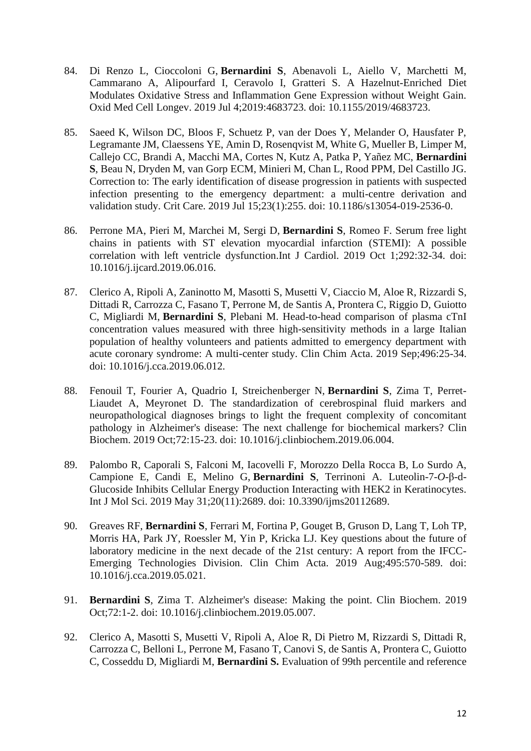84. Di Renzo L, Cioccoloni G, **Bernardini S**, Abenavoli L, Aiello V, Marchetti M, Cammarano A, Alipourfard I, Ceravolo I, Gratteri S. A Hazelnut-Enriched Diet Modulates Oxidative Stress and Inflammation Gene Expression without Weight Gain. Oxid Med Cell Longev. 2019 Jul 4;2019:4683723. doi: 10.1155/2019/4683723.

85. Saeed K, Wilson DC, Bloos F, Schuetz P, van der Does Y, Melander O, Hausfater P, Legramante JM, Claessens YE, Amin D, Rosenqvist M, White G, Mueller B, Limper M, Callejo CC, Brandi A, Macchi MA, Cortes N, Kutz A, Patka P, Yañez MC, **Bernardini S**, Beau N, Dryden M, van Gorp ECM, Minieri M, Chan L, Rood PPM, Del Castillo JG. Correction to: The early identification of disease progression in patients with suspected infection presenting to the emergency department: a multi-centre derivation and validation study. Crit Care. 2019 Jul 15;23(1):255. doi: 10.1186/s13054-019-2536-0.

86. Perrone MA, Pieri M, Marchei M, Sergi D, **Bernardini S**, Romeo F. Serum free light chains in patients with ST elevation myocardial infarction (STEMI): A possible correlation with left ventricle dysfunction.Int J Cardiol. 2019 Oct 1;292:32-34. doi: 10.1016/j.ijcard.2019.06.016.

87. Clerico A, Ripoli A, Zaninotto M, Masotti S, Musetti V, Ciaccio M, Aloe R, Rizzardi S, Dittadi R, Carrozza C, Fasano T, Perrone M, de Santis A, Prontera C, Riggio D, Guiotto C, Migliardi M, **Bernardini S**, Plebani M. Head-to-head comparison of plasma cTnI concentration values measured with three high-sensitivity methods in a large Italian population of healthy volunteers and patients admitted to emergency department with acute coronary syndrome: A multi-center study. Clin Chim Acta. 2019 Sep;496:25-34. doi: 10.1016/j.cca.2019.06.012.

88. Fenouil T, Fourier A, Quadrio I, Streichenberger N, **Bernardini S**, Zima T, Perret-Liaudet A, Meyronet D. The standardization of cerebrospinal fluid markers and neuropathological diagnoses brings to light the frequent complexity of concomitant pathology in Alzheimer's disease: The next challenge for biochemical markers? Clin Biochem. 2019 Oct;72:15-23. doi: 10.1016/j.clinbiochem.2019.06.004.

89. Palombo R, Caporali S, Falconi M, Iacovelli F, Morozzo Della Rocca B, Lo Surdo A, Campione E, Candi E, Melino G, **Bernardini S**, Terrinoni A. Luteolin-7-*O*-β-d-Glucoside Inhibits Cellular Energy Production Interacting with HEK2 in Keratinocytes. Int J Mol Sci. 2019 May 31;20(11):2689. doi: 10.3390/ijms20112689.

90. Greaves RF, **Bernardini S**, Ferrari M, Fortina P, Gouget B, Gruson D, Lang T, Loh TP, Morris HA, Park JY, Roessler M, Yin P, Kricka LJ. Key questions about the future of laboratory medicine in the next decade of the 21st century: A report from the IFCC-Emerging Technologies Division. Clin Chim Acta. 2019 Aug;495:570-589. doi: 10.1016/j.cca.2019.05.021.

91. **Bernardini S**, Zima T. Alzheimer's disease: Making the point. Clin Biochem. 2019 Oct;72:1-2. doi: 10.1016/j.clinbiochem.2019.05.007.

92. Clerico A, Masotti S, Musetti V, Ripoli A, Aloe R, Di Pietro M, Rizzardi S, Dittadi R, Carrozza C, Belloni L, Perrone M, Fasano T, Canovi S, de Santis A, Prontera C, Guiotto C, Cosseddu D, Migliardi M, **Bernardini S.** Evaluation of 99th percentile and reference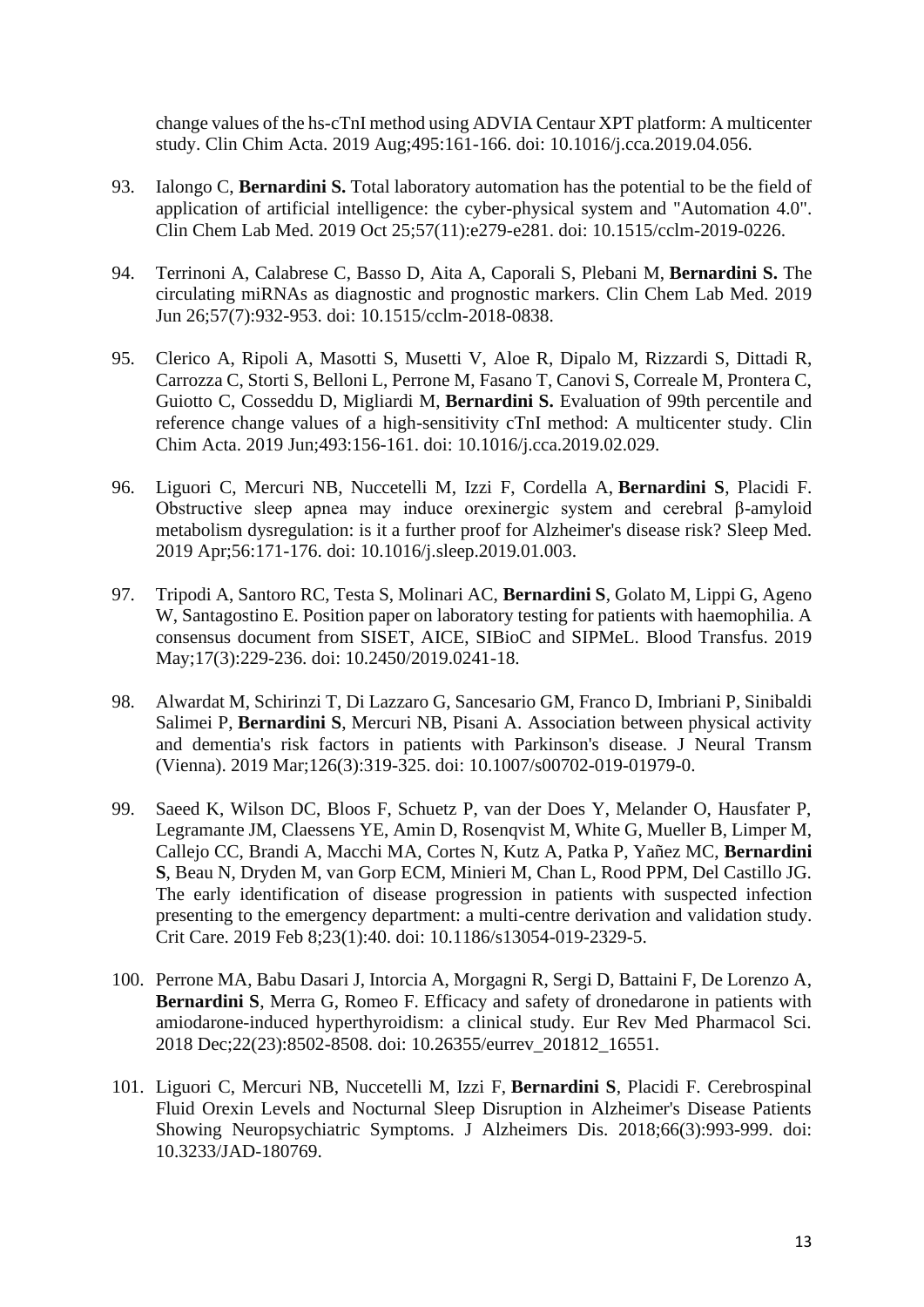change values of the hs-cTnI method using ADVIA Centaur XPT platform: A multicenter study. Clin Chim Acta. 2019 Aug;495:161-166. doi: 10.1016/j.cca.2019.04.056.

93. Ialongo C, **Bernardini S.** Total laboratory automation has the potential to be the field of application of artificial intelligence: the cyber-physical system and "Automation 4.0". Clin Chem Lab Med. 2019 Oct 25;57(11):e279-e281. doi: 10.1515/cclm-2019-0226.

94. Terrinoni A, Calabrese C, Basso D, Aita A, Caporali S, Plebani M, **Bernardini S.** The circulating miRNAs as diagnostic and prognostic markers. Clin Chem Lab Med. 2019 Jun 26;57(7):932-953. doi: 10.1515/cclm-2018-0838.

95. Clerico A, Ripoli A, Masotti S, Musetti V, Aloe R, Dipalo M, Rizzardi S, Dittadi R, Carrozza C, Storti S, Belloni L, Perrone M, Fasano T, Canovi S, Correale M, Prontera C, Guiotto C, Cosseddu D, Migliardi M, **Bernardini S.** Evaluation of 99th percentile and reference change values of a high-sensitivity cTnI method: A multicenter study. Clin Chim Acta. 2019 Jun;493:156-161. doi: 10.1016/j.cca.2019.02.029.

96. Liguori C, Mercuri NB, Nuccetelli M, Izzi F, Cordella A, **Bernardini S**, Placidi F. Obstructive sleep apnea may induce orexinergic system and cerebral β-amyloid metabolism dysregulation: is it a further proof for Alzheimer's disease risk? Sleep Med. 2019 Apr;56:171-176. doi: 10.1016/j.sleep.2019.01.003.

97. Tripodi A, Santoro RC, Testa S, Molinari AC, **Bernardini S**, Golato M, Lippi G, Ageno W, Santagostino E. Position paper on laboratory testing for patients with haemophilia. A consensus document from SISET, AICE, SIBioC and SIPMeL. Blood Transfus. 2019 May;17(3):229-236. doi: 10.2450/2019.0241-18.

98. Alwardat M, Schirinzi T, Di Lazzaro G, Sancesario GM, Franco D, Imbriani P, Sinibaldi Salimei P, **Bernardini S**, Mercuri NB, Pisani A. Association between physical activity and dementia's risk factors in patients with Parkinson's disease. J Neural Transm (Vienna). 2019 Mar;126(3):319-325. doi: 10.1007/s00702-019-01979-0.

99. Saeed K, Wilson DC, Bloos F, Schuetz P, van der Does Y, Melander O, Hausfater P, Legramante JM, Claessens YE, Amin D, Rosenqvist M, White G, Mueller B, Limper M, Callejo CC, Brandi A, Macchi MA, Cortes N, Kutz A, Patka P, Yañez MC, **Bernardini S**, Beau N, Dryden M, van Gorp ECM, Minieri M, Chan L, Rood PPM, Del Castillo JG. The early identification of disease progression in patients with suspected infection presenting to the emergency department: a multi-centre derivation and validation study. Crit Care. 2019 Feb 8;23(1):40. doi: 10.1186/s13054-019-2329-5.

100. Perrone MA, Babu Dasari J, Intorcia A, Morgagni R, Sergi D, Battaini F, De Lorenzo A, **Bernardini S**, Merra G, Romeo F. Efficacy and safety of dronedarone in patients with amiodarone-induced hyperthyroidism: a clinical study. Eur Rev Med Pharmacol Sci. 2018 Dec;22(23):8502-8508. doi: 10.26355/eurrev_201812_16551.

101. Liguori C, Mercuri NB, Nuccetelli M, Izzi F, **Bernardini S**, Placidi F. Cerebrospinal Fluid Orexin Levels and Nocturnal Sleep Disruption in Alzheimer's Disease Patients Showing Neuropsychiatric Symptoms. J Alzheimers Dis. 2018;66(3):993-999. doi: 10.3233/JAD-180769.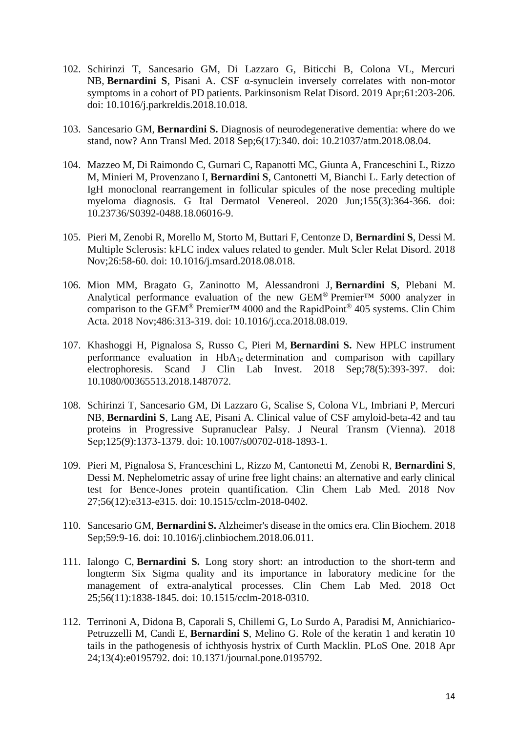102. Schirinzi T, Sancesario GM, Di Lazzaro G, Biticchi B, Colona VL, Mercuri NB, **Bernardini S**, Pisani A. CSF α-synuclein inversely correlates with non-motor symptoms in a cohort of PD patients. Parkinsonism Relat Disord. 2019 Apr;61:203-206. doi: 10.1016/j.parkreldis.2018.10.018.

103. Sancesario GM, **Bernardini S.** Diagnosis of neurodegenerative dementia: where do we stand, now? Ann Transl Med. 2018 Sep;6(17):340. doi: 10.21037/atm.2018.08.04.

104. Mazzeo M, Di Raimondo C, Gurnari C, Rapanotti MC, Giunta A, Franceschini L, Rizzo M, Minieri M, Provenzano I, **Bernardini S**, Cantonetti M, Bianchi L. Early detection of IgH monoclonal rearrangement in follicular spicules of the nose preceding multiple myeloma diagnosis. G Ital Dermatol Venereol. 2020 Jun;155(3):364-366. doi: 10.23736/S0392-0488.18.06016-9.

105. Pieri M, Zenobi R, Morello M, Storto M, Buttari F, Centonze D, **Bernardini S**, Dessi M. Multiple Sclerosis: kFLC index values related to gender. Mult Scler Relat Disord. 2018 Nov;26:58-60. doi: 10.1016/j.msard.2018.08.018.

106. Mion MM, Bragato G, Zaninotto M, Alessandroni J, **Bernardini S**, Plebani M. Analytical performance evaluation of the new GEM® Premier™ 5000 analyzer in comparison to the GEM® Premier™ 4000 and the RapidPoint® 405 systems. Clin Chim Acta. 2018 Nov;486:313-319. doi: 10.1016/j.cca.2018.08.019.

107. Khashoggi H, Pignalosa S, Russo C, Pieri M, **Bernardini S.** New HPLC instrument performance evaluation in $HbA_{1c}$ determination and comparison with capillary electrophoresis. Scand J Clin Lab Invest. 2018 Sep;78(5):393-397. doi: 10.1080/00365513.2018.1487072.

108. Schirinzi T, Sancesario GM, Di Lazzaro G, Scalise S, Colona VL, Imbriani P, Mercuri NB, **Bernardini S**, Lang AE, Pisani A. Clinical value of CSF amyloid-beta-42 and tau proteins in Progressive Supranuclear Palsy. J Neural Transm (Vienna). 2018 Sep;125(9):1373-1379. doi: 10.1007/s00702-018-1893-1.

109. Pieri M, Pignalosa S, Franceschini L, Rizzo M, Cantonetti M, Zenobi R, **Bernardini S**, Dessi M. Nephelometric assay of urine free light chains: an alternative and early clinical test for Bence-Jones protein quantification. Clin Chem Lab Med. 2018 Nov 27;56(12):e313-e315. doi: 10.1515/cclm-2018-0402.

110. Sancesario GM, **Bernardini S.** Alzheimer's disease in the omics era. Clin Biochem. 2018 Sep;59:9-16. doi: 10.1016/j.clinbiochem.2018.06.011.

111. Ialongo C, **Bernardini S.** Long story short: an introduction to the short-term and longterm Six Sigma quality and its importance in laboratory medicine for the management of extra-analytical processes. Clin Chem Lab Med. 2018 Oct 25;56(11):1838-1845. doi: 10.1515/cclm-2018-0310.

112. Terrinoni A, Didona B, Caporali S, Chillemi G, Lo Surdo A, Paradisi M, Annichiarico-Petruzzelli M, Candi E, **Bernardini S**, Melino G. Role of the keratin 1 and keratin 10 tails in the pathogenesis of ichthyosis hystrix of Curth Macklin. PLoS One. 2018 Apr 24;13(4):e0195792. doi: 10.1371/journal.pone.0195792.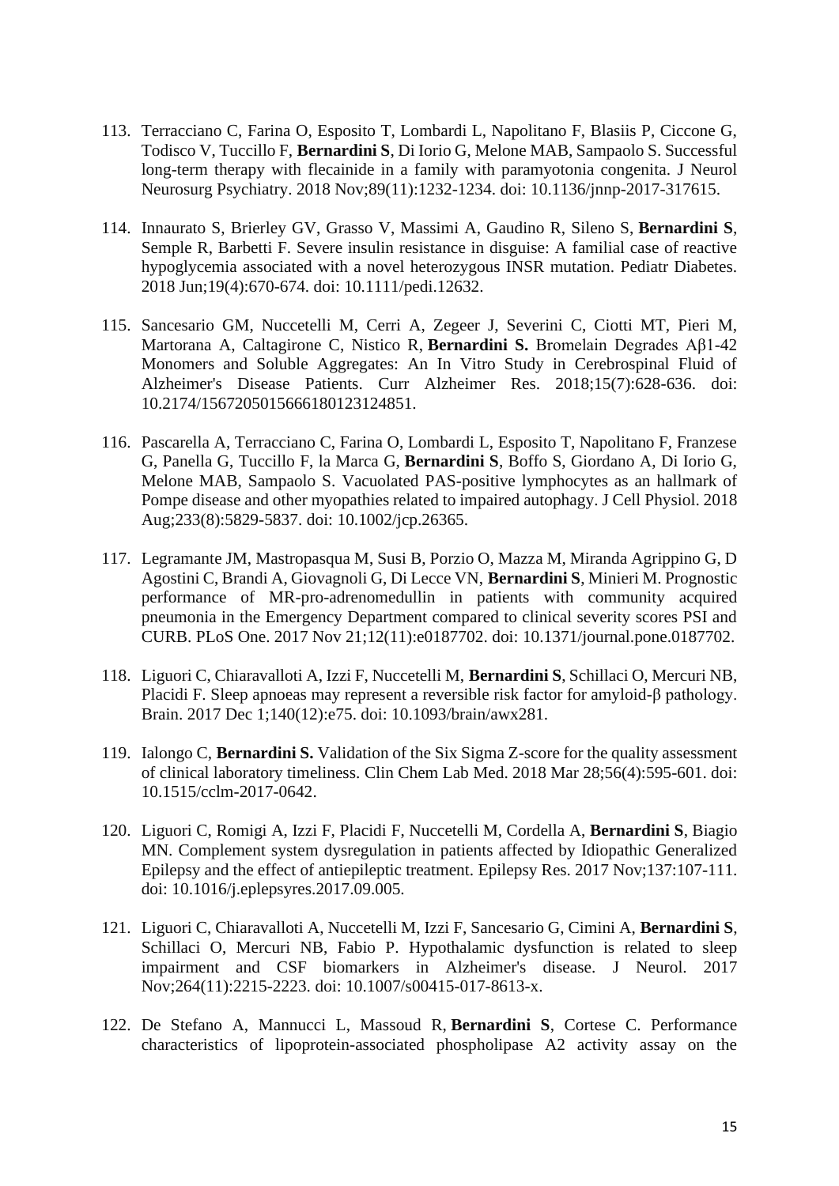113. Terracciano C, Farina O, Esposito T, Lombardi L, Napolitano F, Blasiis P, Ciccone G, Todisco V, Tuccillo F, **Bernardini S**, Di Iorio G, Melone MAB, Sampaolo S. Successful long-term therapy with flecainide in a family with paramyotonia congenita. J Neurol Neurosurg Psychiatry. 2018 Nov;89(11):1232-1234. doi: 10.1136/jnnp-2017-317615.

114. Innaurato S, Brierley GV, Grasso V, Massimi A, Gaudino R, Sileno S, **Bernardini S**, Semple R, Barbetti F. Severe insulin resistance in disguise: A familial case of reactive hypoglycemia associated with a novel heterozygous INSR mutation. Pediatr Diabetes. 2018 Jun;19(4):670-674. doi: 10.1111/pedi.12632.

115. Sancesario GM, Nuccetelli M, Cerri A, Zegeer J, Severini C, Ciotti MT, Pieri M, Martorana A, Caltagirone C, Nistico R, **Bernardini S.** Bromelain Degrades Aβ1-42 Monomers and Soluble Aggregates: An In Vitro Study in Cerebrospinal Fluid of Alzheimer's Disease Patients. Curr Alzheimer Res. 2018;15(7):628-636. doi: 10.2174/1567205015666180123124851.

116. Pascarella A, Terracciano C, Farina O, Lombardi L, Esposito T, Napolitano F, Franzese G, Panella G, Tuccillo F, la Marca G, **Bernardini S**, Boffo S, Giordano A, Di Iorio G, Melone MAB, Sampaolo S. Vacuolated PAS-positive lymphocytes as an hallmark of Pompe disease and other myopathies related to impaired autophagy. J Cell Physiol. 2018 Aug;233(8):5829-5837. doi: 10.1002/jcp.26365.

117. Legramante JM, Mastropasqua M, Susi B, Porzio O, Mazza M, Miranda Agrippino G, D Agostini C, Brandi A, Giovagnoli G, Di Lecce VN, **Bernardini S**, Minieri M. Prognostic performance of MR-pro-adrenomedullin in patients with community acquired pneumonia in the Emergency Department compared to clinical severity scores PSI and CURB. PLoS One. 2017 Nov 21;12(11):e0187702. doi: 10.1371/journal.pone.0187702.

118. Liguori C, Chiaravalloti A, Izzi F, Nuccetelli M, **Bernardini S**, Schillaci O, Mercuri NB, Placidi F. Sleep apnoeas may represent a reversible risk factor for amyloid-β pathology. Brain. 2017 Dec 1;140(12):e75. doi: 10.1093/brain/awx281.

119. Ialongo C, **Bernardini S.** Validation of the Six Sigma Z-score for the quality assessment of clinical laboratory timeliness. Clin Chem Lab Med. 2018 Mar 28;56(4):595-601. doi: 10.1515/cclm-2017-0642.

120. Liguori C, Romigi A, Izzi F, Placidi F, Nuccetelli M, Cordella A, **Bernardini S**, Biagio MN. Complement system dysregulation in patients affected by Idiopathic Generalized Epilepsy and the effect of antiepileptic treatment. Epilepsy Res. 2017 Nov;137:107-111. doi: 10.1016/j.eplepsyres.2017.09.005.

121. Liguori C, Chiaravalloti A, Nuccetelli M, Izzi F, Sancesario G, Cimini A, **Bernardini S**, Schillaci O, Mercuri NB, Fabio P. Hypothalamic dysfunction is related to sleep impairment and CSF biomarkers in Alzheimer's disease. J Neurol. 2017 Nov;264(11):2215-2223. doi: 10.1007/s00415-017-8613-x.

122. De Stefano A, Mannucci L, Massoud R, **Bernardini S**, Cortese C. Performance characteristics of lipoprotein-associated phospholipase A2 activity assay on the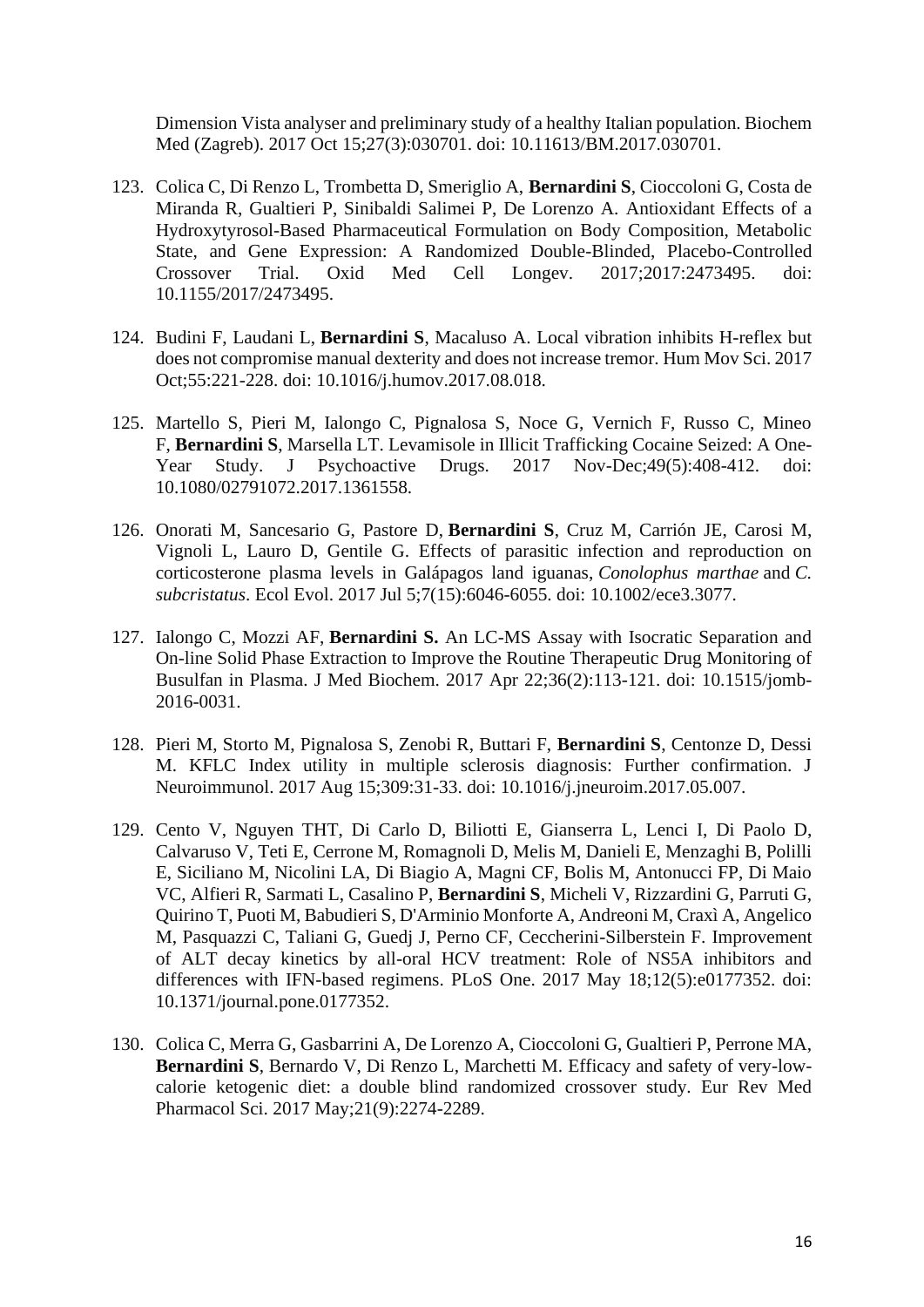Dimension Vista analyser and preliminary study of a healthy Italian population. Biochem Med (Zagreb). 2017 Oct 15;27(3):030701. doi: 10.11613/BM.2017.030701.

123. Colica C, Di Renzo L, Trombetta D, Smeriglio A, **Bernardini S**, Cioccoloni G, Costa de Miranda R, Gualtieri P, Sinibaldi Salimei P, De Lorenzo A. Antioxidant Effects of a Hydroxytyrosol-Based Pharmaceutical Formulation on Body Composition, Metabolic State, and Gene Expression: A Randomized Double-Blinded, Placebo-Controlled Crossover Trial. Oxid Med Cell Longev. 2017;2017:2473495. doi: 10.1155/2017/2473495.

124. Budini F, Laudani L, **Bernardini S**, Macaluso A. Local vibration inhibits H-reflex but does not compromise manual dexterity and does not increase tremor. Hum Mov Sci. 2017 Oct;55:221-228. doi: 10.1016/j.humov.2017.08.018.

125. Martello S, Pieri M, Ialongo C, Pignalosa S, Noce G, Vernich F, Russo C, Mineo F, **Bernardini S**, Marsella LT. Levamisole in Illicit Trafficking Cocaine Seized: A One-Year Study. J Psychoactive Drugs. 2017 Nov-Dec;49(5):408-412. doi: 10.1080/02791072.2017.1361558.

126. Onorati M, Sancesario G, Pastore D, **Bernardini S**, Cruz M, Carrión JE, Carosi M, Vignoli L, Lauro D, Gentile G. Effects of parasitic infection and reproduction on corticosterone plasma levels in Galápagos land iguanas, *Conolophus marthae* and *C. subcristatus*. Ecol Evol. 2017 Jul 5;7(15):6046-6055. doi: 10.1002/ece3.3077.

127. Ialongo C, Mozzi AF, **Bernardini S.** An LC-MS Assay with Isocratic Separation and On-line Solid Phase Extraction to Improve the Routine Therapeutic Drug Monitoring of Busulfan in Plasma. J Med Biochem. 2017 Apr 22;36(2):113-121. doi: 10.1515/jomb-2016-0031.

128. Pieri M, Storto M, Pignalosa S, Zenobi R, Buttari F, **Bernardini S**, Centonze D, Dessi M. KFLC Index utility in multiple sclerosis diagnosis: Further confirmation. J Neuroimmunol. 2017 Aug 15;309:31-33. doi: 10.1016/j.jneuroim.2017.05.007.

129. Cento V, Nguyen THT, Di Carlo D, Biliotti E, Gianserra L, Lenci I, Di Paolo D, Calvaruso V, Teti E, Cerrone M, Romagnoli D, Melis M, Danieli E, Menzaghi B, Polilli E, Siciliano M, Nicolini LA, Di Biagio A, Magni CF, Bolis M, Antonucci FP, Di Maio VC, Alfieri R, Sarmati L, Casalino P, **Bernardini S**, Micheli V, Rizzardini G, Parruti G, Quirino T, Puoti M, Babudieri S, D'Arminio Monforte A, Andreoni M, Craxì A, Angelico M, Pasquazzi C, Taliani G, Guedj J, Perno CF, Ceccherini-Silberstein F. Improvement of ALT decay kinetics by all-oral HCV treatment: Role of NS5A inhibitors and differences with IFN-based regimens. PLoS One. 2017 May 18;12(5):e0177352. doi: 10.1371/journal.pone.0177352.

130. Colica C, Merra G, Gasbarrini A, De Lorenzo A, Cioccoloni G, Gualtieri P, Perrone MA, **Bernardini S**, Bernardo V, Di Renzo L, Marchetti M. Efficacy and safety of very-low-calorie ketogenic diet: a double blind randomized crossover study. Eur Rev Med Pharmacol Sci. 2017 May;21(9):2274-2289.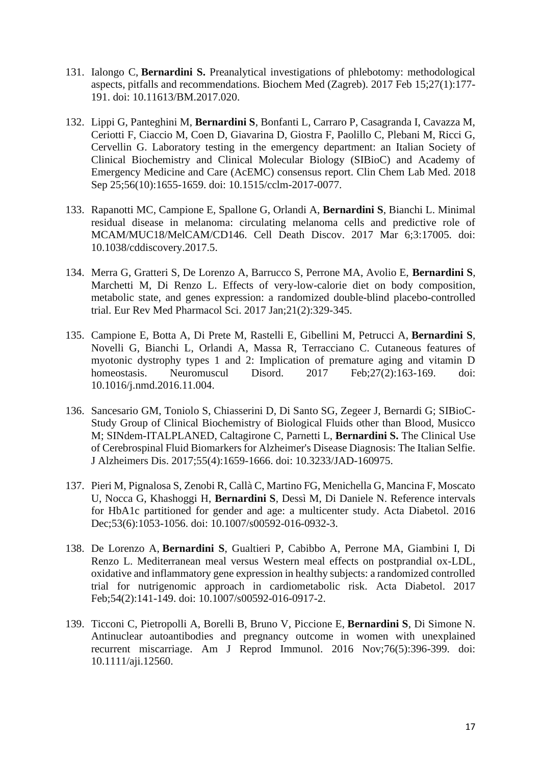131. Ialongo C, **Bernardini S.** Preanalytical investigations of phlebotomy: methodological aspects, pitfalls and recommendations. Biochem Med (Zagreb). 2017 Feb 15;27(1):177-191. doi: 10.11613/BM.2017.020.

132. Lippi G, Panteghini M, **Bernardini S**, Bonfanti L, Carraro P, Casagranda I, Cavazza M, Ceriotti F, Ciaccio M, Coen D, Giavarina D, Giostra F, Paolillo C, Plebani M, Ricci G, Cervellin G. Laboratory testing in the emergency department: an Italian Society of Clinical Biochemistry and Clinical Molecular Biology (SIBioC) and Academy of Emergency Medicine and Care (AcEMC) consensus report. Clin Chem Lab Med. 2018 Sep 25;56(10):1655-1659. doi: 10.1515/cclm-2017-0077.

133. Rapanotti MC, Campione E, Spallone G, Orlandi A, **Bernardini S**, Bianchi L. Minimal residual disease in melanoma: circulating melanoma cells and predictive role of MCAM/MUC18/MelCAM/CD146. Cell Death Discov. 2017 Mar 6;3:17005. doi: 10.1038/cddiscovery.2017.5.

134. Merra G, Gratteri S, De Lorenzo A, Barrucco S, Perrone MA, Avolio E, **Bernardini S**, Marchetti M, Di Renzo L. Effects of very-low-calorie diet on body composition, metabolic state, and genes expression: a randomized double-blind placebo-controlled trial. Eur Rev Med Pharmacol Sci. 2017 Jan;21(2):329-345.

135. Campione E, Botta A, Di Prete M, Rastelli E, Gibellini M, Petrucci A, **Bernardini S**, Novelli G, Bianchi L, Orlandi A, Massa R, Terracciano C. Cutaneous features of myotonic dystrophy types 1 and 2: Implication of premature aging and vitamin D homeostasis. Neuromuscul Disord. 2017 Feb;27(2):163-169. doi: 10.1016/j.nmd.2016.11.004.

136. Sancesario GM, Toniolo S, Chiasserini D, Di Santo SG, Zegeer J, Bernardi G; SIBioC-Study Group of Clinical Biochemistry of Biological Fluids other than Blood, Musicco M; SINdem-ITALPLANED, Caltagirone C, Parnetti L, **Bernardini S.** The Clinical Use of Cerebrospinal Fluid Biomarkers for Alzheimer's Disease Diagnosis: The Italian Selfie. J Alzheimers Dis. 2017;55(4):1659-1666. doi: 10.3233/JAD-160975.

137. Pieri M, Pignalosa S, Zenobi R, Callà C, Martino FG, Menichella G, Mancina F, Moscato U, Nocca G, Khashoggi H, **Bernardini S**, Dessì M, Di Daniele N. Reference intervals for HbA1c partitioned for gender and age: a multicenter study. Acta Diabetol. 2016 Dec;53(6):1053-1056. doi: 10.1007/s00592-016-0932-3.

138. De Lorenzo A, **Bernardini S**, Gualtieri P, Cabibbo A, Perrone MA, Giambini I, Di Renzo L. Mediterranean meal versus Western meal effects on postprandial ox-LDL, oxidative and inflammatory gene expression in healthy subjects: a randomized controlled trial for nutrigenomic approach in cardiometabolic risk. Acta Diabetol. 2017 Feb;54(2):141-149. doi: 10.1007/s00592-016-0917-2.

139. Ticconi C, Pietropolli A, Borelli B, Bruno V, Piccione E, **Bernardini S**, Di Simone N. Antinuclear autoantibodies and pregnancy outcome in women with unexplained recurrent miscarriage. Am J Reprod Immunol. 2016 Nov;76(5):396-399. doi: 10.1111/aji.12560.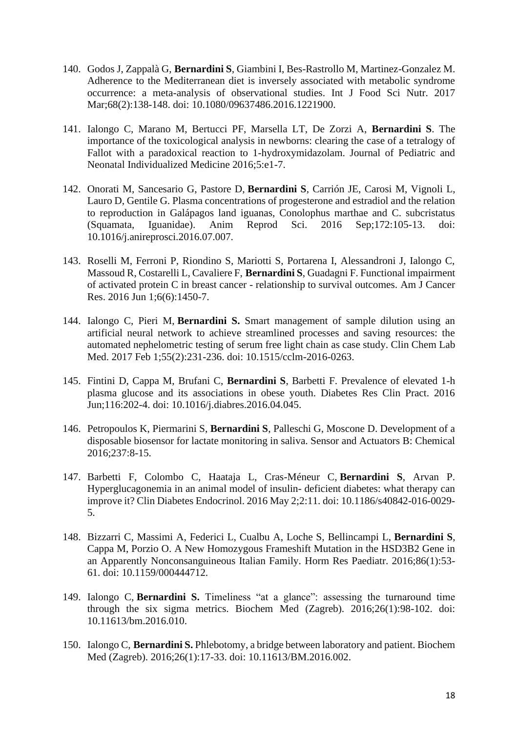140. Godos J, Zappalà G, **Bernardini S**, Giambini I, Bes-Rastrollo M, Martinez-Gonzalez M. Adherence to the Mediterranean diet is inversely associated with metabolic syndrome occurrence: a meta-analysis of observational studies. Int J Food Sci Nutr. 2017 Mar;68(2):138-148. doi: 10.1080/09637486.2016.1221900.

141. Ialongo C, Marano M, Bertucci PF, Marsella LT, De Zorzi A, **Bernardini S**. The importance of the toxicological analysis in newborns: clearing the case of a tetralogy of Fallot with a paradoxical reaction to 1-hydroxymidazolam. Journal of Pediatric and Neonatal Individualized Medicine 2016;5:e1-7.

142. Onorati M, Sancesario G, Pastore D, **Bernardini S**, Carrión JE, Carosi M, Vignoli L, Lauro D, Gentile G. Plasma concentrations of progesterone and estradiol and the relation to reproduction in Galápagos land iguanas, Conolophus marthae and C. subcristatus (Squamata, Iguanidae). Anim Reprod Sci. 2016 Sep;172:105-13. doi: 10.1016/j.anireprosci.2016.07.007.

143. Roselli M, Ferroni P, Riondino S, Mariotti S, Portarena I, Alessandroni J, Ialongo C, Massoud R, Costarelli L, Cavaliere F, **Bernardini S**, Guadagni F. Functional impairment of activated protein C in breast cancer - relationship to survival outcomes. Am J Cancer Res. 2016 Jun 1;6(6):1450-7.

144. Ialongo C, Pieri M, **Bernardini S.** Smart management of sample dilution using an artificial neural network to achieve streamlined processes and saving resources: the automated nephelometric testing of serum free light chain as case study. Clin Chem Lab Med. 2017 Feb 1;55(2):231-236. doi: 10.1515/cclm-2016-0263.

145. Fintini D, Cappa M, Brufani C, **Bernardini S**, Barbetti F. Prevalence of elevated 1-h plasma glucose and its associations in obese youth. Diabetes Res Clin Pract. 2016 Jun;116:202-4. doi: 10.1016/j.diabres.2016.04.045.

146. Petropoulos K, Piermarini S, **Bernardini S**, Palleschi G, Moscone D. Development of a disposable biosensor for lactate monitoring in saliva. Sensor and Actuators B: Chemical 2016;237:8-15.

147. Barbetti F, Colombo C, Haataja L, Cras-Méneur C, **Bernardini S**, Arvan P. Hyperglucagonemia in an animal model of insulin- deficient diabetes: what therapy can improve it? Clin Diabetes Endocrinol. 2016 May 2;2:11. doi: 10.1186/s40842-016-0029-5.

148. Bizzarri C, Massimi A, Federici L, Cualbu A, Loche S, Bellincampi L, **Bernardini S**, Cappa M, Porzio O. A New Homozygous Frameshift Mutation in the HSD3B2 Gene in an Apparently Nonconsanguineous Italian Family. Horm Res Paediatr. 2016;86(1):53-61. doi: 10.1159/000444712.

149. Ialongo C, **Bernardini S.** Timeliness “at a glance”: assessing the turnaround time through the six sigma metrics. Biochem Med (Zagreb). 2016;26(1):98-102. doi: 10.11613/bm.2016.010.

150. Ialongo C, **Bernardini S.** Phlebotomy, a bridge between laboratory and patient. Biochem Med (Zagreb). 2016;26(1):17-33. doi: 10.11613/BM.2016.002.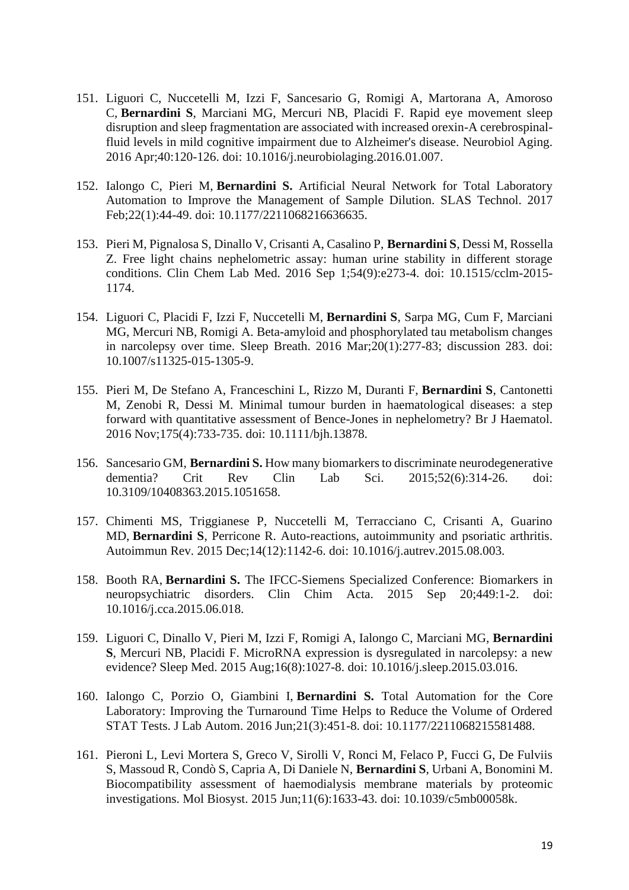151. Liguori C, Nuccetelli M, Izzi F, Sancesario G, Romigi A, Martorana A, Amoroso C, **Bernardini S**, Marciani MG, Mercuri NB, Placidi F. Rapid eye movement sleep disruption and sleep fragmentation are associated with increased orexin-A cerebrospinal-fluid levels in mild cognitive impairment due to Alzheimer's disease. Neurobiol Aging. 2016 Apr;40:120-126. doi: 10.1016/j.neurobiolaging.2016.01.007.

152. Ialongo C, Pieri M, **Bernardini S.** Artificial Neural Network for Total Laboratory Automation to Improve the Management of Sample Dilution. SLAS Technol. 2017 Feb;22(1):44-49. doi: 10.1177/2211068216636635.

153. Pieri M, Pignalosa S, Dinallo V, Crisanti A, Casalino P, **Bernardini S**, Dessi M, Rossella Z. Free light chains nephelometric assay: human urine stability in different storage conditions. Clin Chem Lab Med. 2016 Sep 1;54(9):e273-4. doi: 10.1515/cclm-2015-1174.

154. Liguori C, Placidi F, Izzi F, Nuccetelli M, **Bernardini S**, Sarpa MG, Cum F, Marciani MG, Mercuri NB, Romigi A. Beta-amyloid and phosphorylated tau metabolism changes in narcolepsy over time. Sleep Breath. 2016 Mar;20(1):277-83; discussion 283. doi: 10.1007/s11325-015-1305-9.

155. Pieri M, De Stefano A, Franceschini L, Rizzo M, Duranti F, **Bernardini S**, Cantonetti M, Zenobi R, Dessi M. Minimal tumour burden in haematological diseases: a step forward with quantitative assessment of Bence-Jones in nephelometry? Br J Haematol. 2016 Nov;175(4):733-735. doi: 10.1111/bjh.13878.

156. Sancesario GM, **Bernardini S.** How many biomarkers to discriminate neurodegenerative dementia? Crit Rev Clin Lab Sci. 2015;52(6):314-26. doi: 10.3109/10408363.2015.1051658.

157. Chimenti MS, Triggianese P, Nuccetelli M, Terracciano C, Crisanti A, Guarino MD, **Bernardini S**, Perricone R. Auto-reactions, autoimmunity and psoriatic arthritis. Autoimmun Rev. 2015 Dec;14(12):1142-6. doi: 10.1016/j.autrev.2015.08.003.

158. Booth RA, **Bernardini S.** The IFCC-Siemens Specialized Conference: Biomarkers in neuropsychiatric disorders. Clin Chim Acta. 2015 Sep 20;449:1-2. doi: 10.1016/j.cca.2015.06.018.

159. Liguori C, Dinallo V, Pieri M, Izzi F, Romigi A, Ialongo C, Marciani MG, **Bernardini S**, Mercuri NB, Placidi F. MicroRNA expression is dysregulated in narcolepsy: a new evidence? Sleep Med. 2015 Aug;16(8):1027-8. doi: 10.1016/j.sleep.2015.03.016.

160. Ialongo C, Porzio O, Giambini I, **Bernardini S.** Total Automation for the Core Laboratory: Improving the Turnaround Time Helps to Reduce the Volume of Ordered STAT Tests. J Lab Autom. 2016 Jun;21(3):451-8. doi: 10.1177/2211068215581488.

161. Pieroni L, Levi Mortera S, Greco V, Sirolli V, Ronci M, Felaco P, Fucci G, De Fulviis S, Massoud R, Condò S, Capria A, Di Daniele N, **Bernardini S**, Urbani A, Bonomini M. Biocompatibility assessment of haemodialysis membrane materials by proteomic investigations. Mol Biosyst. 2015 Jun;11(6):1633-43. doi: 10.1039/c5mb00058k.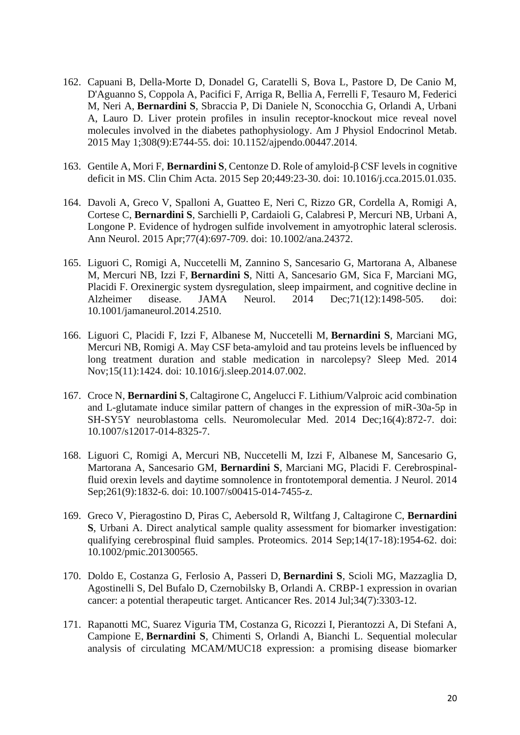162. Capuani B, Della-Morte D, Donadel G, Caratelli S, Bova L, Pastore D, De Canio M, D'Aguanno S, Coppola A, Pacifici F, Arriga R, Bellia A, Ferrelli F, Tesauro M, Federici M, Neri A, **Bernardini S**, Sbraccia P, Di Daniele N, Sconocchia G, Orlandi A, Urbani A, Lauro D. Liver protein profiles in insulin receptor-knockout mice reveal novel molecules involved in the diabetes pathophysiology. Am J Physiol Endocrinol Metab. 2015 May 1;308(9):E744-55. doi: 10.1152/ajpendo.00447.2014.

163. Gentile A, Mori F, **Bernardini S**, Centonze D. Role of amyloid-β CSF levels in cognitive deficit in MS. Clin Chim Acta. 2015 Sep 20;449:23-30. doi: 10.1016/j.cca.2015.01.035.

164. Davoli A, Greco V, Spalloni A, Guatteo E, Neri C, Rizzo GR, Cordella A, Romigi A, Cortese C, **Bernardini S**, Sarchielli P, Cardaioli G, Calabresi P, Mercuri NB, Urbani A, Longone P. Evidence of hydrogen sulfide involvement in amyotrophic lateral sclerosis. Ann Neurol. 2015 Apr;77(4):697-709. doi: 10.1002/ana.24372.

165. Liguori C, Romigi A, Nuccetelli M, Zannino S, Sancesario G, Martorana A, Albanese M, Mercuri NB, Izzi F, **Bernardini S**, Nitti A, Sancesario GM, Sica F, Marciani MG, Placidi F. Orexinergic system dysregulation, sleep impairment, and cognitive decline in Alzheimer disease. JAMA Neurol. 2014 Dec;71(12):1498-505. doi: 10.1001/jamaneurol.2014.2510.

166. Liguori C, Placidi F, Izzi F, Albanese M, Nuccetelli M, **Bernardini S**, Marciani MG, Mercuri NB, Romigi A. May CSF beta-amyloid and tau proteins levels be influenced by long treatment duration and stable medication in narcolepsy? Sleep Med. 2014 Nov;15(11):1424. doi: 10.1016/j.sleep.2014.07.002.

167. Croce N, **Bernardini S**, Caltagirone C, Angelucci F. Lithium/Valproic acid combination and L-glutamate induce similar pattern of changes in the expression of miR-30a-5p in SH-SY5Y neuroblastoma cells. Neuromolecular Med. 2014 Dec;16(4):872-7. doi: 10.1007/s12017-014-8325-7.

168. Liguori C, Romigi A, Mercuri NB, Nuccetelli M, Izzi F, Albanese M, Sancesario G, Martorana A, Sancesario GM, **Bernardini S**, Marciani MG, Placidi F. Cerebrospinal-fluid orexin levels and daytime somnolence in frontotemporal dementia. J Neurol. 2014 Sep;261(9):1832-6. doi: 10.1007/s00415-014-7455-z.

169. Greco V, Pieragostino D, Piras C, Aebersold R, Wiltfang J, Caltagirone C, **Bernardini S**, Urbani A. Direct analytical sample quality assessment for biomarker investigation: qualifying cerebrospinal fluid samples. Proteomics. 2014 Sep;14(17-18):1954-62. doi: 10.1002/pmic.201300565.

170. Doldo E, Costanza G, Ferlosio A, Passeri D, **Bernardini S**, Scioli MG, Mazzaglia D, Agostinelli S, Del Bufalo D, Czernobilsky B, Orlandi A. CRBP-1 expression in ovarian cancer: a potential therapeutic target. Anticancer Res. 2014 Jul;34(7):3303-12.

171. Rapanotti MC, Suarez Viguria TM, Costanza G, Ricozzi I, Pierantozzi A, Di Stefani A, Campione E, **Bernardini S**, Chimenti S, Orlandi A, Bianchi L. Sequential molecular analysis of circulating MCAM/MUC18 expression: a promising disease biomarker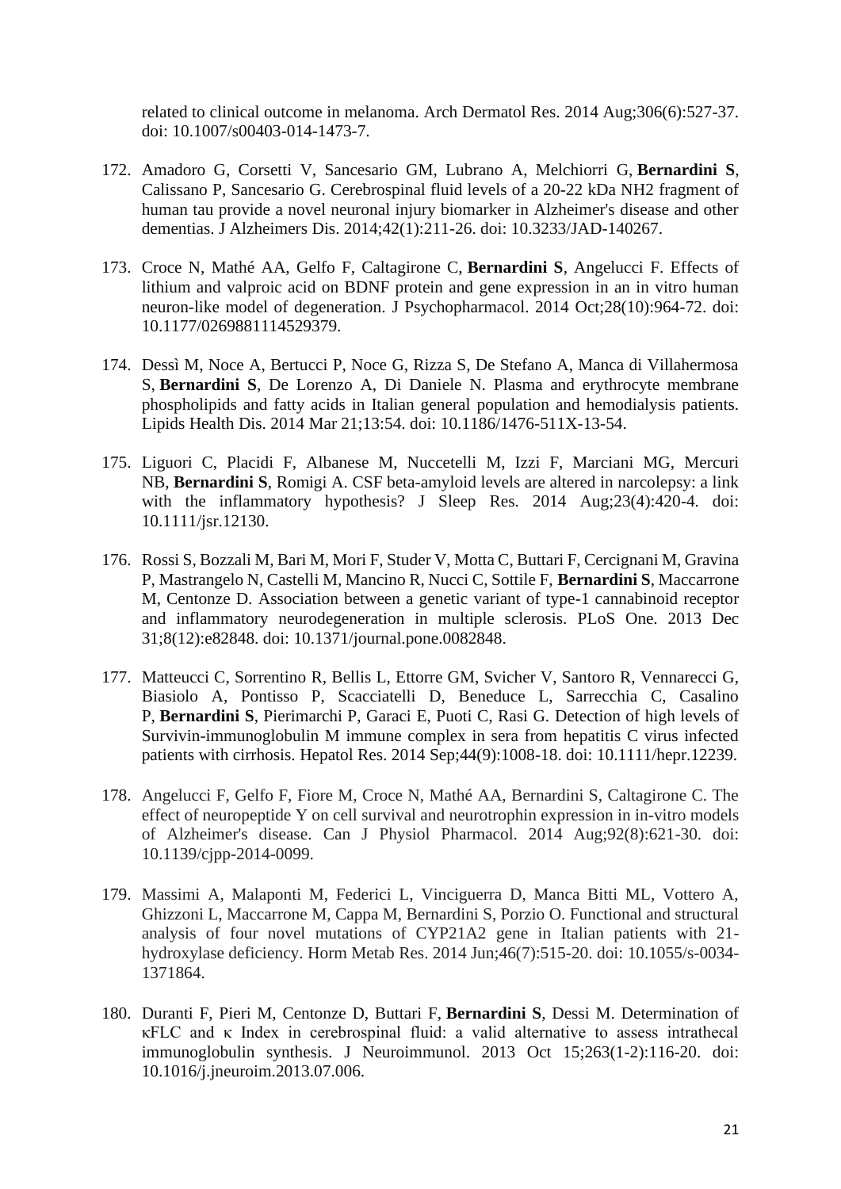related to clinical outcome in melanoma. Arch Dermatol Res. 2014 Aug;306(6):527-37. doi: 10.1007/s00403-014-1473-7.

172. Amadoro G, Corsetti V, Sancesario GM, Lubrano A, Melchiorri G, **Bernardini S**, Calissano P, Sancesario G. Cerebrospinal fluid levels of a 20-22 kDa NH2 fragment of human tau provide a novel neuronal injury biomarker in Alzheimer's disease and other dementias. J Alzheimers Dis. 2014;42(1):211-26. doi: 10.3233/JAD-140267.

173. Croce N, Mathé AA, Gelfo F, Caltagirone C, **Bernardini S**, Angelucci F. Effects of lithium and valproic acid on BDNF protein and gene expression in an in vitro human neuron-like model of degeneration. J Psychopharmacol. 2014 Oct;28(10):964-72. doi: 10.1177/0269881114529379.

174. Dessì M, Noce A, Bertucci P, Noce G, Rizza S, De Stefano A, Manca di Villahermosa S, **Bernardini S**, De Lorenzo A, Di Daniele N. Plasma and erythrocyte membrane phospholipids and fatty acids in Italian general population and hemodialysis patients. Lipids Health Dis. 2014 Mar 21;13:54. doi: 10.1186/1476-511X-13-54.

175. Liguori C, Placidi F, Albanese M, Nuccetelli M, Izzi F, Marciani MG, Mercuri NB, **Bernardini S**, Romigi A. CSF beta-amyloid levels are altered in narcolepsy: a link with the inflammatory hypothesis? J Sleep Res. 2014 Aug;23(4):420-4. doi: 10.1111/jsr.12130.

176. Rossi S, Bozzali M, Bari M, Mori F, Studer V, Motta C, Buttari F, Cercignani M, Gravina P, Mastrangelo N, Castelli M, Mancino R, Nucci C, Sottile F, **Bernardini S**, Maccarrone M, Centonze D. Association between a genetic variant of type-1 cannabinoid receptor and inflammatory neurodegeneration in multiple sclerosis. PLoS One. 2013 Dec 31;8(12):e82848. doi: 10.1371/journal.pone.0082848.

177. Matteucci C, Sorrentino R, Bellis L, Ettorre GM, Svicher V, Santoro R, Vennarecci G, Biasiolo A, Pontisso P, Scacciatelli D, Beneduce L, Sarrecchia C, Casalino P, **Bernardini S**, Pierimarchi P, Garaci E, Puoti C, Rasi G. Detection of high levels of Survivin-immunoglobulin M immune complex in sera from hepatitis C virus infected patients with cirrhosis. Hepatol Res. 2014 Sep;44(9):1008-18. doi: 10.1111/hepr.12239.

178. Angelucci F, Gelfo F, Fiore M, Croce N, Mathé AA, Bernardini S, Caltagirone C. The effect of neuropeptide Y on cell survival and neurotrophin expression in in-vitro models of Alzheimer's disease. Can J Physiol Pharmacol. 2014 Aug;92(8):621-30. doi: 10.1139/cjpp-2014-0099.

179. Massimi A, Malaponti M, Federici L, Vinciguerra D, Manca Bitti ML, Vottero A, Ghizzoni L, Maccarrone M, Cappa M, Bernardini S, Porzio O. Functional and structural analysis of four novel mutations of CYP21A2 gene in Italian patients with 21-hydroxylase deficiency. Horm Metab Res. 2014 Jun;46(7):515-20. doi: 10.1055/s-0034-1371864.

180. Duranti F, Pieri M, Centonze D, Buttari F, **Bernardini S**, Dessi M. Determination of κFLC and κ Index in cerebrospinal fluid: a valid alternative to assess intrathecal immunoglobulin synthesis. J Neuroimmunol. 2013 Oct 15;263(1-2):116-20. doi: 10.1016/j.jneuroim.2013.07.006.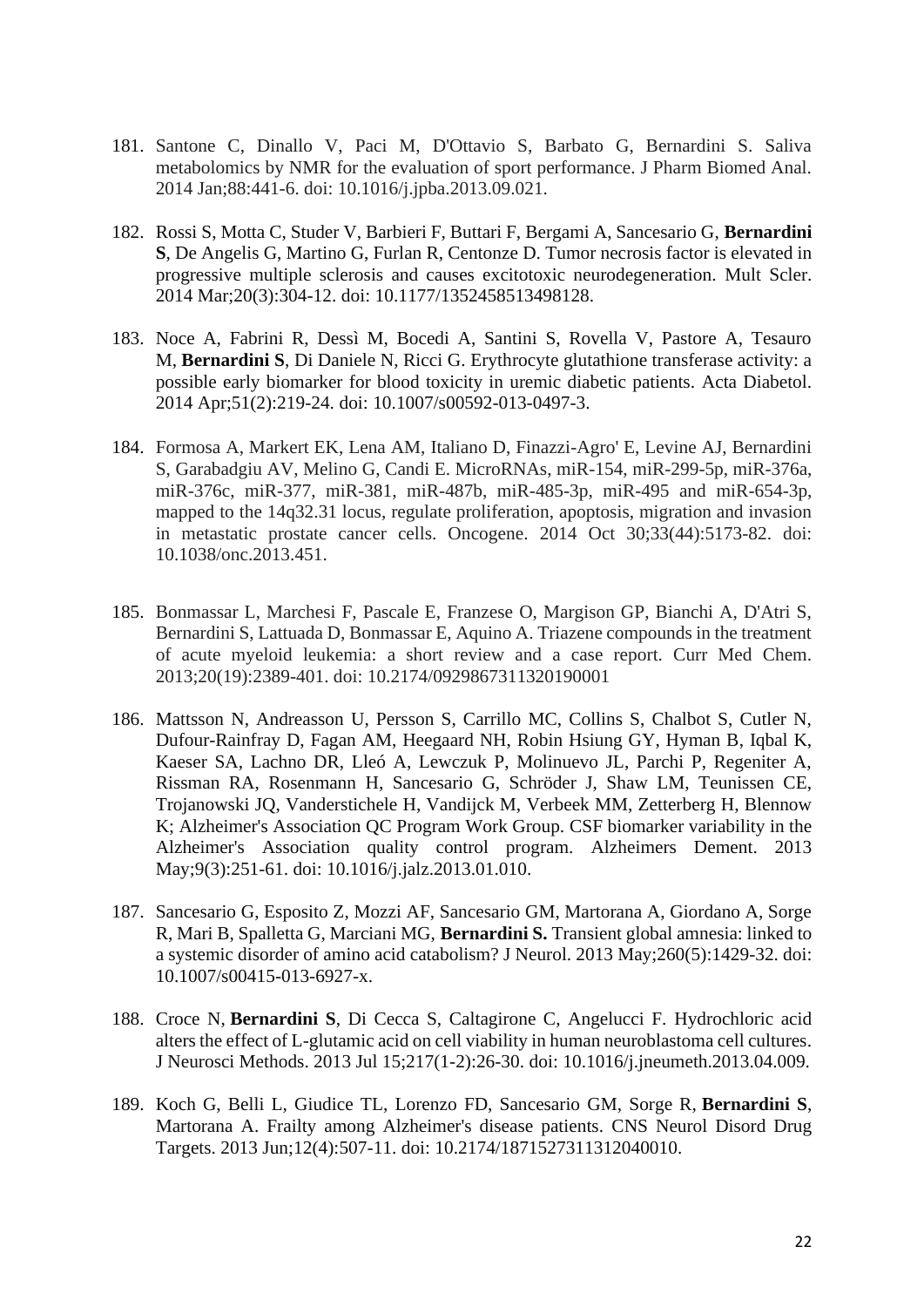181. Santone C, Dinallo V, Paci M, D'Ottavio S, Barbato G, Bernardini S. Saliva metabolomics by NMR for the evaluation of sport performance. J Pharm Biomed Anal. 2014 Jan;88:441-6. doi: 10.1016/j.jpba.2013.09.021.

182. Rossi S, Motta C, Studer V, Barbieri F, Buttari F, Bergami A, Sancesario G, **Bernardini S**, De Angelis G, Martino G, Furlan R, Centonze D. Tumor necrosis factor is elevated in progressive multiple sclerosis and causes excitotoxic neurodegeneration. Mult Scler. 2014 Mar;20(3):304-12. doi: 10.1177/1352458513498128.

183. Noce A, Fabrini R, Dessì M, Bocedi A, Santini S, Rovella V, Pastore A, Tesauro M, **Bernardini S**, Di Daniele N, Ricci G. Erythrocyte glutathione transferase activity: a possible early biomarker for blood toxicity in uremic diabetic patients. Acta Diabetol. 2014 Apr;51(2):219-24. doi: 10.1007/s00592-013-0497-3.

184. Formosa A, Markert EK, Lena AM, Italiano D, Finazzi-Agro' E, Levine AJ, Bernardini S, Garabadgiu AV, Melino G, Candi E. MicroRNAs, miR-154, miR-299-5p, miR-376a, miR-376c, miR-377, miR-381, miR-487b, miR-485-3p, miR-495 and miR-654-3p, mapped to the 14q32.31 locus, regulate proliferation, apoptosis, migration and invasion in metastatic prostate cancer cells. Oncogene. 2014 Oct 30;33(44):5173-82. doi: 10.1038/onc.2013.451.

185. Bonmassar L, Marchesi F, Pascale E, Franzese O, Margison GP, Bianchi A, D'Atri S, Bernardini S, Lattuada D, Bonmassar E, Aquino A. Triazene compounds in the treatment of acute myeloid leukemia: a short review and a case report. Curr Med Chem. 2013;20(19):2389-401. doi: 10.2174/0929867311320190001

186. Mattsson N, Andreasson U, Persson S, Carrillo MC, Collins S, Chalbot S, Cutler N, Dufour-Rainfray D, Fagan AM, Heegaard NH, Robin Hsiung GY, Hyman B, Iqbal K, Kaeser SA, Lachno DR, Lleó A, Lewczuk P, Molinuevo JL, Parchi P, Regeniter A, Rissman RA, Rosenmann H, Sancesario G, Schröder J, Shaw LM, Teunissen CE, Trojanowski JQ, Vanderstichele H, Vandijck M, Verbeek MM, Zetterberg H, Blennow K; Alzheimer's Association QC Program Work Group. CSF biomarker variability in the Alzheimer's Association quality control program. Alzheimers Dement. 2013 May;9(3):251-61. doi: 10.1016/j.jalz.2013.01.010.

187. Sancesario G, Esposito Z, Mozzi AF, Sancesario GM, Martorana A, Giordano A, Sorge R, Mari B, Spalletta G, Marciani MG, **Bernardini S.** Transient global amnesia: linked to a systemic disorder of amino acid catabolism? J Neurol. 2013 May;260(5):1429-32. doi: 10.1007/s00415-013-6927-x.

188. Croce N, **Bernardini S**, Di Cecca S, Caltagirone C, Angelucci F. Hydrochloric acid alters the effect of L-glutamic acid on cell viability in human neuroblastoma cell cultures. J Neurosci Methods. 2013 Jul 15;217(1-2):26-30. doi: 10.1016/j.jneumeth.2013.04.009.

189. Koch G, Belli L, Giudice TL, Lorenzo FD, Sancesario GM, Sorge R, **Bernardini S**, Martorana A. Frailty among Alzheimer's disease patients. CNS Neurol Disord Drug Targets. 2013 Jun;12(4):507-11. doi: 10.2174/1871527311312040010.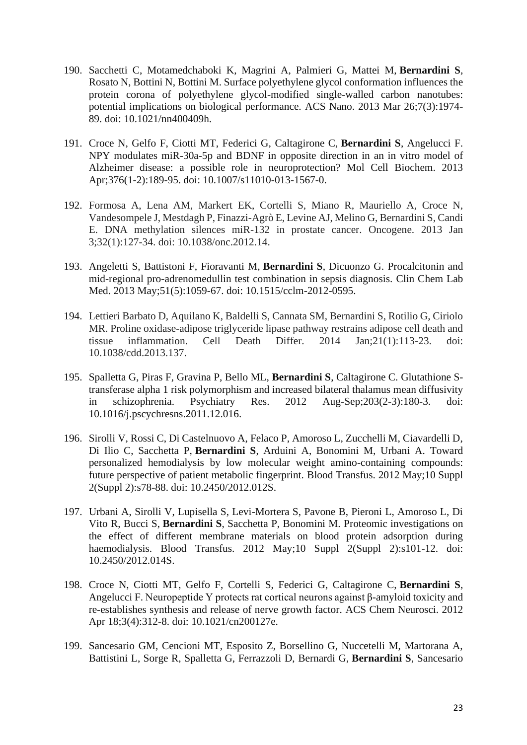190. Sacchetti C, Motamedchaboki K, Magrini A, Palmieri G, Mattei M, **Bernardini S**, Rosato N, Bottini N, Bottini M. Surface polyethylene glycol conformation influences the protein corona of polyethylene glycol-modified single-walled carbon nanotubes: potential implications on biological performance. ACS Nano. 2013 Mar 26;7(3):1974-89. doi: 10.1021/nn400409h.

191. Croce N, Gelfo F, Ciotti MT, Federici G, Caltagirone C, **Bernardini S**, Angelucci F. NPY modulates miR-30a-5p and BDNF in opposite direction in an in vitro model of Alzheimer disease: a possible role in neuroprotection? Mol Cell Biochem. 2013 Apr;376(1-2):189-95. doi: 10.1007/s11010-013-1567-0.

192. Formosa A, Lena AM, Markert EK, Cortelli S, Miano R, Mauriello A, Croce N, Vandesompele J, Mestdagh P, Finazzi-Agrò E, Levine AJ, Melino G, Bernardini S, Candi E. DNA methylation silences miR-132 in prostate cancer. Oncogene. 2013 Jan 3;32(1):127-34. doi: 10.1038/onc.2012.14.

193. Angeletti S, Battistoni F, Fioravanti M, **Bernardini S**, Dicuonzo G. Procalcitonin and mid-regional pro-adrenomedullin test combination in sepsis diagnosis. Clin Chem Lab Med. 2013 May;51(5):1059-67. doi: 10.1515/cclm-2012-0595.

194. Lettieri Barbato D, Aquilano K, Baldelli S, Cannata SM, Bernardini S, Rotilio G, Ciriolo MR. Proline oxidase-adipose triglyceride lipase pathway restrains adipose cell death and tissue inflammation. Cell Death Differ. 2014 Jan;21(1):113-23. doi: 10.1038/cdd.2013.137.

195. Spalletta G, Piras F, Gravina P, Bello ML, **Bernardini S**, Caltagirone C. Glutathione S-transferase alpha 1 risk polymorphism and increased bilateral thalamus mean diffusivity in schizophrenia. Psychiatry Res. 2012 Aug-Sep;203(2-3):180-3. doi: 10.1016/j.pscychresns.2011.12.016.

196. Sirolli V, Rossi C, Di Castelnuovo A, Felaco P, Amoroso L, Zucchelli M, Ciavardelli D, Di Ilio C, Sacchetta P, **Bernardini S**, Arduini A, Bonomini M, Urbani A. Toward personalized hemodialysis by low molecular weight amino-containing compounds: future perspective of patient metabolic fingerprint. Blood Transfus. 2012 May;10 Suppl 2(Suppl 2):s78-88. doi: 10.2450/2012.012S.

197. Urbani A, Sirolli V, Lupisella S, Levi-Mortera S, Pavone B, Pieroni L, Amoroso L, Di Vito R, Bucci S, **Bernardini S**, Sacchetta P, Bonomini M. Proteomic investigations on the effect of different membrane materials on blood protein adsorption during haemodialysis. Blood Transfus. 2012 May;10 Suppl 2(Suppl 2):s101-12. doi: 10.2450/2012.014S.

198. Croce N, Ciotti MT, Gelfo F, Cortelli S, Federici G, Caltagirone C, **Bernardini S**, Angelucci F. Neuropeptide Y protects rat cortical neurons against β-amyloid toxicity and re-establishes synthesis and release of nerve growth factor. ACS Chem Neurosci. 2012 Apr 18;3(4):312-8. doi: 10.1021/cn200127e.

199. Sancesario GM, Cencioni MT, Esposito Z, Borsellino G, Nuccetelli M, Martorana A, Battistini L, Sorge R, Spalletta G, Ferrazzoli D, Bernardi G, **Bernardini S**, Sancesario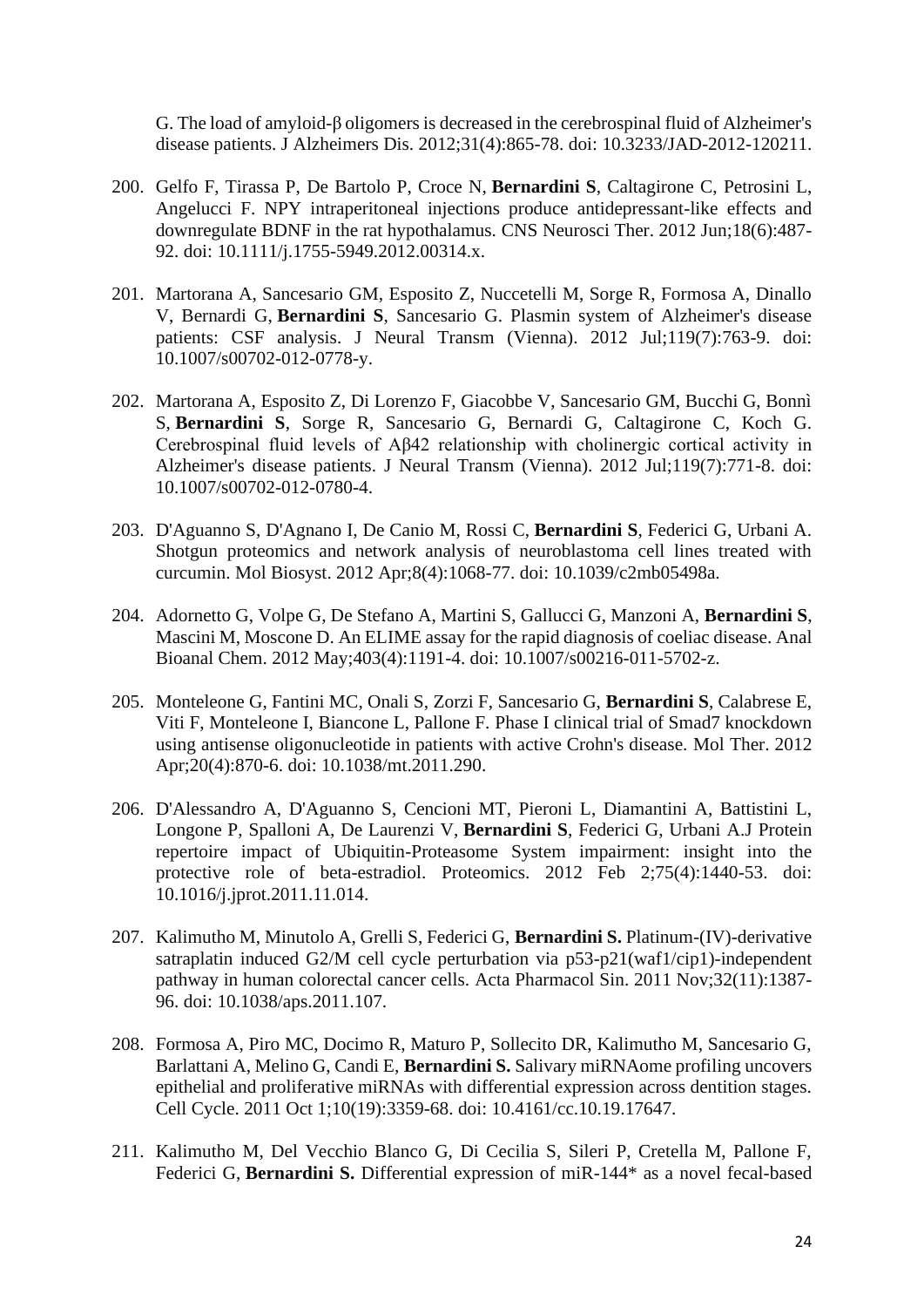G. The load of amyloid-β oligomers is decreased in the cerebrospinal fluid of Alzheimer's disease patients. J Alzheimers Dis. 2012;31(4):865-78. doi: 10.3233/JAD-2012-120211.

200. Gelfo F, Tirassa P, De Bartolo P, Croce N, **Bernardini S**, Caltagirone C, Petrosini L, Angelucci F. NPY intraperitoneal injections produce antidepressant-like effects and downregulate BDNF in the rat hypothalamus. CNS Neurosci Ther. 2012 Jun;18(6):487-92. doi: 10.1111/j.1755-5949.2012.00314.x.

201. Martorana A, Sancesario GM, Esposito Z, Nuccetelli M, Sorge R, Formosa A, Dinallo V, Bernardi G, **Bernardini S**, Sancesario G. Plasmin system of Alzheimer's disease patients: CSF analysis. J Neural Transm (Vienna). 2012 Jul;119(7):763-9. doi: 10.1007/s00702-012-0778-y.

202. Martorana A, Esposito Z, Di Lorenzo F, Giacobbe V, Sancesario GM, Bucchi G, Bonnì S, **Bernardini S**, Sorge R, Sancesario G, Bernardi G, Caltagirone C, Koch G. Cerebrospinal fluid levels of Aβ42 relationship with cholinergic cortical activity in Alzheimer's disease patients. J Neural Transm (Vienna). 2012 Jul;119(7):771-8. doi: 10.1007/s00702-012-0780-4.

203. D'Aguanno S, D'Agnano I, De Canio M, Rossi C, **Bernardini S**, Federici G, Urbani A. Shotgun proteomics and network analysis of neuroblastoma cell lines treated with curcumin. Mol Biosyst. 2012 Apr;8(4):1068-77. doi: 10.1039/c2mb05498a.

204. Adornetto G, Volpe G, De Stefano A, Martini S, Gallucci G, Manzoni A, **Bernardini S**, Mascini M, Moscone D. An ELIME assay for the rapid diagnosis of coeliac disease. Anal Bioanal Chem. 2012 May;403(4):1191-4. doi: 10.1007/s00216-011-5702-z.

205. Monteleone G, Fantini MC, Onali S, Zorzi F, Sancesario G, **Bernardini S**, Calabrese E, Viti F, Monteleone I, Biancone L, Pallone F. Phase I clinical trial of Smad7 knockdown using antisense oligonucleotide in patients with active Crohn's disease. Mol Ther. 2012 Apr;20(4):870-6. doi: 10.1038/mt.2011.290.

206. D'Alessandro A, D'Aguanno S, Cencioni MT, Pieroni L, Diamantini A, Battistini L, Longone P, Spalloni A, De Laurenzi V, **Bernardini S**, Federici G, Urbani A.J Protein repertoire impact of Ubiquitin-Proteasome System impairment: insight into the protective role of beta-estradiol. Proteomics. 2012 Feb 2;75(4):1440-53. doi: 10.1016/j.jprot.2011.11.014.

207. Kalimutho M, Minutolo A, Grelli S, Federici G, **Bernardini S.** Platinum-(IV)-derivative satraplatin induced G2/M cell cycle perturbation via p53-p21(waf1/cip1)-independent pathway in human colorectal cancer cells. Acta Pharmacol Sin. 2011 Nov;32(11):1387-96. doi: 10.1038/aps.2011.107.

208. Formosa A, Piro MC, Docimo R, Maturo P, Sollecito DR, Kalimutho M, Sancesario G, Barlattani A, Melino G, Candi E, **Bernardini S.** Salivary miRNAome profiling uncovers epithelial and proliferative miRNAs with differential expression across dentition stages. Cell Cycle. 2011 Oct 1;10(19):3359-68. doi: 10.4161/cc.10.19.17647.

211. Kalimutho M, Del Vecchio Blanco G, Di Cecilia S, Sileri P, Cretella M, Pallone F, Federici G, **Bernardini S.** Differential expression of miR-144* as a novel fecal-based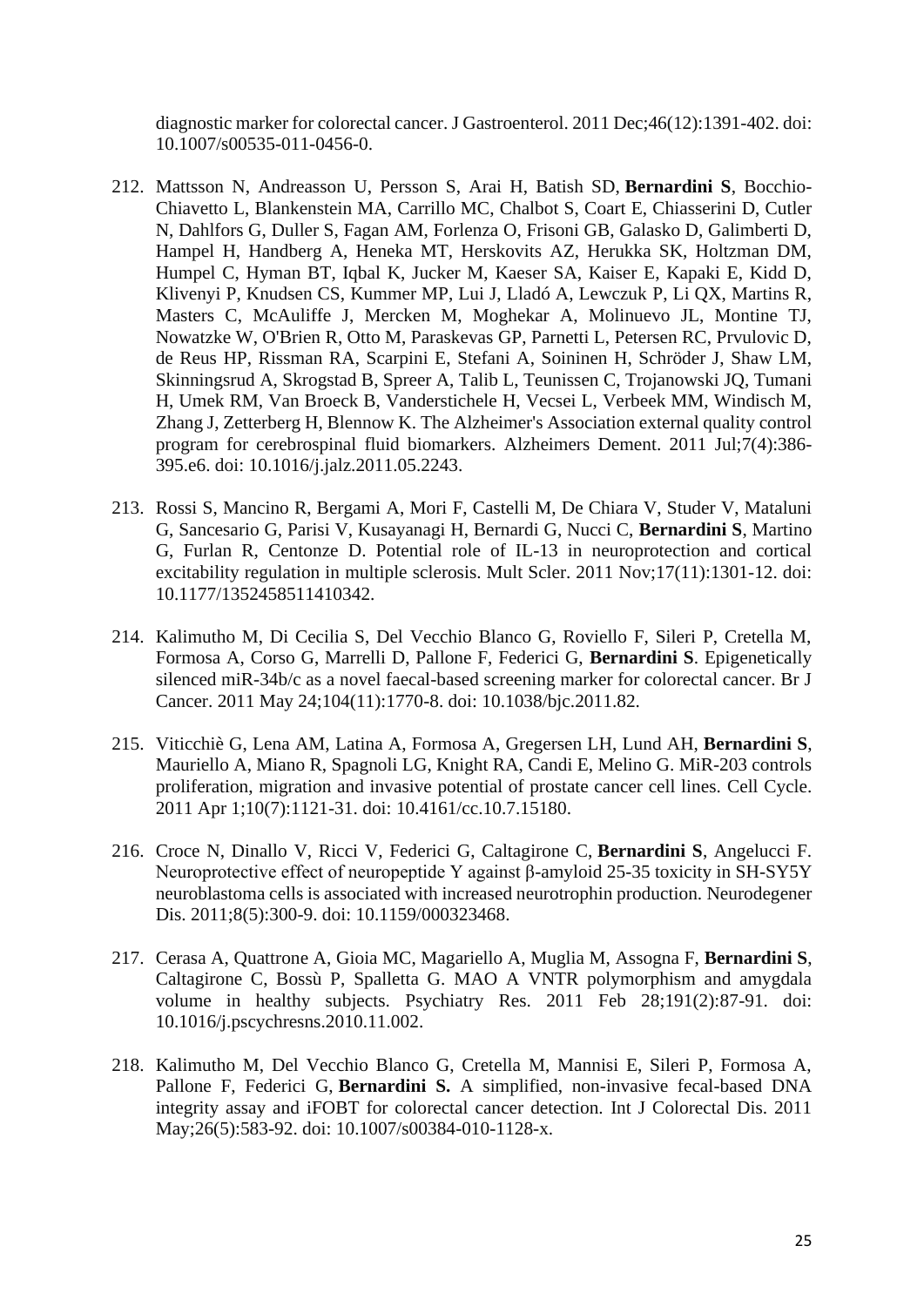diagnostic marker for colorectal cancer. J Gastroenterol. 2011 Dec;46(12):1391-402. doi: 10.1007/s00535-011-0456-0.

212. Mattsson N, Andreasson U, Persson S, Arai H, Batish SD, **Bernardini S**, Bocchio-Chiavetto L, Blankenstein MA, Carrillo MC, Chalbot S, Coart E, Chiasserini D, Cutler N, Dahlfors G, Duller S, Fagan AM, Forlenza O, Frisoni GB, Galasko D, Galimberti D, Hampel H, Handberg A, Heneka MT, Herskovits AZ, Herukka SK, Holtzman DM, Humpel C, Hyman BT, Iqbal K, Jucker M, Kaeser SA, Kaiser E, Kapaki E, Kidd D, Klivenyi P, Knudsen CS, Kummer MP, Lui J, Lladó A, Lewczuk P, Li QX, Martins R, Masters C, McAuliffe J, Mercken M, Moghekar A, Molinuevo JL, Montine TJ, Nowatzke W, O'Brien R, Otto M, Paraskevas GP, Parnetti L, Petersen RC, Prvulovic D, de Reus HP, Rissman RA, Scarpini E, Stefani A, Soininen H, Schröder J, Shaw LM, Skinningsrud A, Skrogstad B, Spreer A, Talib L, Teunissen C, Trojanowski JQ, Tumani H, Umek RM, Van Broeck B, Vanderstichele H, Vecsei L, Verbeek MM, Windisch M, Zhang J, Zetterberg H, Blennow K. The Alzheimer's Association external quality control program for cerebrospinal fluid biomarkers. Alzheimers Dement. 2011 Jul;7(4):386-395.e6. doi: 10.1016/j.jalz.2011.05.2243.

213. Rossi S, Mancino R, Bergami A, Mori F, Castelli M, De Chiara V, Studer V, Mataluni G, Sancesario G, Parisi V, Kusayanagi H, Bernardi G, Nucci C, **Bernardini S**, Martino G, Furlan R, Centonze D. Potential role of IL-13 in neuroprotection and cortical excitability regulation in multiple sclerosis. Mult Scler. 2011 Nov;17(11):1301-12. doi: 10.1177/1352458511410342.

214. Kalimutho M, Di Cecilia S, Del Vecchio Blanco G, Roviello F, Sileri P, Cretella M, Formosa A, Corso G, Marrelli D, Pallone F, Federici G, **Bernardini S**. Epigenetically silenced miR-34b/c as a novel faecal-based screening marker for colorectal cancer. Br J Cancer. 2011 May 24;104(11):1770-8. doi: 10.1038/bjc.2011.82.

215. Viticchiè G, Lena AM, Latina A, Formosa A, Gregersen LH, Lund AH, **Bernardini S**, Mauriello A, Miano R, Spagnoli LG, Knight RA, Candi E, Melino G. MiR-203 controls proliferation, migration and invasive potential of prostate cancer cell lines. Cell Cycle. 2011 Apr 1;10(7):1121-31. doi: 10.4161/cc.10.7.15180.

216. Croce N, Dinallo V, Ricci V, Federici G, Caltagirone C, **Bernardini S**, Angelucci F. Neuroprotective effect of neuropeptide Y against β-amyloid 25-35 toxicity in SH-SY5Y neuroblastoma cells is associated with increased neurotrophin production. Neurodegener Dis. 2011;8(5):300-9. doi: 10.1159/000323468.

217. Cerasa A, Quattrone A, Gioia MC, Magariello A, Muglia M, Assogna F, **Bernardini S**, Caltagirone C, Bossù P, Spalletta G. MAO A VNTR polymorphism and amygdala volume in healthy subjects. Psychiatry Res. 2011 Feb 28;191(2):87-91. doi: 10.1016/j.pscychresns.2010.11.002.

218. Kalimutho M, Del Vecchio Blanco G, Cretella M, Mannisi E, Sileri P, Formosa A, Pallone F, Federici G, **Bernardini S.** A simplified, non-invasive fecal-based DNA integrity assay and iFOBT for colorectal cancer detection. Int J Colorectal Dis. 2011 May;26(5):583-92. doi: 10.1007/s00384-010-1128-x.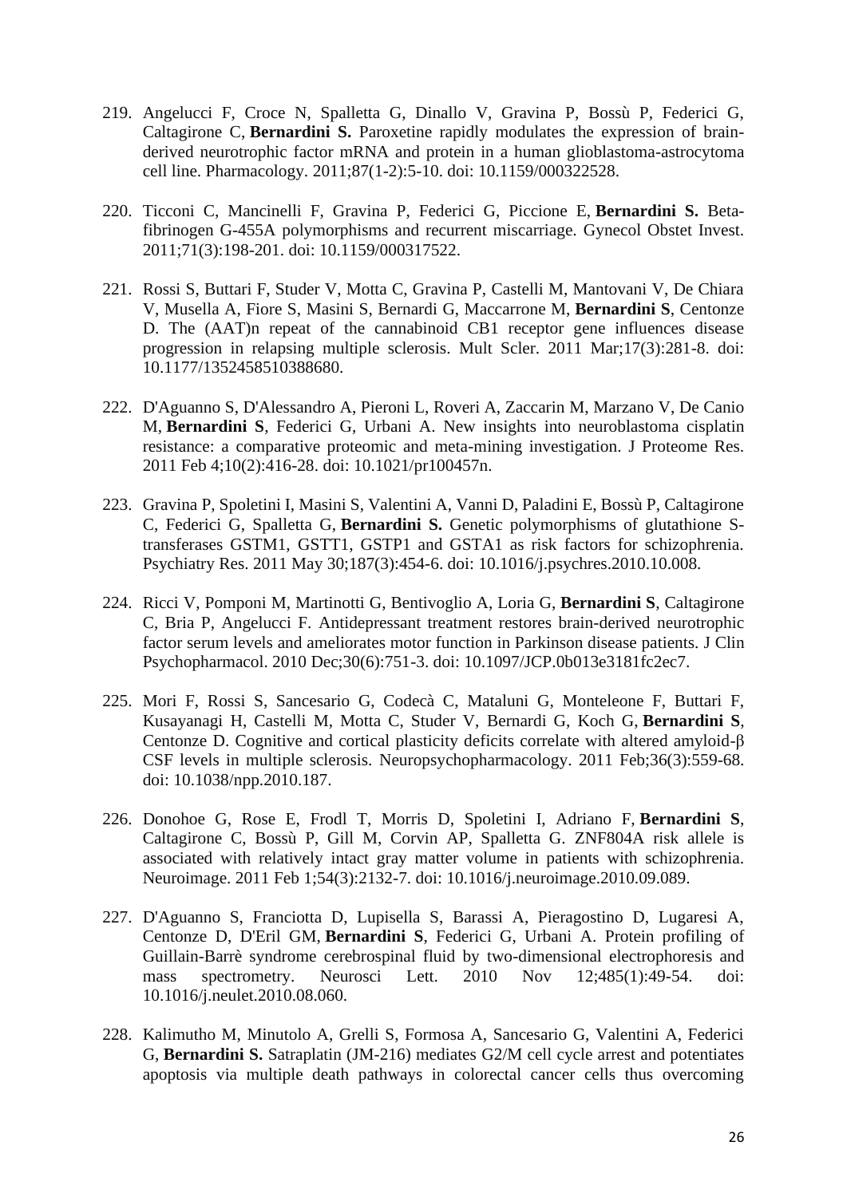219. Angelucci F, Croce N, Spalletta G, Dinallo V, Gravina P, Bossù P, Federici G, Caltagirone C, **Bernardini S.** Paroxetine rapidly modulates the expression of brain-derived neurotrophic factor mRNA and protein in a human glioblastoma-astrocytoma cell line. Pharmacology. 2011;87(1-2):5-10. doi: 10.1159/000322528.

220. Ticconi C, Mancinelli F, Gravina P, Federici G, Piccione E, **Bernardini S.** Beta-fibrinogen G-455A polymorphisms and recurrent miscarriage. Gynecol Obstet Invest. 2011;71(3):198-201. doi: 10.1159/000317522.

221. Rossi S, Buttari F, Studer V, Motta C, Gravina P, Castelli M, Mantovani V, De Chiara V, Musella A, Fiore S, Masini S, Bernardi G, Maccarrone M, **Bernardini S**, Centonze D. The (AAT)n repeat of the cannabinoid CB1 receptor gene influences disease progression in relapsing multiple sclerosis. Mult Scler. 2011 Mar;17(3):281-8. doi: 10.1177/1352458510388680.

222. D'Aguanno S, D'Alessandro A, Pieroni L, Roveri A, Zaccarin M, Marzano V, De Canio M, **Bernardini S**, Federici G, Urbani A. New insights into neuroblastoma cisplatin resistance: a comparative proteomic and meta-mining investigation. J Proteome Res. 2011 Feb 4;10(2):416-28. doi: 10.1021/pr100457n.

223. Gravina P, Spoletini I, Masini S, Valentini A, Vanni D, Paladini E, Bossù P, Caltagirone C, Federici G, Spalletta G, **Bernardini S.** Genetic polymorphisms of glutathione S-transferases GSTM1, GSTT1, GSTP1 and GSTA1 as risk factors for schizophrenia. Psychiatry Res. 2011 May 30;187(3):454-6. doi: 10.1016/j.psychres.2010.10.008.

224. Ricci V, Pomponi M, Martinotti G, Bentivoglio A, Loria G, **Bernardini S**, Caltagirone C, Bria P, Angelucci F. Antidepressant treatment restores brain-derived neurotrophic factor serum levels and ameliorates motor function in Parkinson disease patients. J Clin Psychopharmacol. 2010 Dec;30(6):751-3. doi: 10.1097/JCP.0b013e3181fc2ec7.

225. Mori F, Rossi S, Sancesario G, Codecà C, Mataluni G, Monteleone F, Buttari F, Kusayanagi H, Castelli M, Motta C, Studer V, Bernardi G, Koch G, **Bernardini S**, Centonze D. Cognitive and cortical plasticity deficits correlate with altered amyloid-β CSF levels in multiple sclerosis. Neuropsychopharmacology. 2011 Feb;36(3):559-68. doi: 10.1038/npp.2010.187.

226. Donohoe G, Rose E, Frodl T, Morris D, Spoletini I, Adriano F, **Bernardini S**, Caltagirone C, Bossù P, Gill M, Corvin AP, Spalletta G. ZNF804A risk allele is associated with relatively intact gray matter volume in patients with schizophrenia. Neuroimage. 2011 Feb 1;54(3):2132-7. doi: 10.1016/j.neuroimage.2010.09.089.

227. D'Aguanno S, Franciotta D, Lupisella S, Barassi A, Pieragostino D, Lugaresi A, Centonze D, D'Eril GM, **Bernardini S**, Federici G, Urbani A. Protein profiling of Guillain-Barrè syndrome cerebrospinal fluid by two-dimensional electrophoresis and mass spectrometry. Neurosci Lett. 2010 Nov 12;485(1):49-54. doi: 10.1016/j.neulet.2010.08.060.

228. Kalimutho M, Minutolo A, Grelli S, Formosa A, Sancesario G, Valentini A, Federici G, **Bernardini S.** Satraplatin (JM-216) mediates G2/M cell cycle arrest and potentiates apoptosis via multiple death pathways in colorectal cancer cells thus overcoming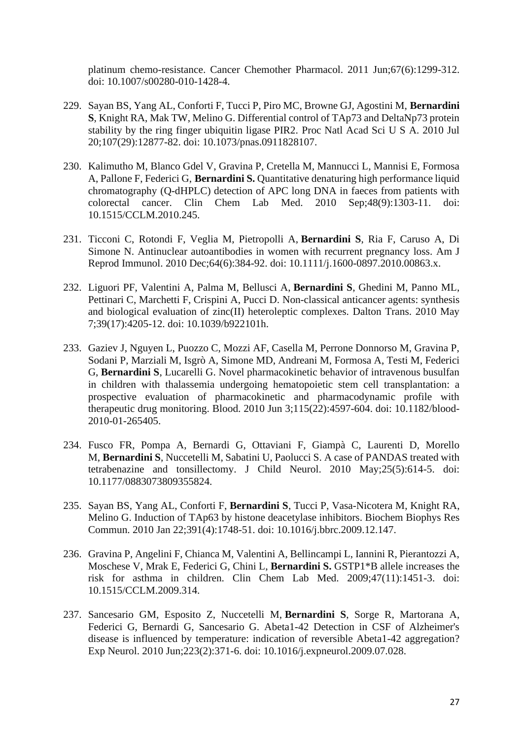platinum chemo-resistance. Cancer Chemother Pharmacol. 2011 Jun;67(6):1299-312. doi: 10.1007/s00280-010-1428-4.

229. Sayan BS, Yang AL, Conforti F, Tucci P, Piro MC, Browne GJ, Agostini M, **Bernardini S**, Knight RA, Mak TW, Melino G. Differential control of TAp73 and DeltaNp73 protein stability by the ring finger ubiquitin ligase PIR2. Proc Natl Acad Sci U S A. 2010 Jul 20;107(29):12877-82. doi: 10.1073/pnas.0911828107.

230. Kalimutho M, Blanco Gdel V, Gravina P, Cretella M, Mannucci L, Mannisi E, Formosa A, Pallone F, Federici G, **Bernardini S.** Quantitative denaturing high performance liquid chromatography (Q-dHPLC) detection of APC long DNA in faeces from patients with colorectal cancer. Clin Chem Lab Med. 2010 Sep;48(9):1303-11. doi: 10.1515/CCLM.2010.245.

231. Ticconi C, Rotondi F, Veglia M, Pietropolli A, **Bernardini S**, Ria F, Caruso A, Di Simone N. Antinuclear autoantibodies in women with recurrent pregnancy loss. Am J Reprod Immunol. 2010 Dec;64(6):384-92. doi: 10.1111/j.1600-0897.2010.00863.x.

232. Liguori PF, Valentini A, Palma M, Bellusci A, **Bernardini S**, Ghedini M, Panno ML, Pettinari C, Marchetti F, Crispini A, Pucci D. Non-classical anticancer agents: synthesis and biological evaluation of zinc(II) heteroleptic complexes. Dalton Trans. 2010 May 7;39(17):4205-12. doi: 10.1039/b922101h.

233. Gaziev J, Nguyen L, Puozzo C, Mozzi AF, Casella M, Perrone Donnorso M, Gravina P, Sodani P, Marziali M, Isgrò A, Simone MD, Andreani M, Formosa A, Testi M, Federici G, **Bernardini S**, Lucarelli G. Novel pharmacokinetic behavior of intravenous busulfan in children with thalassemia undergoing hematopoietic stem cell transplantation: a prospective evaluation of pharmacokinetic and pharmacodynamic profile with therapeutic drug monitoring. Blood. 2010 Jun 3;115(22):4597-604. doi: 10.1182/blood-2010-01-265405.

234. Fusco FR, Pompa A, Bernardi G, Ottaviani F, Giampà C, Laurenti D, Morello M, **Bernardini S**, Nuccetelli M, Sabatini U, Paolucci S. A case of PANDAS treated with tetrabenazine and tonsillectomy. J Child Neurol. 2010 May;25(5):614-5. doi: 10.1177/0883073809355824.

235. Sayan BS, Yang AL, Conforti F, **Bernardini S**, Tucci P, Vasa-Nicotera M, Knight RA, Melino G. Induction of TAp63 by histone deacetylase inhibitors. Biochem Biophys Res Commun. 2010 Jan 22;391(4):1748-51. doi: 10.1016/j.bbrc.2009.12.147.

236. Gravina P, Angelini F, Chianca M, Valentini A, Bellincampi L, Iannini R, Pierantozzi A, Moschese V, Mrak E, Federici G, Chini L, **Bernardini S.** GSTP1*B allele increases the risk for asthma in children. Clin Chem Lab Med. 2009;47(11):1451-3. doi: 10.1515/CCLM.2009.314.

237. Sancesario GM, Esposito Z, Nuccetelli M, **Bernardini S**, Sorge R, Martorana A, Federici G, Bernardi G, Sancesario G. Abeta1-42 Detection in CSF of Alzheimer's disease is influenced by temperature: indication of reversible Abeta1-42 aggregation? Exp Neurol. 2010 Jun;223(2):371-6. doi: 10.1016/j.expneurol.2009.07.028.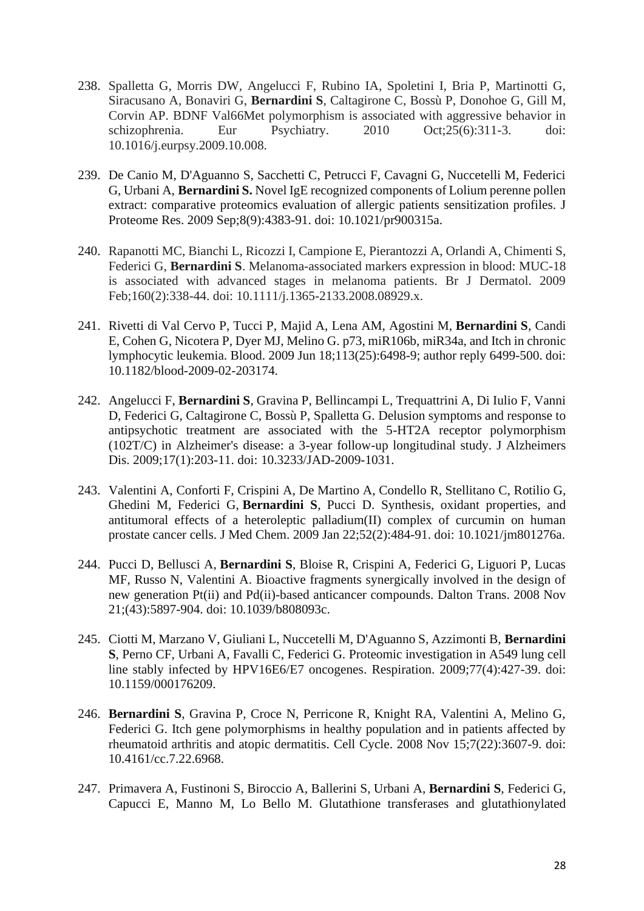238. Spalletta G, Morris DW, Angelucci F, Rubino IA, Spoletini I, Bria P, Martinotti G, Siracusano A, Bonaviri G, **Bernardini S**, Caltagirone C, Bossù P, Donohoe G, Gill M, Corvin AP. BDNF Val66Met polymorphism is associated with aggressive behavior in schizophrenia. Eur Psychiatry. 2010 Oct;25(6):311-3. doi: 10.1016/j.eurpsy.2009.10.008.

239. De Canio M, D'Aguanno S, Sacchetti C, Petrucci F, Cavagni G, Nuccetelli M, Federici G, Urbani A, **Bernardini S.** Novel IgE recognized components of Lolium perenne pollen extract: comparative proteomics evaluation of allergic patients sensitization profiles. J Proteome Res. 2009 Sep;8(9):4383-91. doi: 10.1021/pr900315a.

240. Rapanotti MC, Bianchi L, Ricozzi I, Campione E, Pierantozzi A, Orlandi A, Chimenti S, Federici G, **Bernardini S**. Melanoma-associated markers expression in blood: MUC-18 is associated with advanced stages in melanoma patients. Br J Dermatol. 2009 Feb;160(2):338-44. doi: 10.1111/j.1365-2133.2008.08929.x.

241. Rivetti di Val Cervo P, Tucci P, Majid A, Lena AM, Agostini M, **Bernardini S**, Candi E, Cohen G, Nicotera P, Dyer MJ, Melino G. p73, miR106b, miR34a, and Itch in chronic lymphocytic leukemia. Blood. 2009 Jun 18;113(25):6498-9; author reply 6499-500. doi: 10.1182/blood-2009-02-203174.

242. Angelucci F, **Bernardini S**, Gravina P, Bellincampi L, Trequattrini A, Di Iulio F, Vanni D, Federici G, Caltagirone C, Bossù P, Spalletta G. Delusion symptoms and response to antipsychotic treatment are associated with the 5-HT2A receptor polymorphism (102T/C) in Alzheimer's disease: a 3-year follow-up longitudinal study. J Alzheimers Dis. 2009;17(1):203-11. doi: 10.3233/JAD-2009-1031.

243. Valentini A, Conforti F, Crispini A, De Martino A, Condello R, Stellitano C, Rotilio G, Ghedini M, Federici G, **Bernardini S**, Pucci D. Synthesis, oxidant properties, and antitumoral effects of a heteroleptic palladium(II) complex of curcumin on human prostate cancer cells. J Med Chem. 2009 Jan 22;52(2):484-91. doi: 10.1021/jm801276a.

244. Pucci D, Bellusci A, **Bernardini S**, Bloise R, Crispini A, Federici G, Liguori P, Lucas MF, Russo N, Valentini A. Bioactive fragments synergically involved in the design of new generation Pt(ii) and Pd(ii)-based anticancer compounds. Dalton Trans. 2008 Nov 21;(43):5897-904. doi: 10.1039/b808093c.

245. Ciotti M, Marzano V, Giuliani L, Nuccetelli M, D'Aguanno S, Azzimonti B, **Bernardini S**, Perno CF, Urbani A, Favalli C, Federici G. Proteomic investigation in A549 lung cell line stably infected by HPV16E6/E7 oncogenes. Respiration. 2009;77(4):427-39. doi: 10.1159/000176209.

246. **Bernardini S**, Gravina P, Croce N, Perricone R, Knight RA, Valentini A, Melino G, Federici G. Itch gene polymorphisms in healthy population and in patients affected by rheumatoid arthritis and atopic dermatitis. Cell Cycle. 2008 Nov 15;7(22):3607-9. doi: 10.4161/cc.7.22.6968.

247. Primavera A, Fustinoni S, Biroccio A, Ballerini S, Urbani A, **Bernardini S**, Federici G, Capucci E, Manno M, Lo Bello M. Glutathione transferases and glutathionylated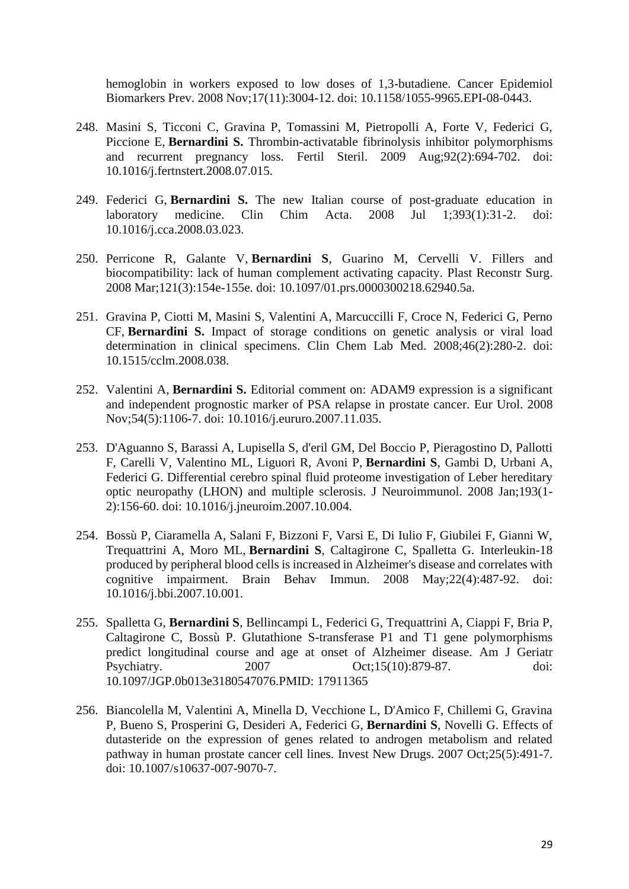hemoglobin in workers exposed to low doses of 1,3-butadiene. Cancer Epidemiol Biomarkers Prev. 2008 Nov;17(11):3004-12. doi: 10.1158/1055-9965.EPI-08-0443.

248. Masini S, Ticconi C, Gravina P, Tomassini M, Pietropolli A, Forte V, Federici G, Piccione E, **Bernardini S.** Thrombin-activatable fibrinolysis inhibitor polymorphisms and recurrent pregnancy loss. Fertil Steril. 2009 Aug;92(2):694-702. doi: 10.1016/j.fertnstert.2008.07.015.

249. Federici G, **Bernardini S.** The new Italian course of post-graduate education in laboratory medicine. Clin Chim Acta. 2008 Jul 1;393(1):31-2. doi: 10.1016/j.cca.2008.03.023.

250. Perricone R, Galante V, **Bernardini S**, Guarino M, Cervelli V. Fillers and biocompatibility: lack of human complement activating capacity. Plast Reconstr Surg. 2008 Mar;121(3):154e-155e. doi: 10.1097/01.prs.0000300218.62940.5a.

251. Gravina P, Ciotti M, Masini S, Valentini A, Marcuccilli F, Croce N, Federici G, Perno CF, **Bernardini S.** Impact of storage conditions on genetic analysis or viral load determination in clinical specimens. Clin Chem Lab Med. 2008;46(2):280-2. doi: 10.1515/cclm.2008.038.

252. Valentini A, **Bernardini S.** Editorial comment on: ADAM9 expression is a significant and independent prognostic marker of PSA relapse in prostate cancer. Eur Urol. 2008 Nov;54(5):1106-7. doi: 10.1016/j.eururo.2007.11.035.

253. D'Aguanno S, Barassi A, Lupisella S, d'eril GM, Del Boccio P, Pieragostino D, Pallotti F, Carelli V, Valentino ML, Liguori R, Avoni P, **Bernardini S**, Gambi D, Urbani A, Federici G. Differential cerebro spinal fluid proteome investigation of Leber hereditary optic neuropathy (LHON) and multiple sclerosis. J Neuroimmunol. 2008 Jan;193(1-2):156-60. doi: 10.1016/j.jneuroim.2007.10.004.

254. Bossù P, Ciaramella A, Salani F, Bizzoni F, Varsi E, Di Iulio F, Giubilei F, Gianni W, Trequattrini A, Moro ML, **Bernardini S**, Caltagirone C, Spalletta G. Interleukin-18 produced by peripheral blood cells is increased in Alzheimer's disease and correlates with cognitive impairment. Brain Behav Immun. 2008 May;22(4):487-92. doi: 10.1016/j.bbi.2007.10.001.

255. Spalletta G, **Bernardini S**, Bellincampi L, Federici G, Trequattrini A, Ciappi F, Bria P, Caltagirone C, Bossù P. Glutathione S-transferase P1 and T1 gene polymorphisms predict longitudinal course and age at onset of Alzheimer disease. Am J Geriatr Psychiatry. 2007 Oct;15(10):879-87. doi: 10.1097/JGP.0b013e3180547076.PMID: 17911365

256. Biancolella M, Valentini A, Minella D, Vecchione L, D'Amico F, Chillemi G, Gravina P, Bueno S, Prosperini G, Desideri A, Federici G, **Bernardini S**, Novelli G. Effects of dutasteride on the expression of genes related to androgen metabolism and related pathway in human prostate cancer cell lines. Invest New Drugs. 2007 Oct;25(5):491-7. doi: 10.1007/s10637-007-9070-7.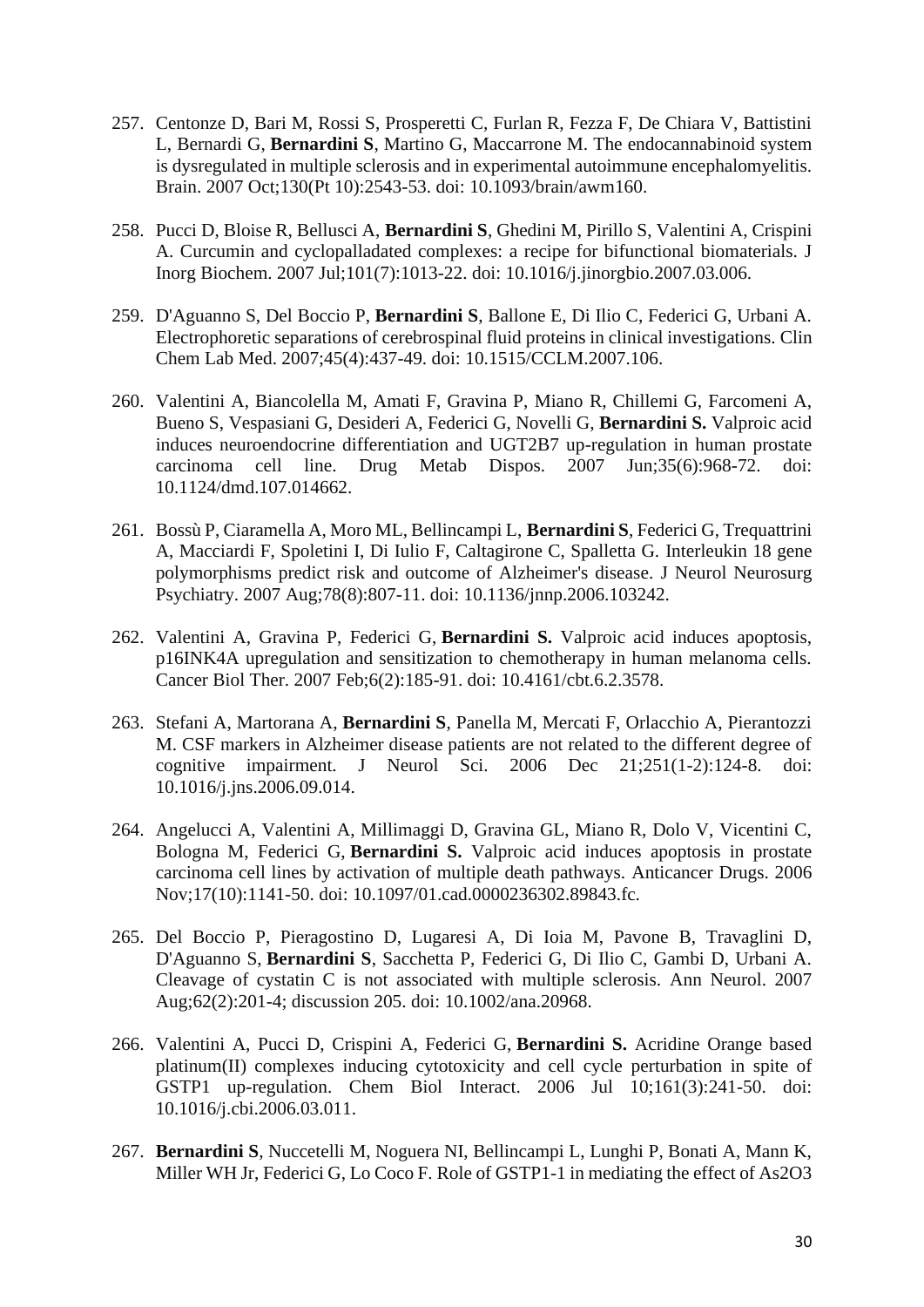257. Centonze D, Bari M, Rossi S, Prosperetti C, Furlan R, Fezza F, De Chiara V, Battistini L, Bernardi G, **Bernardini S**, Martino G, Maccarrone M. The endocannabinoid system is dysregulated in multiple sclerosis and in experimental autoimmune encephalomyelitis. Brain. 2007 Oct;130(Pt 10):2543-53. doi: 10.1093/brain/awm160.

258. Pucci D, Bloise R, Bellusci A, **Bernardini S**, Ghedini M, Pirillo S, Valentini A, Crispini A. Curcumin and cyclopalladated complexes: a recipe for bifunctional biomaterials. J Inorg Biochem. 2007 Jul;101(7):1013-22. doi: 10.1016/j.jinorgbio.2007.03.006.

259. D'Aguanno S, Del Boccio P, **Bernardini S**, Ballone E, Di Ilio C, Federici G, Urbani A. Electrophoretic separations of cerebrospinal fluid proteins in clinical investigations. Clin Chem Lab Med. 2007;45(4):437-49. doi: 10.1515/CCLM.2007.106.

260. Valentini A, Biancolella M, Amati F, Gravina P, Miano R, Chillemi G, Farcomeni A, Bueno S, Vespasiani G, Desideri A, Federici G, Novelli G, **Bernardini S.** Valproic acid induces neuroendocrine differentiation and UGT2B7 up-regulation in human prostate carcinoma cell line. Drug Metab Dispos. 2007 Jun;35(6):968-72. doi: 10.1124/dmd.107.014662.

261. Bossù P, Ciaramella A, Moro ML, Bellincampi L, **Bernardini S**, Federici G, Trequattrini A, Macciardi F, Spoletini I, Di Iulio F, Caltagirone C, Spalletta G. Interleukin 18 gene polymorphisms predict risk and outcome of Alzheimer's disease. J Neurol Neurosurg Psychiatry. 2007 Aug;78(8):807-11. doi: 10.1136/jnnp.2006.103242.

262. Valentini A, Gravina P, Federici G, **Bernardini S.** Valproic acid induces apoptosis, p16INK4A upregulation and sensitization to chemotherapy in human melanoma cells. Cancer Biol Ther. 2007 Feb;6(2):185-91. doi: 10.4161/cbt.6.2.3578.

263. Stefani A, Martorana A, **Bernardini S**, Panella M, Mercati F, Orlacchio A, Pierantozzi M. CSF markers in Alzheimer disease patients are not related to the different degree of cognitive impairment. J Neurol Sci. 2006 Dec 21;251(1-2):124-8. doi: 10.1016/j.jns.2006.09.014.

264. Angelucci A, Valentini A, Millimaggi D, Gravina GL, Miano R, Dolo V, Vicentini C, Bologna M, Federici G, **Bernardini S.** Valproic acid induces apoptosis in prostate carcinoma cell lines by activation of multiple death pathways. Anticancer Drugs. 2006 Nov;17(10):1141-50. doi: 10.1097/01.cad.0000236302.89843.fc.

265. Del Boccio P, Pieragostino D, Lugaresi A, Di Ioia M, Pavone B, Travaglini D, D'Aguanno S, **Bernardini S**, Sacchetta P, Federici G, Di Ilio C, Gambi D, Urbani A. Cleavage of cystatin C is not associated with multiple sclerosis. Ann Neurol. 2007 Aug;62(2):201-4; discussion 205. doi: 10.1002/ana.20968.

266. Valentini A, Pucci D, Crispini A, Federici G, **Bernardini S.** Acridine Orange based platinum(II) complexes inducing cytotoxicity and cell cycle perturbation in spite of GSTP1 up-regulation. Chem Biol Interact. 2006 Jul 10;161(3):241-50. doi: 10.1016/j.cbi.2006.03.011.

267. **Bernardini S**, Nuccetelli M, Noguera NI, Bellincampi L, Lunghi P, Bonati A, Mann K, Miller WH Jr, Federici G, Lo Coco F. Role of GSTP1-1 in mediating the effect of As2O3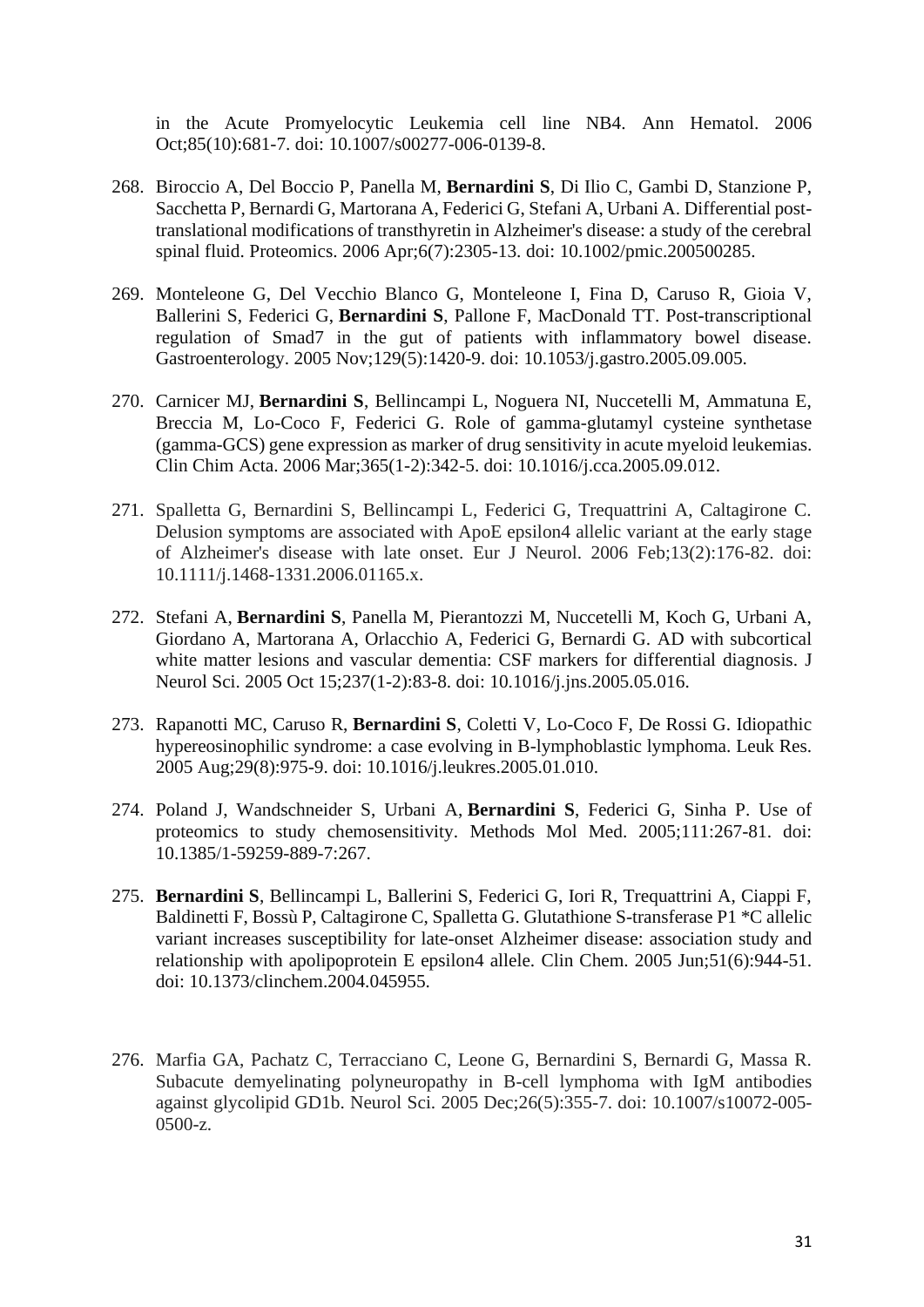in the Acute Promyelocytic Leukemia cell line NB4. Ann Hematol. 2006 Oct;85(10):681-7. doi: 10.1007/s00277-006-0139-8.

268. Biroccio A, Del Boccio P, Panella M, **Bernardini S**, Di Ilio C, Gambi D, Stanzione P, Sacchetta P, Bernardi G, Martorana A, Federici G, Stefani A, Urbani A. Differential post-translational modifications of transthyretin in Alzheimer's disease: a study of the cerebral spinal fluid. Proteomics. 2006 Apr;6(7):2305-13. doi: 10.1002/pmic.200500285.

269. Monteleone G, Del Vecchio Blanco G, Monteleone I, Fina D, Caruso R, Gioia V, Ballerini S, Federici G, **Bernardini S**, Pallone F, MacDonald TT. Post-transcriptional regulation of Smad7 in the gut of patients with inflammatory bowel disease. Gastroenterology. 2005 Nov;129(5):1420-9. doi: 10.1053/j.gastro.2005.09.005.

270. Carnicer MJ, **Bernardini S**, Bellincampi L, Noguera NI, Nuccetelli M, Ammatuna E, Breccia M, Lo-Coco F, Federici G. Role of gamma-glutamyl cysteine synthetase (gamma-GCS) gene expression as marker of drug sensitivity in acute myeloid leukemias. Clin Chim Acta. 2006 Mar;365(1-2):342-5. doi: 10.1016/j.cca.2005.09.012.

271. Spalletta G, Bernardini S, Bellincampi L, Federici G, Trequattrini A, Caltagirone C. Delusion symptoms are associated with ApoE epsilon4 allelic variant at the early stage of Alzheimer's disease with late onset. Eur J Neurol. 2006 Feb;13(2):176-82. doi: 10.1111/j.1468-1331.2006.01165.x.

272. Stefani A, **Bernardini S**, Panella M, Pierantozzi M, Nuccetelli M, Koch G, Urbani A, Giordano A, Martorana A, Orlacchio A, Federici G, Bernardi G. AD with subcortical white matter lesions and vascular dementia: CSF markers for differential diagnosis. J Neurol Sci. 2005 Oct 15;237(1-2):83-8. doi: 10.1016/j.jns.2005.05.016.

273. Rapanotti MC, Caruso R, **Bernardini S**, Coletti V, Lo-Coco F, De Rossi G. Idiopathic hypereosinophilic syndrome: a case evolving in B-lymphoblastic lymphoma. Leuk Res. 2005 Aug;29(8):975-9. doi: 10.1016/j.leukres.2005.01.010.

274. Poland J, Wandschneider S, Urbani A, **Bernardini S**, Federici G, Sinha P. Use of proteomics to study chemosensitivity. Methods Mol Med. 2005;111:267-81. doi: 10.1385/1-59259-889-7:267.

275. **Bernardini S**, Bellincampi L, Ballerini S, Federici G, Iori R, Trequattrini A, Ciappi F, Baldinetti F, Bossù P, Caltagirone C, Spalletta G. Glutathione S-transferase P1 *C allelic variant increases susceptibility for late-onset Alzheimer disease: association study and relationship with apolipoprotein E epsilon4 allele. Clin Chem. 2005 Jun;51(6):944-51. doi: 10.1373/clinchem.2004.045955.

276. Marfia GA, Pachatz C, Terracciano C, Leone G, Bernardini S, Bernardi G, Massa R. Subacute demyelinating polyneuropathy in B-cell lymphoma with IgM antibodies against glycolipid GD1b. Neurol Sci. 2005 Dec;26(5):355-7. doi: 10.1007/s10072-005-0500-z.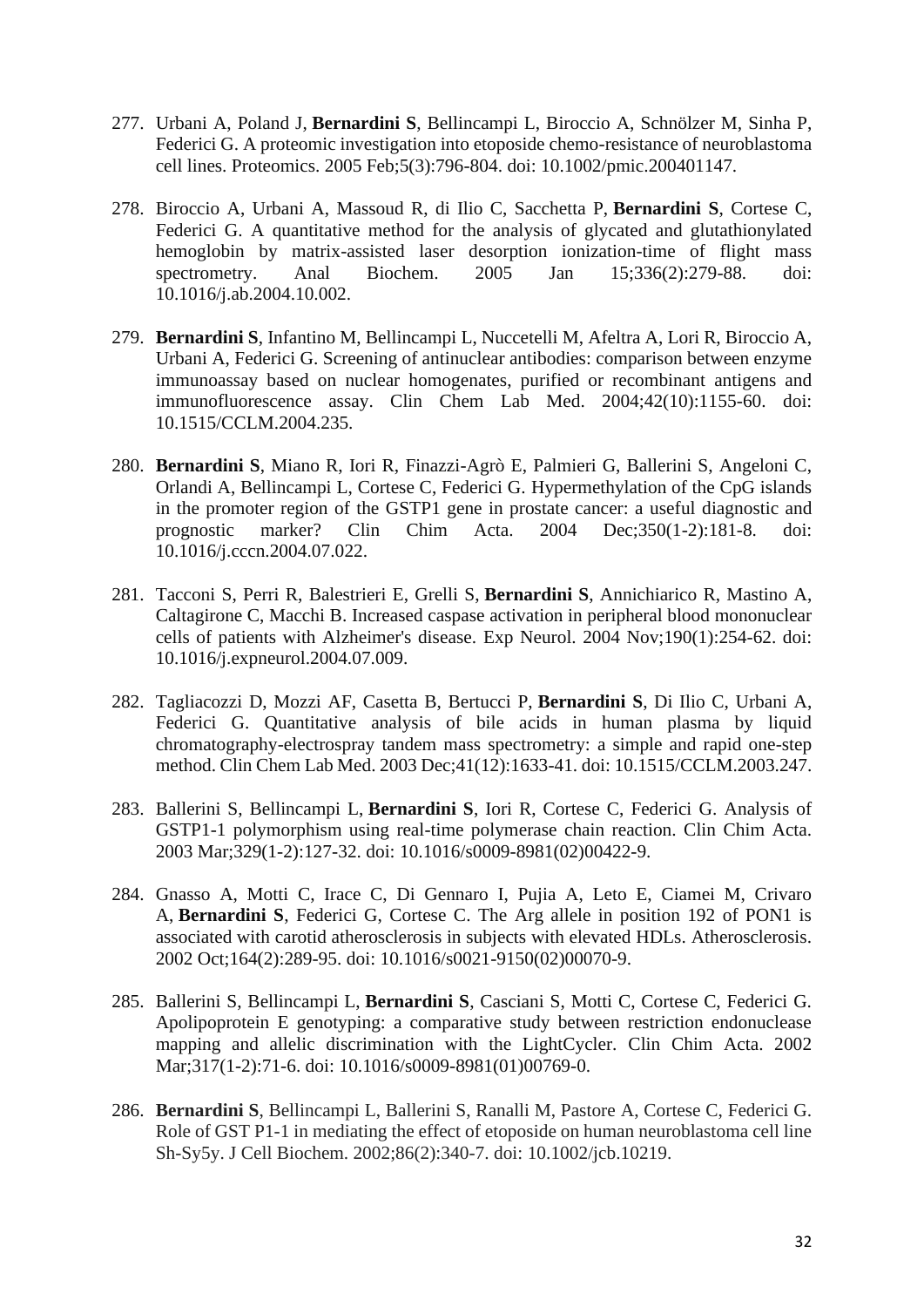277. Urbani A, Poland J, **Bernardini S**, Bellincampi L, Biroccio A, Schnölzer M, Sinha P, Federici G. A proteomic investigation into etoposide chemo-resistance of neuroblastoma cell lines. Proteomics. 2005 Feb;5(3):796-804. doi: 10.1002/pmic.200401147.

278. Biroccio A, Urbani A, Massoud R, di Ilio C, Sacchetta P, **Bernardini S**, Cortese C, Federici G. A quantitative method for the analysis of glycated and glutathionylated hemoglobin by matrix-assisted laser desorption ionization-time of flight mass spectrometry. Anal Biochem. 2005 Jan 15;336(2):279-88. doi: 10.1016/j.ab.2004.10.002.

279. **Bernardini S**, Infantino M, Bellincampi L, Nuccetelli M, Afeltra A, Lori R, Biroccio A, Urbani A, Federici G. Screening of antinuclear antibodies: comparison between enzyme immunoassay based on nuclear homogenates, purified or recombinant antigens and immunofluorescence assay. Clin Chem Lab Med. 2004;42(10):1155-60. doi: 10.1515/CCLM.2004.235.

280. **Bernardini S**, Miano R, Iori R, Finazzi-Agrò E, Palmieri G, Ballerini S, Angeloni C, Orlandi A, Bellincampi L, Cortese C, Federici G. Hypermethylation of the CpG islands in the promoter region of the GSTP1 gene in prostate cancer: a useful diagnostic and prognostic marker? Clin Chim Acta. 2004 Dec;350(1-2):181-8. doi: 10.1016/j.cccn.2004.07.022.

281. Tacconi S, Perri R, Balestrieri E, Grelli S, **Bernardini S**, Annichiarico R, Mastino A, Caltagirone C, Macchi B. Increased caspase activation in peripheral blood mononuclear cells of patients with Alzheimer's disease. Exp Neurol. 2004 Nov;190(1):254-62. doi: 10.1016/j.expneurol.2004.07.009.

282. Tagliacozzi D, Mozzi AF, Casetta B, Bertucci P, **Bernardini S**, Di Ilio C, Urbani A, Federici G. Quantitative analysis of bile acids in human plasma by liquid chromatography-electrospray tandem mass spectrometry: a simple and rapid one-step method. Clin Chem Lab Med. 2003 Dec;41(12):1633-41. doi: 10.1515/CCLM.2003.247.

283. Ballerini S, Bellincampi L, **Bernardini S**, Iori R, Cortese C, Federici G. Analysis of GSTP1-1 polymorphism using real-time polymerase chain reaction. Clin Chim Acta. 2003 Mar;329(1-2):127-32. doi: 10.1016/s0009-8981(02)00422-9.

284. Gnasso A, Motti C, Irace C, Di Gennaro I, Pujia A, Leto E, Ciamei M, Crivaro A, **Bernardini S**, Federici G, Cortese C. The Arg allele in position 192 of PON1 is associated with carotid atherosclerosis in subjects with elevated HDLs. Atherosclerosis. 2002 Oct;164(2):289-95. doi: 10.1016/s0021-9150(02)00070-9.

285. Ballerini S, Bellincampi L, **Bernardini S**, Casciani S, Motti C, Cortese C, Federici G. Apolipoprotein E genotyping: a comparative study between restriction endonuclease mapping and allelic discrimination with the LightCycler. Clin Chim Acta. 2002 Mar;317(1-2):71-6. doi: 10.1016/s0009-8981(01)00769-0.

286. **Bernardini S**, Bellincampi L, Ballerini S, Ranalli M, Pastore A, Cortese C, Federici G. Role of GST P1-1 in mediating the effect of etoposide on human neuroblastoma cell line Sh-Sy5y. J Cell Biochem. 2002;86(2):340-7. doi: 10.1002/jcb.10219.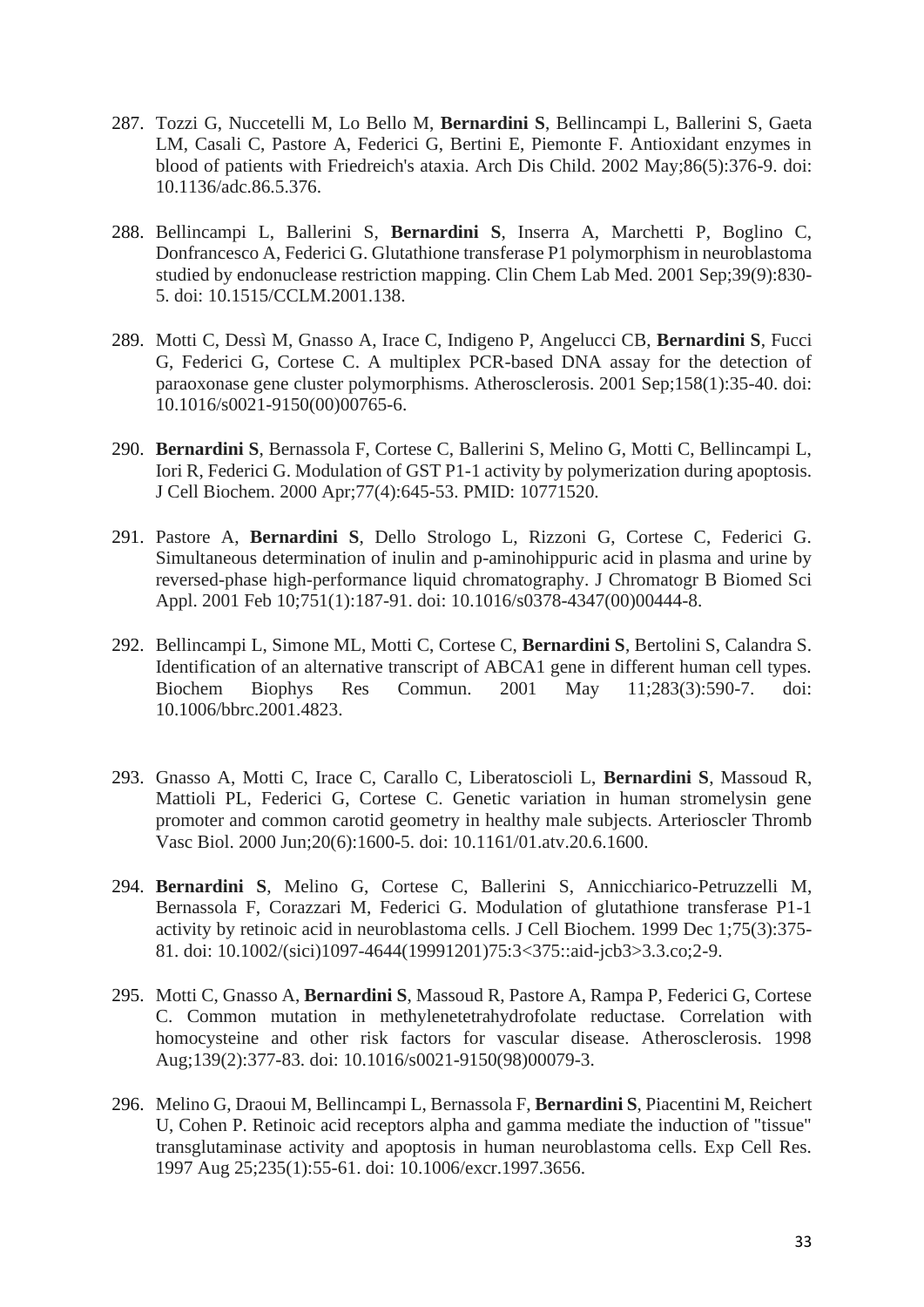287. Tozzi G, Nuccetelli M, Lo Bello M, **Bernardini S**, Bellincampi L, Ballerini S, Gaeta LM, Casali C, Pastore A, Federici G, Bertini E, Piemonte F. Antioxidant enzymes in blood of patients with Friedreich's ataxia. Arch Dis Child. 2002 May;86(5):376-9. doi: 10.1136/adc.86.5.376.

288. Bellincampi L, Ballerini S, **Bernardini S**, Inserra A, Marchetti P, Boglino C, Donfrancesco A, Federici G. Glutathione transferase P1 polymorphism in neuroblastoma studied by endonuclease restriction mapping. Clin Chem Lab Med. 2001 Sep;39(9):830-5. doi: 10.1515/CCLM.2001.138.

289. Motti C, Dessì M, Gnasso A, Irace C, Indigeno P, Angelucci CB, **Bernardini S**, Fucci G, Federici G, Cortese C. A multiplex PCR-based DNA assay for the detection of paraoxonase gene cluster polymorphisms. Atherosclerosis. 2001 Sep;158(1):35-40. doi: 10.1016/s0021-9150(00)00765-6.

290. **Bernardini S**, Bernassola F, Cortese C, Ballerini S, Melino G, Motti C, Bellincampi L, Iori R, Federici G. Modulation of GST P1-1 activity by polymerization during apoptosis. J Cell Biochem. 2000 Apr;77(4):645-53. PMID: 10771520.

291. Pastore A, **Bernardini S**, Dello Strologo L, Rizzoni G, Cortese C, Federici G. Simultaneous determination of inulin and p-aminohippuric acid in plasma and urine by reversed-phase high-performance liquid chromatography. J Chromatogr B Biomed Sci Appl. 2001 Feb 10;751(1):187-91. doi: 10.1016/s0378-4347(00)00444-8.

292. Bellincampi L, Simone ML, Motti C, Cortese C, **Bernardini S**, Bertolini S, Calandra S. Identification of an alternative transcript of ABCA1 gene in different human cell types. Biochem Biophys Res Commun. 2001 May 11;283(3):590-7. doi: 10.1006/bbrc.2001.4823.

293. Gnasso A, Motti C, Irace C, Carallo C, Liberatoscioli L, **Bernardini S**, Massoud R, Mattioli PL, Federici G, Cortese C. Genetic variation in human stromelysin gene promoter and common carotid geometry in healthy male subjects. Arterioscler Thromb Vasc Biol. 2000 Jun;20(6):1600-5. doi: 10.1161/01.atv.20.6.1600.

294. **Bernardini S**, Melino G, Cortese C, Ballerini S, Annicchiarico-Petruzzelli M, Bernassola F, Corazzari M, Federici G. Modulation of glutathione transferase P1-1 activity by retinoic acid in neuroblastoma cells. J Cell Biochem. 1999 Dec 1;75(3):375-81. doi: 10.1002/(sici)1097-4644(19991201)75:3<375::aid-jcb3>3.3.co;2-9.

295. Motti C, Gnasso A, **Bernardini S**, Massoud R, Pastore A, Rampa P, Federici G, Cortese C. Common mutation in methylenetetrahydrofolate reductase. Correlation with homocysteine and other risk factors for vascular disease. Atherosclerosis. 1998 Aug;139(2):377-83. doi: 10.1016/s0021-9150(98)00079-3.

296. Melino G, Draoui M, Bellincampi L, Bernassola F, **Bernardini S**, Piacentini M, Reichert U, Cohen P. Retinoic acid receptors alpha and gamma mediate the induction of "tissue" transglutaminase activity and apoptosis in human neuroblastoma cells. Exp Cell Res. 1997 Aug 25;235(1):55-61. doi: 10.1006/excr.1997.3656.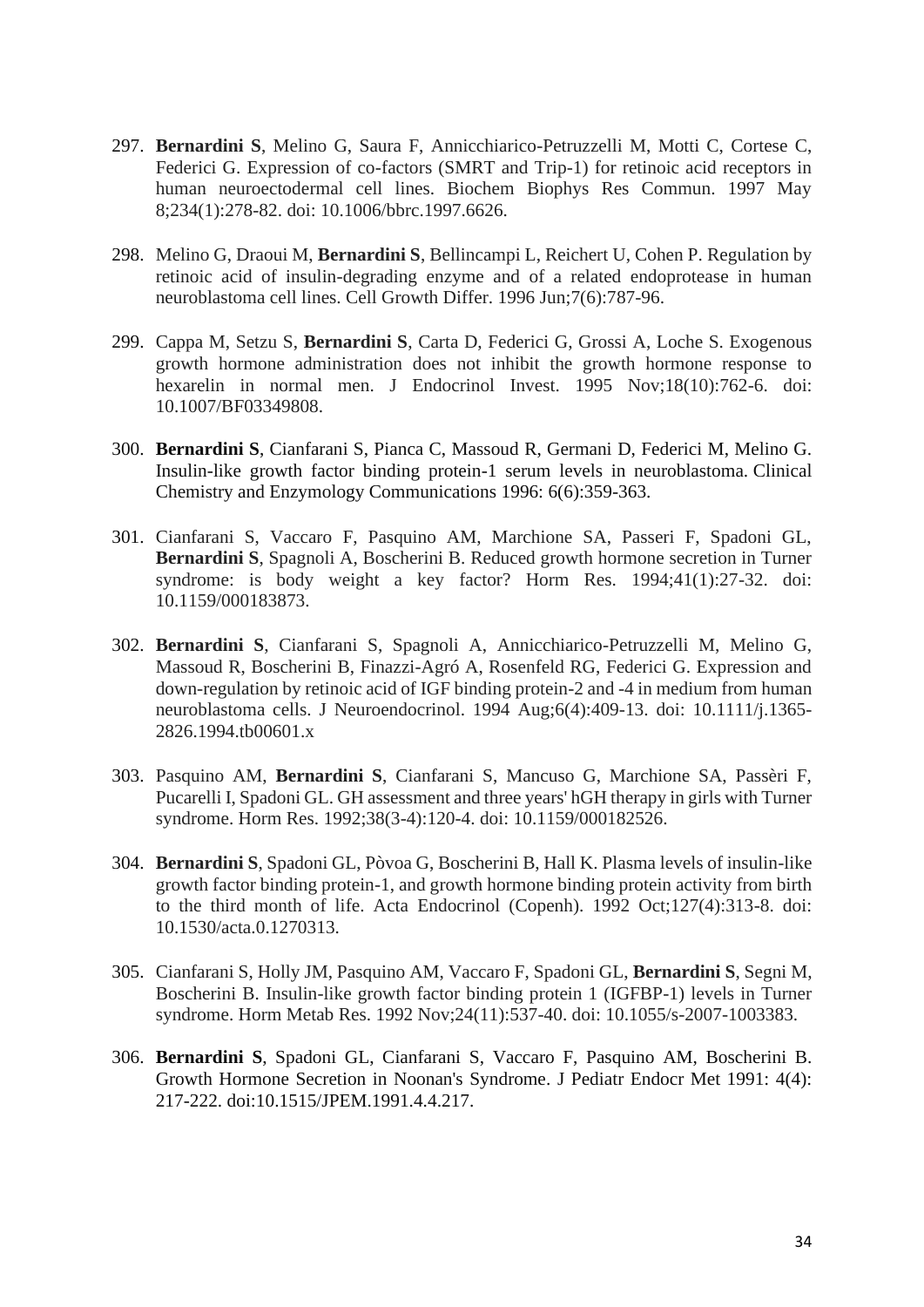297. **Bernardini S**, Melino G, Saura F, Annicchiarico-Petruzzelli M, Motti C, Cortese C, Federici G. Expression of co-factors (SMRT and Trip-1) for retinoic acid receptors in human neuroectodermal cell lines. Biochem Biophys Res Commun. 1997 May 8;234(1):278-82. doi: 10.1006/bbrc.1997.6626.

298. Melino G, Draoui M, **Bernardini S**, Bellincampi L, Reichert U, Cohen P. Regulation by retinoic acid of insulin-degrading enzyme and of a related endoprotease in human neuroblastoma cell lines. Cell Growth Differ. 1996 Jun;7(6):787-96.

299. Cappa M, Setzu S, **Bernardini S**, Carta D, Federici G, Grossi A, Loche S. Exogenous growth hormone administration does not inhibit the growth hormone response to hexarelin in normal men. J Endocrinol Invest. 1995 Nov;18(10):762-6. doi: 10.1007/BF03349808.

300. **Bernardini S**, Cianfarani S, Pianca C, Massoud R, Germani D, Federici M, Melino G. Insulin-like growth factor binding protein-1 serum levels in neuroblastoma. Clinical Chemistry and Enzymology Communications 1996: 6(6):359-363.

301. Cianfarani S, Vaccaro F, Pasquino AM, Marchione SA, Passeri F, Spadoni GL, **Bernardini S**, Spagnoli A, Boscherini B. Reduced growth hormone secretion in Turner syndrome: is body weight a key factor? Horm Res. 1994;41(1):27-32. doi: 10.1159/000183873.

302. **Bernardini S**, Cianfarani S, Spagnoli A, Annicchiarico-Petruzzelli M, Melino G, Massoud R, Boscherini B, Finazzi-Agró A, Rosenfeld RG, Federici G. Expression and down-regulation by retinoic acid of IGF binding protein-2 and -4 in medium from human neuroblastoma cells. J Neuroendocrinol. 1994 Aug;6(4):409-13. doi: 10.1111/j.1365-2826.1994.tb00601.x

303. Pasquino AM, **Bernardini S**, Cianfarani S, Mancuso G, Marchione SA, Passèri F, Pucarelli I, Spadoni GL. GH assessment and three years' hGH therapy in girls with Turner syndrome. Horm Res. 1992;38(3-4):120-4. doi: 10.1159/000182526.

304. **Bernardini S**, Spadoni GL, Pòvoa G, Boscherini B, Hall K. Plasma levels of insulin-like growth factor binding protein-1, and growth hormone binding protein activity from birth to the third month of life. Acta Endocrinol (Copenh). 1992 Oct;127(4):313-8. doi: 10.1530/acta.0.1270313.

305. Cianfarani S, Holly JM, Pasquino AM, Vaccaro F, Spadoni GL, **Bernardini S**, Segni M, Boscherini B. Insulin-like growth factor binding protein 1 (IGFBP-1) levels in Turner syndrome. Horm Metab Res. 1992 Nov;24(11):537-40. doi: 10.1055/s-2007-1003383.

306. **Bernardini S**, Spadoni GL, Cianfarani S, Vaccaro F, Pasquino AM, Boscherini B. Growth Hormone Secretion in Noonan's Syndrome. J Pediatr Endocr Met 1991: 4(4): 217-222. doi:10.1515/JPEM.1991.4.4.217.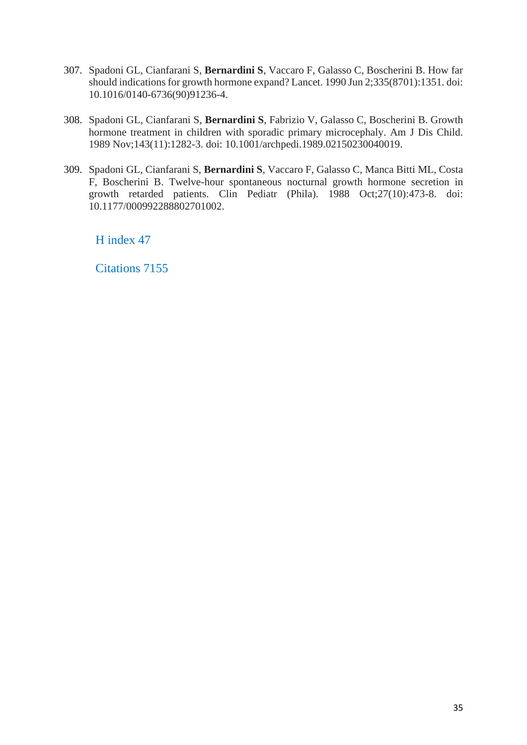307. Spadoni GL, Cianfarani S, **Bernardini S**, Vaccaro F, Galasso C, Boscherini B. How far should indications for growth hormone expand? Lancet. 1990 Jun 2;335(8701):1351. doi: 10.1016/0140-6736(90)91236-4.

308. Spadoni GL, Cianfarani S, **Bernardini S**, Fabrizio V, Galasso C, Boscherini B. Growth hormone treatment in children with sporadic primary microcephaly. Am J Dis Child. 1989 Nov;143(11):1282-3. doi: 10.1001/archpedi.1989.02150230040019.

309. Spadoni GL, Cianfarani S, **Bernardini S**, Vaccaro F, Galasso C, Manca Bitti ML, Costa F, Boscherini B. Twelve-hour spontaneous nocturnal growth hormone secretion in growth retarded patients. Clin Pediatr (Phila). 1988 Oct;27(10):473-8. doi: 10.1177/000992288802701002.

H index 47

Citations 7155